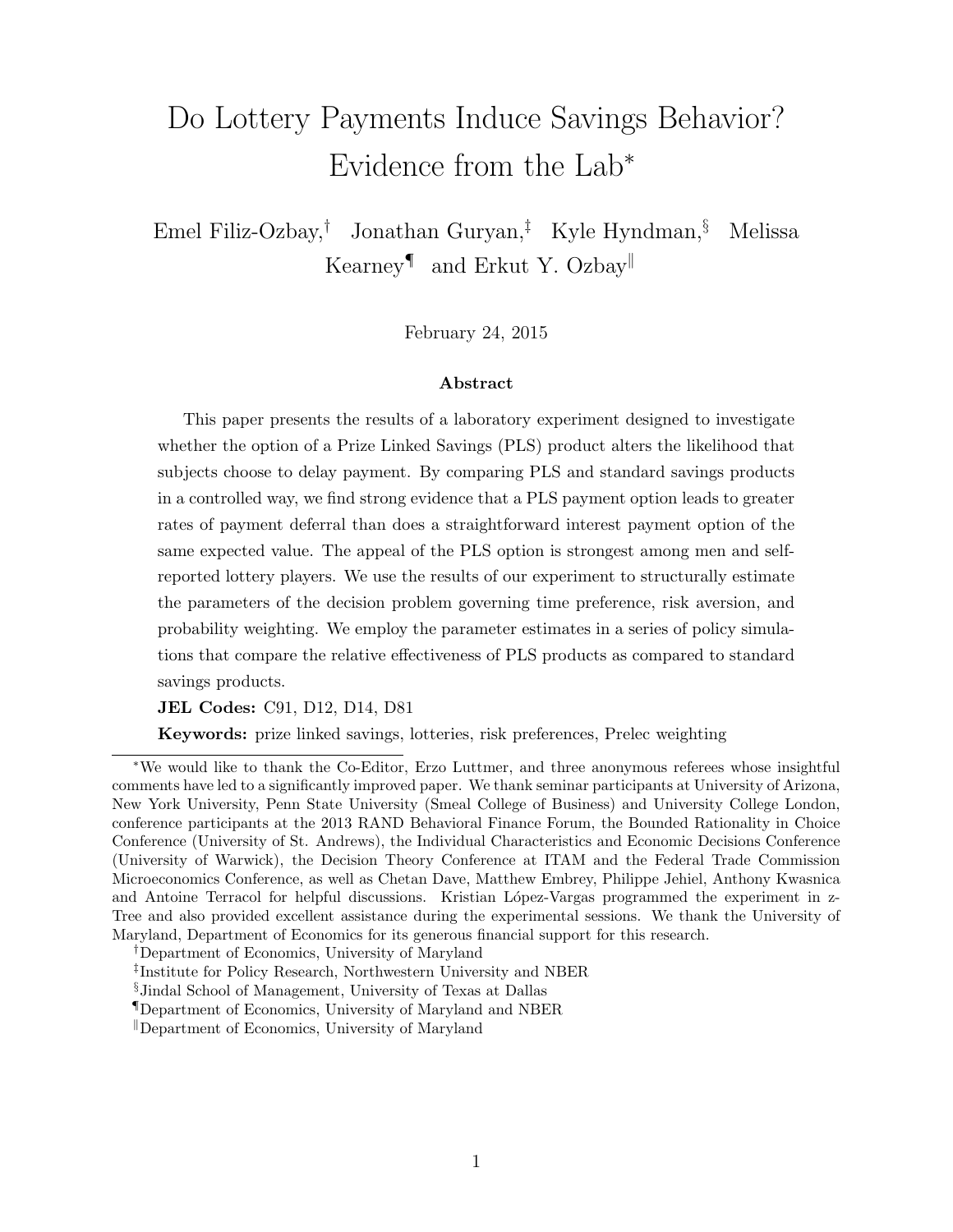# Do Lottery Payments Induce Savings Behavior? Evidence from the Lab[*]

Emel Filiz-Ozbay,[†] Jonathan Guryan,[‡] Kyle Hyndman,[§] Melissa Kearney[¶] and Erkut Y. Ozbay[‖]

February 24, 2015

### Abstract

This paper presents the results of a laboratory experiment designed to investigate whether the option of a Prize Linked Savings (PLS) product alters the likelihood that subjects choose to delay payment. By comparing PLS and standard savings products in a controlled way, we find strong evidence that a PLS payment option leads to greater rates of payment deferral than does a straightforward interest payment option of the same expected value. The appeal of the PLS option is strongest among men and self-reported lottery players. We use the results of our experiment to structurally estimate the parameters of the decision problem governing time preference, risk aversion, and probability weighting. We employ the parameter estimates in a series of policy simulations that compare the relative effectiveness of PLS products as compared to standard savings products.

**JEL Codes:** C91, D12, D14, D81

**Keywords:** prize linked savings, lotteries, risk preferences, Prelec weighting

---

[*]We would like to thank the Co-Editor, Erzo Luttmer, and three anonymous referees whose insightful comments have led to a significantly improved paper. We thank seminar participants at University of Arizona, New York University, Penn State University (Smeal College of Business) and University College London, conference participants at the 2013 RAND Behavioral Finance Forum, the Bounded Rationality in Choice Conference (University of St. Andrews), the Individual Characteristics and Economic Decisions Conference (University of Warwick), the Decision Theory Conference at ITAM and the Federal Trade Commission Microeconomics Conference, as well as Chetan Dave, Matthew Embrey, Philippe Jehiel, Anthony Kwasnica and Antoine Terracol for helpful discussions. Kristian López-Vargas programmed the experiment in z-Tree and also provided excellent assistance during the experimental sessions. We thank the University of Maryland, Department of Economics for its generous financial support for this research.

[†]Department of Economics, University of Maryland

[‡]Institute for Policy Research, Northwestern University and NBER

[§]Jindal School of Management, University of Texas at Dallas

[¶]Department of Economics, University of Maryland and NBER

[‖]Department of Economics, University of Maryland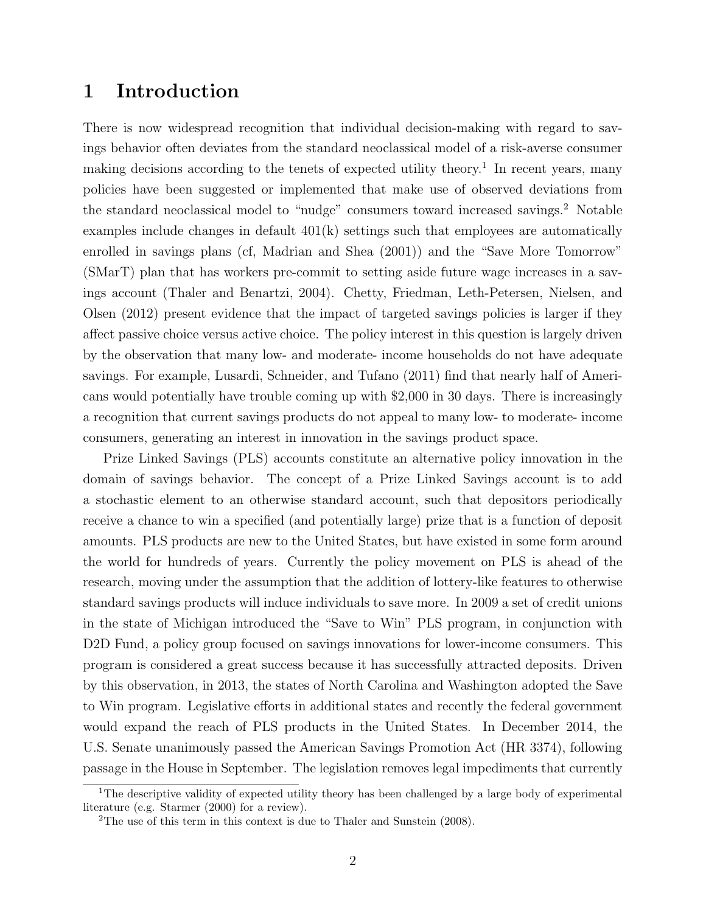# 1 Introduction

There is now widespread recognition that individual decision-making with regard to savings behavior often deviates from the standard neoclassical model of a risk-averse consumer making decisions according to the tenets of expected utility theory.[1] In recent years, many policies have been suggested or implemented that make use of observed deviations from the standard neoclassical model to "nudge" consumers toward increased savings.[2] Notable examples include changes in default 401(k) settings such that employees are automatically enrolled in savings plans (cf, Madrian and Shea (2001)) and the "Save More Tomorrow" (SMarT) plan that has workers pre-commit to setting aside future wage increases in a savings account (Thaler and Benartzi, 2004). Chetty, Friedman, Leth-Petersen, Nielsen, and Olsen (2012) present evidence that the impact of targeted savings policies is larger if they affect passive choice versus active choice. The policy interest in this question is largely driven by the observation that many low- and moderate- income households do not have adequate savings. For example, Lusardi, Schneider, and Tufano (2011) find that nearly half of Americans would potentially have trouble coming up with $2,000 in 30 days. There is increasingly a recognition that current savings products do not appeal to many low- to moderate- income consumers, generating an interest in innovation in the savings product space.

Prize Linked Savings (PLS) accounts constitute an alternative policy innovation in the domain of savings behavior. The concept of a Prize Linked Savings account is to add a stochastic element to an otherwise standard account, such that depositors periodically receive a chance to win a specified (and potentially large) prize that is a function of deposit amounts. PLS products are new to the United States, but have existed in some form around the world for hundreds of years. Currently the policy movement on PLS is ahead of the research, moving under the assumption that the addition of lottery-like features to otherwise standard savings products will induce individuals to save more. In 2009 a set of credit unions in the state of Michigan introduced the "Save to Win" PLS program, in conjunction with D2D Fund, a policy group focused on savings innovations for lower-income consumers. This program is considered a great success because it has successfully attracted deposits. Driven by this observation, in 2013, the states of North Carolina and Washington adopted the Save to Win program. Legislative efforts in additional states and recently the federal government would expand the reach of PLS products in the United States. In December 2014, the U.S. Senate unanimously passed the American Savings Promotion Act (HR 3374), following passage in the House in September. The legislation removes legal impediments that currently

[1] The descriptive validity of expected utility theory has been challenged by a large body of experimental literature (e.g. Starmer (2000) for a review).

[2] The use of this term in this context is due to Thaler and Sunstein (2008).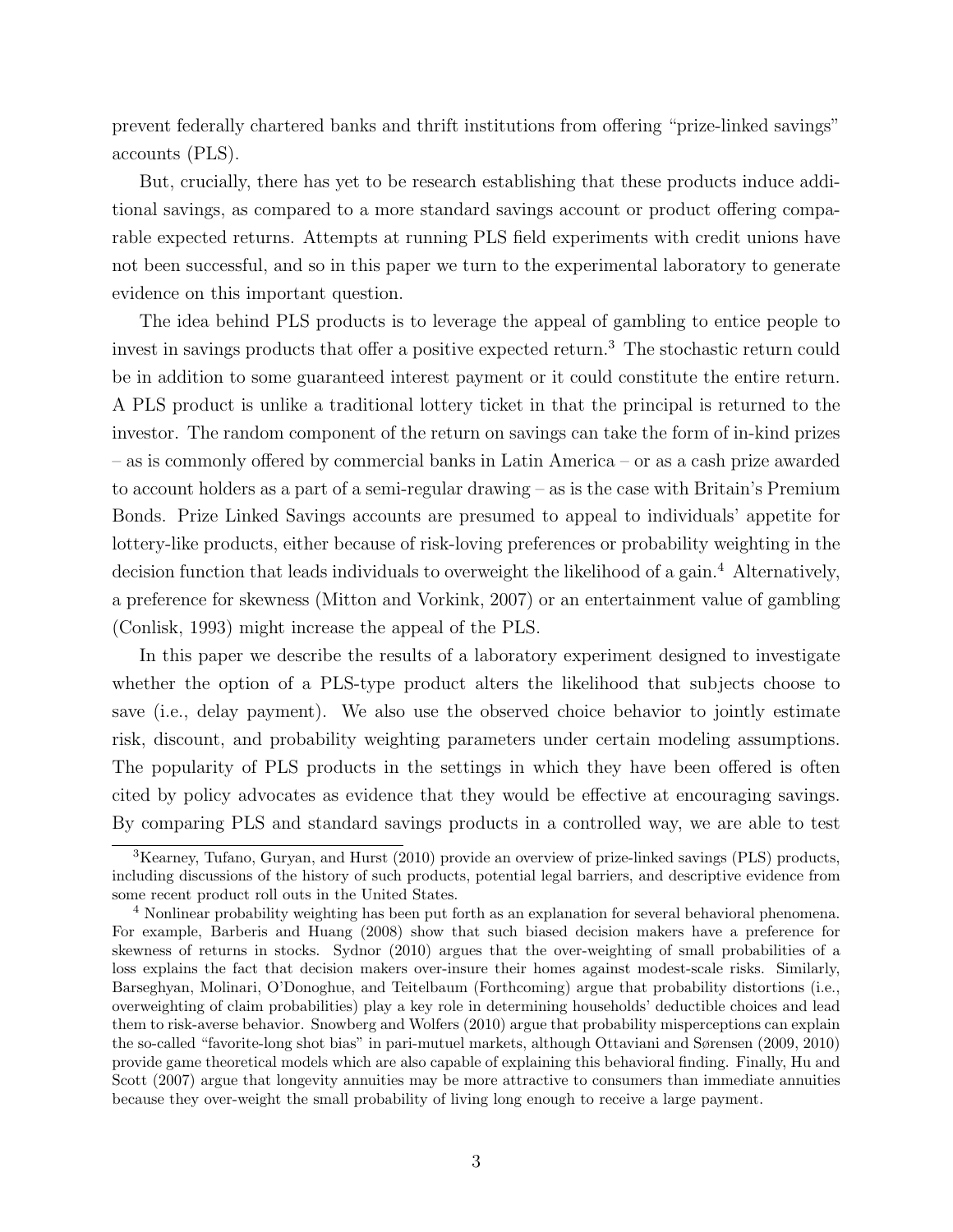prevent federally chartered banks and thrift institutions from offering "prize-linked savings" accounts (PLS).

But, crucially, there has yet to be research establishing that these products induce additional savings, as compared to a more standard savings account or product offering comparable expected returns. Attempts at running PLS field experiments with credit unions have not been successful, and so in this paper we turn to the experimental laboratory to generate evidence on this important question.

The idea behind PLS products is to leverage the appeal of gambling to entice people to invest in savings products that offer a positive expected return.[3] The stochastic return could be in addition to some guaranteed interest payment or it could constitute the entire return. A PLS product is unlike a traditional lottery ticket in that the principal is returned to the investor. The random component of the return on savings can take the form of in-kind prizes – as is commonly offered by commercial banks in Latin America – or as a cash prize awarded to account holders as a part of a semi-regular drawing – as is the case with Britain's Premium Bonds. Prize Linked Savings accounts are presumed to appeal to individuals' appetite for lottery-like products, either because of risk-loving preferences or probability weighting in the decision function that leads individuals to overweight the likelihood of a gain.[4] Alternatively, a preference for skewness (Mitton and Vorkink, 2007) or an entertainment value of gambling (Conlisk, 1993) might increase the appeal of the PLS.

In this paper we describe the results of a laboratory experiment designed to investigate whether the option of a PLS-type product alters the likelihood that subjects choose to save (i.e., delay payment). We also use the observed choice behavior to jointly estimate risk, discount, and probability weighting parameters under certain modeling assumptions. The popularity of PLS products in the settings in which they have been offered is often cited by policy advocates as evidence that they would be effective at encouraging savings. By comparing PLS and standard savings products in a controlled way, we are able to test

[3]Kearney, Tufano, Guryan, and Hurst (2010) provide an overview of prize-linked savings (PLS) products, including discussions of the history of such products, potential legal barriers, and descriptive evidence from some recent product roll outs in the United States.

[4] Nonlinear probability weighting has been put forth as an explanation for several behavioral phenomena. For example, Barberis and Huang (2008) show that such biased decision makers have a preference for skewness of returns in stocks. Sydnor (2010) argues that the over-weighting of small probabilities of a loss explains the fact that decision makers over-insure their homes against modest-scale risks. Similarly, Barseghyan, Molinari, O'Donoghue, and Teitelbaum (Forthcoming) argue that probability distortions (i.e., overweighting of claim probabilities) play a key role in determining households' deductible choices and lead them to risk-averse behavior. Snowberg and Wolfers (2010) argue that probability misperceptions can explain the so-called "favorite-long shot bias" in pari-mutuel markets, although Ottaviani and Sørensen (2009, 2010) provide game theoretical models which are also capable of explaining this behavioral finding. Finally, Hu and Scott (2007) argue that longevity annuities may be more attractive to consumers than immediate annuities because they over-weight the small probability of living long enough to receive a large payment.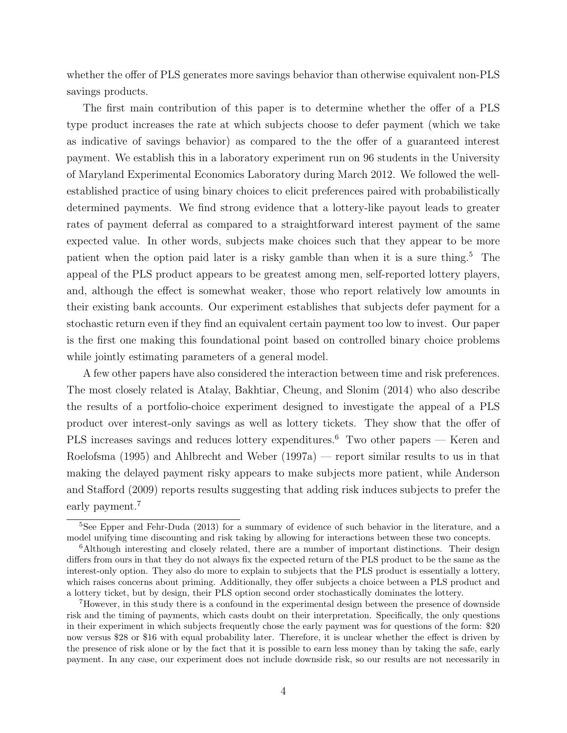whether the offer of PLS generates more savings behavior than otherwise equivalent non-PLS savings products.

The first main contribution of this paper is to determine whether the offer of a PLS type product increases the rate at which subjects choose to defer payment (which we take as indicative of savings behavior) as compared to the the offer of a guaranteed interest payment. We establish this in a laboratory experiment run on 96 students in the University of Maryland Experimental Economics Laboratory during March 2012. We followed the well-established practice of using binary choices to elicit preferences paired with probabilistically determined payments. We find strong evidence that a lottery-like payout leads to greater rates of payment deferral as compared to a straightforward interest payment of the same expected value. In other words, subjects make choices such that they appear to be more patient when the option paid later is a risky gamble than when it is a sure thing.[5] The appeal of the PLS product appears to be greatest among men, self-reported lottery players, and, although the effect is somewhat weaker, those who report relatively low amounts in their existing bank accounts. Our experiment establishes that subjects defer payment for a stochastic return even if they find an equivalent certain payment too low to invest. Our paper is the first one making this foundational point based on controlled binary choice problems while jointly estimating parameters of a general model.

A few other papers have also considered the interaction between time and risk preferences. The most closely related is Atalay, Bakhtiar, Cheung, and Slonim (2014) who also describe the results of a portfolio-choice experiment designed to investigate the appeal of a PLS product over interest-only savings as well as lottery tickets. They show that the offer of PLS increases savings and reduces lottery expenditures.[6] Two other papers — Keren and Roelofsma (1995) and Ahlbrecht and Weber (1997a) — report similar results to us in that making the delayed payment risky appears to make subjects more patient, while Anderson and Stafford (2009) reports results suggesting that adding risk induces subjects to prefer the early payment.[7]

[5] See Epper and Fehr-Duda (2013) for a summary of evidence of such behavior in the literature, and a model unifying time discounting and risk taking by allowing for interactions between these two concepts.

[6] Although interesting and closely related, there are a number of important distinctions. Their design differs from ours in that they do not always fix the expected return of the PLS product to be the same as the interest-only option. They also do more to explain to subjects that the PLS product is essentially a lottery, which raises concerns about priming. Additionally, they offer subjects a choice between a PLS product and a lottery ticket, but by design, their PLS option second order stochastically dominates the lottery.

[7] However, in this study there is a confound in the experimental design between the presence of downside risk and the timing of payments, which casts doubt on their interpretation. Specifically, the only questions in their experiment in which subjects frequently chose the early payment was for questions of the form: $20 now versus $28 or $16 with equal probability later. Therefore, it is unclear whether the effect is driven by the presence of risk alone or by the fact that it is possible to earn less money than by taking the safe, early payment. In any case, our experiment does not include downside risk, so our results are not necessarily in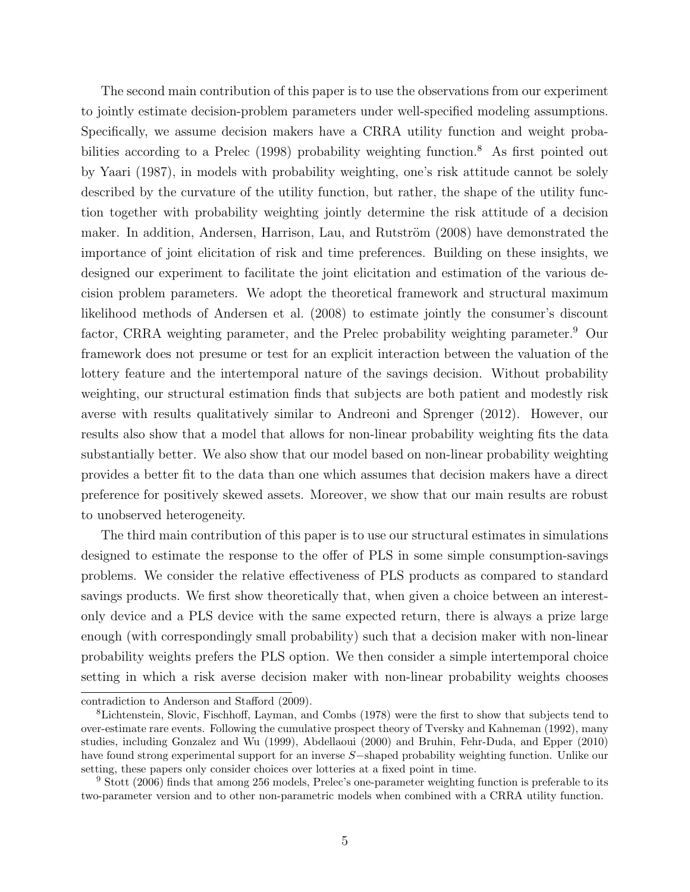The second main contribution of this paper is to use the observations from our experiment to jointly estimate decision-problem parameters under well-specified modeling assumptions. Specifically, we assume decision makers have a CRRA utility function and weight probabilities according to a Prelec (1998) probability weighting function.[8] As first pointed out by Yaari (1987), in models with probability weighting, one's risk attitude cannot be solely described by the curvature of the utility function, but rather, the shape of the utility function together with probability weighting jointly determine the risk attitude of a decision maker. In addition, Andersen, Harrison, Lau, and Rutström (2008) have demonstrated the importance of joint elicitation of risk and time preferences. Building on these insights, we designed our experiment to facilitate the joint elicitation and estimation of the various decision problem parameters. We adopt the theoretical framework and structural maximum likelihood methods of Andersen et al. (2008) to estimate jointly the consumer's discount factor, CRRA weighting parameter, and the Prelec probability weighting parameter.[9] Our framework does not presume or test for an explicit interaction between the valuation of the lottery feature and the intertemporal nature of the savings decision. Without probability weighting, our structural estimation finds that subjects are both patient and modestly risk averse with results qualitatively similar to Andreoni and Sprenger (2012). However, our results also show that a model that allows for non-linear probability weighting fits the data substantially better. We also show that our model based on non-linear probability weighting provides a better fit to the data than one which assumes that decision makers have a direct preference for positively skewed assets. Moreover, we show that our main results are robust to unobserved heterogeneity.

The third main contribution of this paper is to use our structural estimates in simulations designed to estimate the response to the offer of PLS in some simple consumption-savings problems. We consider the relative effectiveness of PLS products as compared to standard savings products. We first show theoretically that, when given a choice between an interest-only device and a PLS device with the same expected return, there is always a prize large enough (with correspondingly small probability) such that a decision maker with non-linear probability weights prefers the PLS option. We then consider a simple intertemporal choice setting in which a risk averse decision maker with non-linear probability weights chooses

contradiction to Anderson and Stafford (2009).

[8] Lichtenstein, Slovic, Fischhoff, Layman, and Combs (1978) were the first to show that subjects tend to over-estimate rare events. Following the cumulative prospect theory of Tversky and Kahneman (1992), many studies, including Gonzalez and Wu (1999), Abdellaoui (2000) and Bruhin, Fehr-Duda, and Epper (2010) have found strong experimental support for an inverse $S-$shaped probability weighting function. Unlike our setting, these papers only consider choices over lotteries at a fixed point in time.

[9] Stott (2006) finds that among 256 models, Prelec's one-parameter weighting function is preferable to its two-parameter version and to other non-parametric models when combined with a CRRA utility function.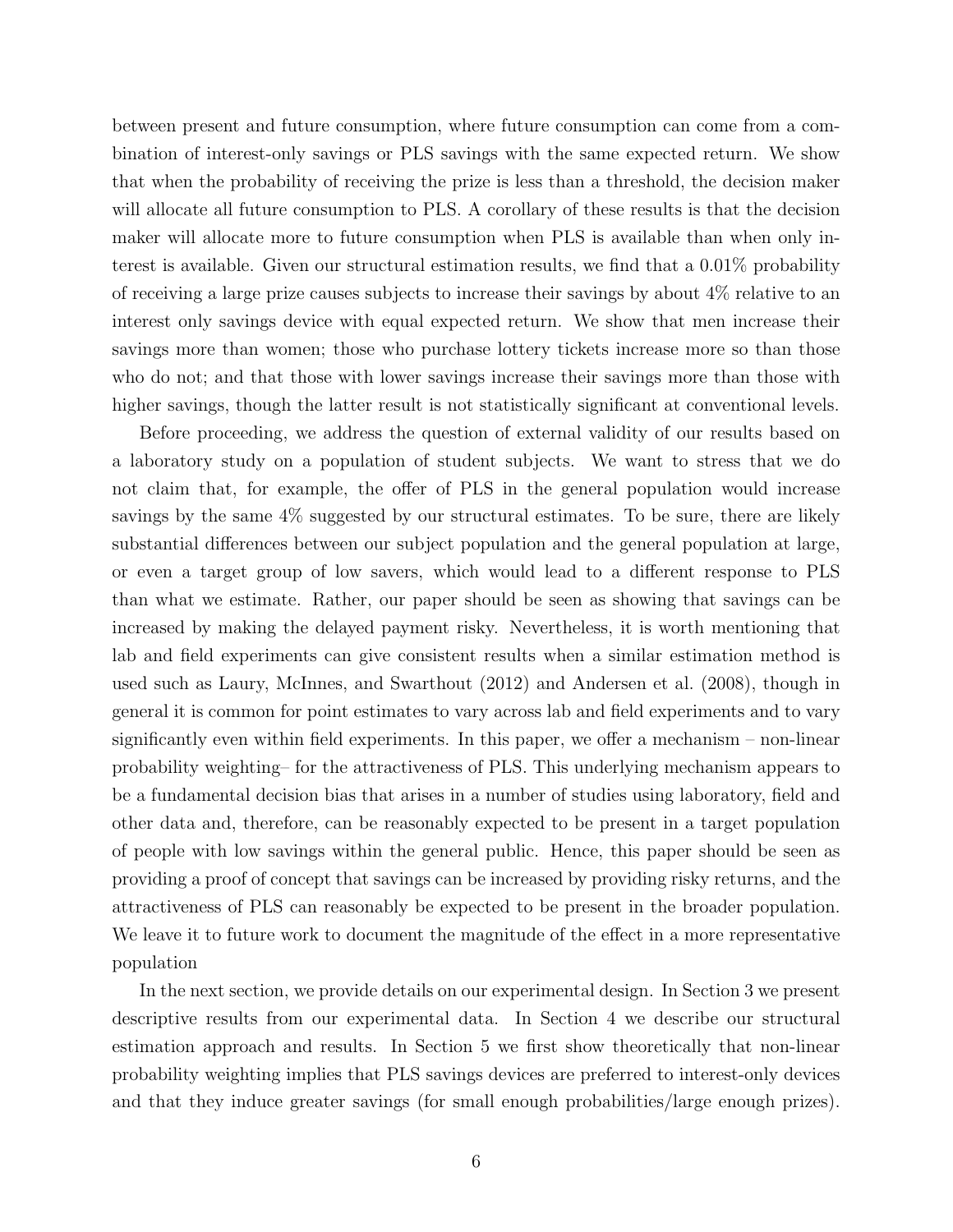between present and future consumption, where future consumption can come from a combination of interest-only savings or PLS savings with the same expected return. We show that when the probability of receiving the prize is less than a threshold, the decision maker will allocate all future consumption to PLS. A corollary of these results is that the decision maker will allocate more to future consumption when PLS is available than when only interest is available. Given our structural estimation results, we find that a 0.01% probability of receiving a large prize causes subjects to increase their savings by about 4% relative to an interest only savings device with equal expected return. We show that men increase their savings more than women; those who purchase lottery tickets increase more so than those who do not; and that those with lower savings increase their savings more than those with higher savings, though the latter result is not statistically significant at conventional levels.

Before proceeding, we address the question of external validity of our results based on a laboratory study on a population of student subjects. We want to stress that we do not claim that, for example, the offer of PLS in the general population would increase savings by the same 4% suggested by our structural estimates. To be sure, there are likely substantial differences between our subject population and the general population at large, or even a target group of low savers, which would lead to a different response to PLS than what we estimate. Rather, our paper should be seen as showing that savings can be increased by making the delayed payment risky. Nevertheless, it is worth mentioning that lab and field experiments can give consistent results when a similar estimation method is used such as Laury, McInnes, and Swarthout (2012) and Andersen et al. (2008), though in general it is common for point estimates to vary across lab and field experiments and to vary significantly even within field experiments. In this paper, we offer a mechanism – non-linear probability weighting– for the attractiveness of PLS. This underlying mechanism appears to be a fundamental decision bias that arises in a number of studies using laboratory, field and other data and, therefore, can be reasonably expected to be present in a target population of people with low savings within the general public. Hence, this paper should be seen as providing a proof of concept that savings can be increased by providing risky returns, and the attractiveness of PLS can reasonably be expected to be present in the broader population. We leave it to future work to document the magnitude of the effect in a more representative population

In the next section, we provide details on our experimental design. In Section 3 we present descriptive results from our experimental data. In Section 4 we describe our structural estimation approach and results. In Section 5 we first show theoretically that non-linear probability weighting implies that PLS savings devices are preferred to interest-only devices and that they induce greater savings (for small enough probabilities/large enough prizes).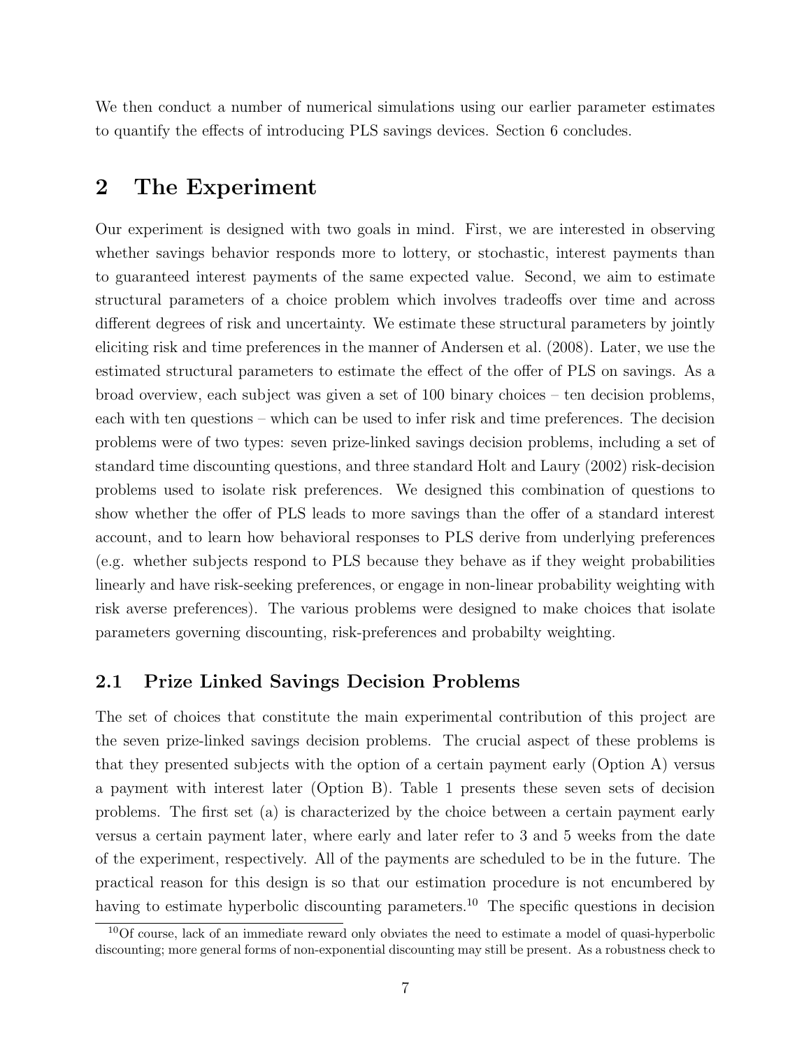We then conduct a number of numerical simulations using our earlier parameter estimates to quantify the effects of introducing PLS savings devices. Section 6 concludes.

# 2 The Experiment

Our experiment is designed with two goals in mind. First, we are interested in observing whether savings behavior responds more to lottery, or stochastic, interest payments than to guaranteed interest payments of the same expected value. Second, we aim to estimate structural parameters of a choice problem which involves tradeoffs over time and across different degrees of risk and uncertainty. We estimate these structural parameters by jointly eliciting risk and time preferences in the manner of Andersen et al. (2008). Later, we use the estimated structural parameters to estimate the effect of the offer of PLS on savings. As a broad overview, each subject was given a set of 100 binary choices – ten decision problems, each with ten questions – which can be used to infer risk and time preferences. The decision problems were of two types: seven prize-linked savings decision problems, including a set of standard time discounting questions, and three standard Holt and Laury (2002) risk-decision problems used to isolate risk preferences. We designed this combination of questions to show whether the offer of PLS leads to more savings than the offer of a standard interest account, and to learn how behavioral responses to PLS derive from underlying preferences (e.g. whether subjects respond to PLS because they behave as if they weight probabilities linearly and have risk-seeking preferences, or engage in non-linear probability weighting with risk averse preferences). The various problems were designed to make choices that isolate parameters governing discounting, risk-preferences and probabilty weighting.

## 2.1 Prize Linked Savings Decision Problems

The set of choices that constitute the main experimental contribution of this project are the seven prize-linked savings decision problems. The crucial aspect of these problems is that they presented subjects with the option of a certain payment early (Option A) versus a payment with interest later (Option B). Table 1 presents these seven sets of decision problems. The first set (a) is characterized by the choice between a certain payment early versus a certain payment later, where early and later refer to 3 and 5 weeks from the date of the experiment, respectively. All of the payments are scheduled to be in the future. The practical reason for this design is so that our estimation procedure is not encumbered by having to estimate hyperbolic discounting parameters.[10] The specific questions in decision

[10] Of course, lack of an immediate reward only obviates the need to estimate a model of quasi-hyperbolic discounting; more general forms of non-exponential discounting may still be present. As a robustness check to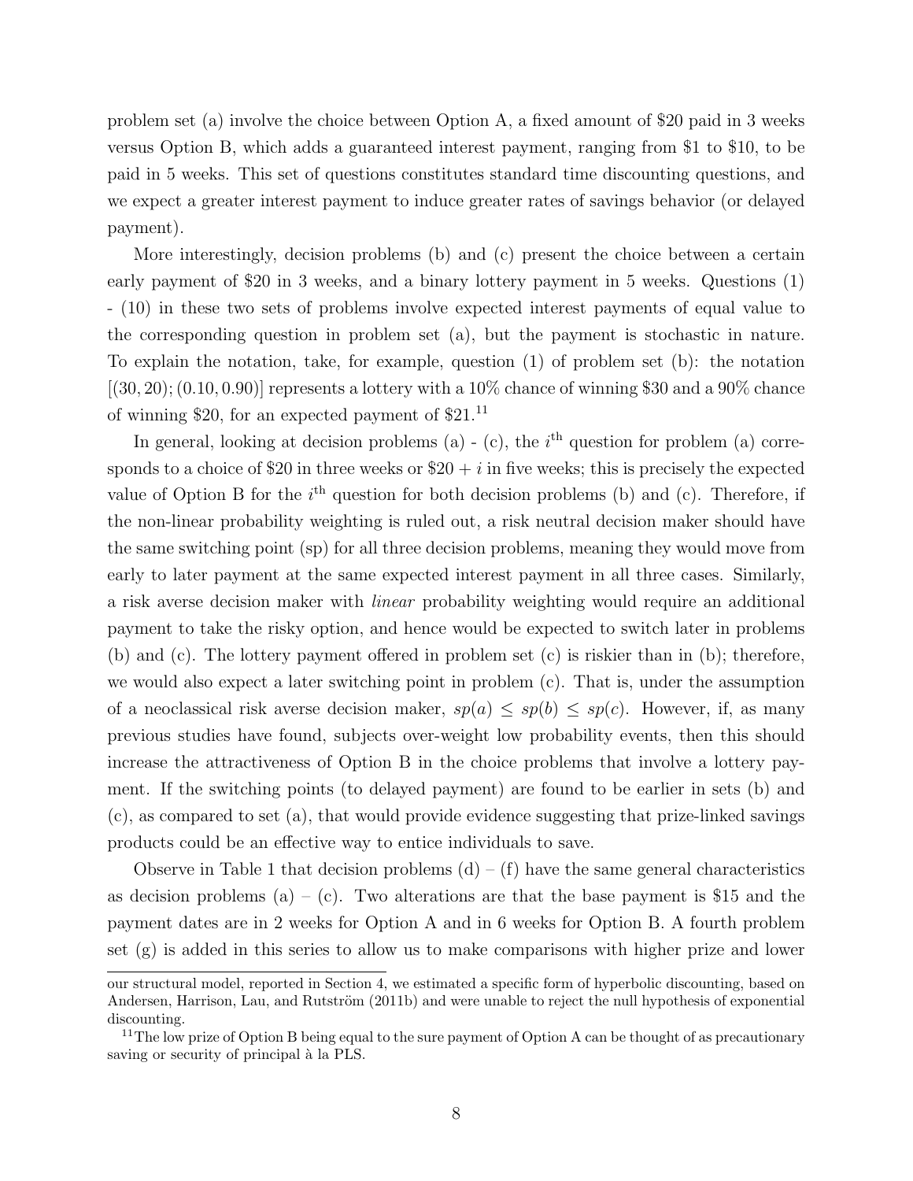problem set (a) involve the choice between Option A, a fixed amount of $20 paid in 3 weeks versus Option B, which adds a guaranteed interest payment, ranging from $1 to $10, to be paid in 5 weeks. This set of questions constitutes standard time discounting questions, and we expect a greater interest payment to induce greater rates of savings behavior (or delayed payment).

More interestingly, decision problems (b) and (c) present the choice between a certain early payment of $20 in 3 weeks, and a binary lottery payment in 5 weeks. Questions (1) - (10) in these two sets of problems involve expected interest payments of equal value to the corresponding question in problem set (a), but the payment is stochastic in nature. To explain the notation, take, for example, question (1) of problem set (b): the notation $[(30, 20); (0.10, 0.90)]$ represents a lottery with a 10% chance of winning $30 and a 90% chance of winning $20, for an expected payment of $21.[11]

In general, looking at decision problems (a) - (c), the $i^{\text{th}}$ question for problem (a) corresponds to a choice of $20 in three weeks or $20 + $i$ in five weeks; this is precisely the expected value of Option B for the $i^{\text{th}}$ question for both decision problems (b) and (c). Therefore, if the non-linear probability weighting is ruled out, a risk neutral decision maker should have the same switching point (sp) for all three decision problems, meaning they would move from early to later payment at the same expected interest payment in all three cases. Similarly, a risk averse decision maker with *linear* probability weighting would require an additional payment to take the risky option, and hence would be expected to switch later in problems (b) and (c). The lottery payment offered in problem set (c) is riskier than in (b); therefore, we would also expect a later switching point in problem (c). That is, under the assumption of a neoclassical risk averse decision maker, $sp(a) \leq sp(b) \leq sp(c)$. However, if, as many previous studies have found, subjects over-weight low probability events, then this should increase the attractiveness of Option B in the choice problems that involve a lottery payment. If the switching points (to delayed payment) are found to be earlier in sets (b) and (c), as compared to set (a), that would provide evidence suggesting that prize-linked savings products could be an effective way to entice individuals to save.

Observe in Table 1 that decision problems (d) – (f) have the same general characteristics as decision problems (a) – (c). Two alterations are that the base payment is $15 and the payment dates are in 2 weeks for Option A and in 6 weeks for Option B. A fourth problem set (g) is added in this series to allow us to make comparisons with higher prize and lower

---

our structural model, reported in Section 4, we estimated a specific form of hyperbolic discounting, based on Andersen, Harrison, Lau, and Rutström (2011b) and were unable to reject the null hypothesis of exponential discounting.

[11] The low prize of Option B being equal to the sure payment of Option A can be thought of as precautionary saving or security of principal à la PLS.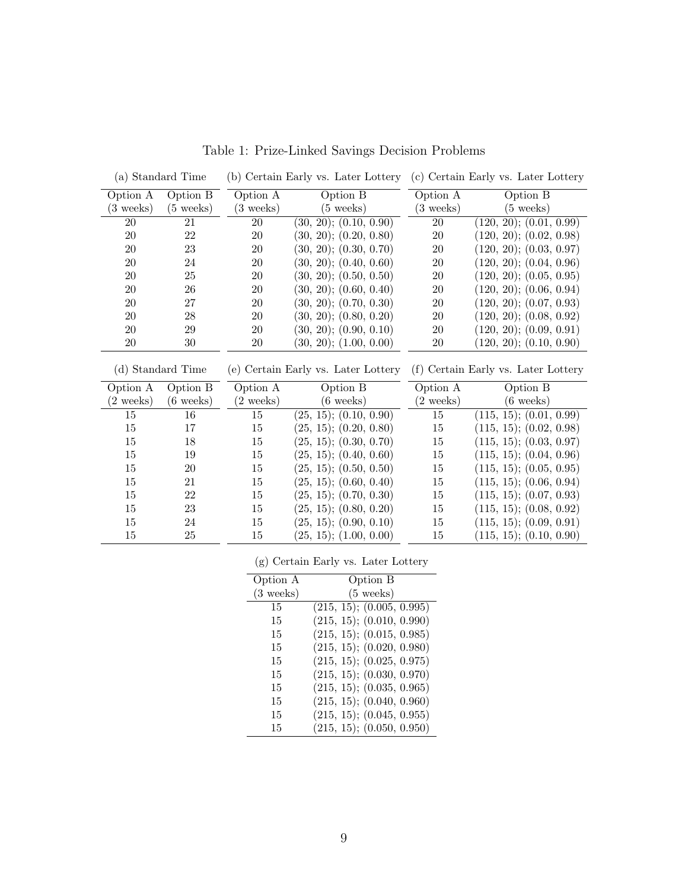Table 1: Prize-Linked Savings Decision Problems

(a) Standard Time

| Option A (3 weeks) | Option B (5 weeks) |
|---|---|
| 20 | 21 |
| 20 | 22 |
| 20 | 23 |
| 20 | 24 |
| 20 | 25 |
| 20 | 26 |
| 20 | 27 |
| 20 | 28 |
| 20 | 29 |
| 20 | 30 |

(b) Certain Early vs. Later Lottery

| Option A (3 weeks) | Option B (5 weeks) |
|---|---|
| 20 | (30, 20); (0.10, 0.90) |
| 20 | (30, 20); (0.20, 0.80) |
| 20 | (30, 20); (0.30, 0.70) |
| 20 | (30, 20); (0.40, 0.60) |
| 20 | (30, 20); (0.50, 0.50) |
| 20 | (30, 20); (0.60, 0.40) |
| 20 | (30, 20); (0.70, 0.30) |
| 20 | (30, 20); (0.80, 0.20) |
| 20 | (30, 20); (0.90, 0.10) |
| 20 | (30, 20); (1.00, 0.00) |

(c) Certain Early vs. Later Lottery

| Option A (3 weeks) | Option B (5 weeks) |
|---|---|
| 20 | (120, 20); (0.01, 0.99) |
| 20 | (120, 20); (0.02, 0.98) |
| 20 | (120, 20); (0.03, 0.97) |
| 20 | (120, 20); (0.04, 0.96) |
| 20 | (120, 20); (0.05, 0.95) |
| 20 | (120, 20); (0.06, 0.94) |
| 20 | (120, 20); (0.07, 0.93) |
| 20 | (120, 20); (0.08, 0.92) |
| 20 | (120, 20); (0.09, 0.91) |
| 20 | (120, 20); (0.10, 0.90) |

(d) Standard Time

| Option A (2 weeks) | Option B (6 weeks) |
|---|---|
| 15 | 16 |
| 15 | 17 |
| 15 | 18 |
| 15 | 19 |
| 15 | 20 |
| 15 | 21 |
| 15 | 22 |
| 15 | 23 |
| 15 | 24 |
| 15 | 25 |

(e) Certain Early vs. Later Lottery

| Option A (2 weeks) | Option B (6 weeks) |
|---|---|
| 15 | (25, 15); (0.10, 0.90) |
| 15 | (25, 15); (0.20, 0.80) |
| 15 | (25, 15); (0.30, 0.70) |
| 15 | (25, 15); (0.40, 0.60) |
| 15 | (25, 15); (0.50, 0.50) |
| 15 | (25, 15); (0.60, 0.40) |
| 15 | (25, 15); (0.70, 0.30) |
| 15 | (25, 15); (0.80, 0.20) |
| 15 | (25, 15); (0.90, 0.10) |
| 15 | (25, 15); (1.00, 0.00) |

(f) Certain Early vs. Later Lottery

| Option A (2 weeks) | Option B (6 weeks) |
|---|---|
| 15 | (115, 15); (0.01, 0.99) |
| 15 | (115, 15); (0.02, 0.98) |
| 15 | (115, 15); (0.03, 0.97) |
| 15 | (115, 15); (0.04, 0.96) |
| 15 | (115, 15); (0.05, 0.95) |
| 15 | (115, 15); (0.06, 0.94) |
| 15 | (115, 15); (0.07, 0.93) |
| 15 | (115, 15); (0.08, 0.92) |
| 15 | (115, 15); (0.09, 0.91) |
| 15 | (115, 15); (0.10, 0.90) |

(g) Certain Early vs. Later Lottery

| Option A (3 weeks) | Option B (5 weeks) |
|---|---|
| 15 | (215, 15); (0.005, 0.995) |
| 15 | (215, 15); (0.010, 0.990) |
| 15 | (215, 15); (0.015, 0.985) |
| 15 | (215, 15); (0.020, 0.980) |
| 15 | (215, 15); (0.025, 0.975) |
| 15 | (215, 15); (0.030, 0.970) |
| 15 | (215, 15); (0.035, 0.965) |
| 15 | (215, 15); (0.040, 0.960) |
| 15 | (215, 15); (0.045, 0.955) |
| 15 | (215, 15); (0.050, 0.950) |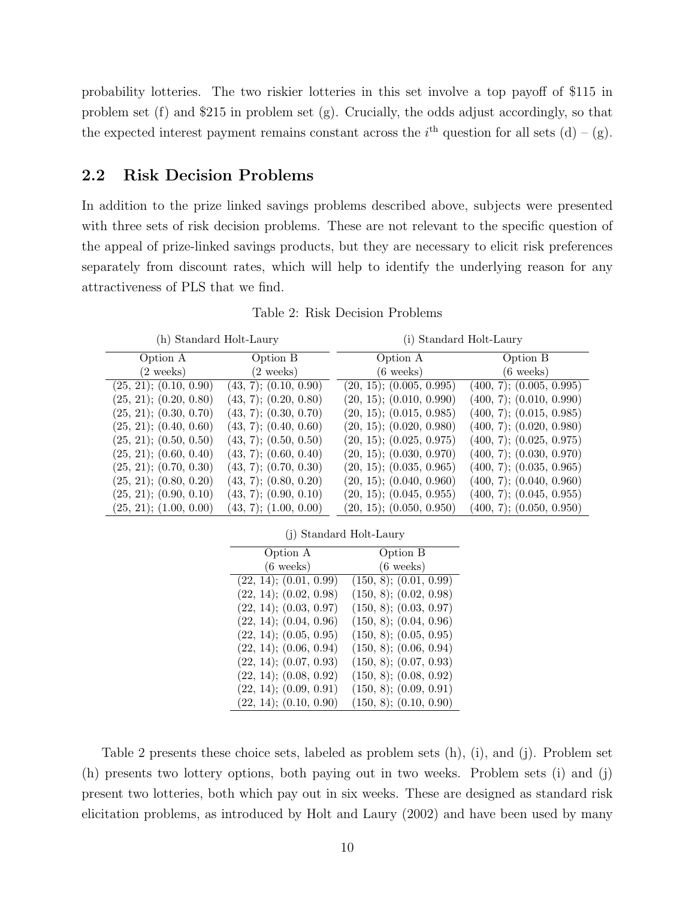probability lotteries. The two riskier lotteries in this set involve a top payoff of \$115 in problem set (f) and \$215 in problem set (g). Crucially, the odds adjust accordingly, so that the expected interest payment remains constant across the $i^{\text{th}}$ question for all sets (d) – (g).

## 2.2 Risk Decision Problems

In addition to the prize linked savings problems described above, subjects were presented with three sets of risk decision problems. These are not relevant to the specific question of the appeal of prize-linked savings products, but they are necessary to elicit risk preferences separately from discount rates, which will help to identify the underlying reason for any attractiveness of PLS that we find.

Table 2: Risk Decision Problems

| (h) Standard Holt-Laury | | (i) Standard Holt-Laury | |
|---|---|---|---|
| Option A (2 weeks) | Option B (2 weeks) | Option A (6 weeks) | Option B (6 weeks) |
| (25, 21); (0.10, 0.90) | (43, 7); (0.10, 0.90) | (20, 15); (0.005, 0.995) | (400, 7); (0.005, 0.995) |
| (25, 21); (0.20, 0.80) | (43, 7); (0.20, 0.80) | (20, 15); (0.010, 0.990) | (400, 7); (0.010, 0.990) |
| (25, 21); (0.30, 0.70) | (43, 7); (0.30, 0.70) | (20, 15); (0.015, 0.985) | (400, 7); (0.015, 0.985) |
| (25, 21); (0.40, 0.60) | (43, 7); (0.40, 0.60) | (20, 15); (0.020, 0.980) | (400, 7); (0.020, 0.980) |
| (25, 21); (0.50, 0.50) | (43, 7); (0.50, 0.50) | (20, 15); (0.025, 0.975) | (400, 7); (0.025, 0.975) |
| (25, 21); (0.60, 0.40) | (43, 7); (0.60, 0.40) | (20, 15); (0.030, 0.970) | (400, 7); (0.030, 0.970) |
| (25, 21); (0.70, 0.30) | (43, 7); (0.70, 0.30) | (20, 15); (0.035, 0.965) | (400, 7); (0.035, 0.965) |
| (25, 21); (0.80, 0.20) | (43, 7); (0.80, 0.20) | (20, 15); (0.040, 0.960) | (400, 7); (0.040, 0.960) |
| (25, 21); (0.90, 0.10) | (43, 7); (0.90, 0.10) | (20, 15); (0.045, 0.955) | (400, 7); (0.045, 0.955) |
| (25, 21); (1.00, 0.00) | (43, 7); (1.00, 0.00) | (20, 15); (0.050, 0.950) | (400, 7); (0.050, 0.950) |

| (j) Standard Holt-Laury | |
|---|---|
| Option A (6 weeks) | Option B (6 weeks) |
| (22, 14); (0.01, 0.99) | (150, 8); (0.01, 0.99) |
| (22, 14); (0.02, 0.98) | (150, 8); (0.02, 0.98) |
| (22, 14); (0.03, 0.97) | (150, 8); (0.03, 0.97) |
| (22, 14); (0.04, 0.96) | (150, 8); (0.04, 0.96) |
| (22, 14); (0.05, 0.95) | (150, 8); (0.05, 0.95) |
| (22, 14); (0.06, 0.94) | (150, 8); (0.06, 0.94) |
| (22, 14); (0.07, 0.93) | (150, 8); (0.07, 0.93) |
| (22, 14); (0.08, 0.92) | (150, 8); (0.08, 0.92) |
| (22, 14); (0.09, 0.91) | (150, 8); (0.09, 0.91) |
| (22, 14); (0.10, 0.90) | (150, 8); (0.10, 0.90) |

Table 2 presents these choice sets, labeled as problem sets (h), (i), and (j). Problem set (h) presents two lottery options, both paying out in two weeks. Problem sets (i) and (j) present two lotteries, both which pay out in six weeks. These are designed as standard risk elicitation problems, as introduced by Holt and Laury (2002) and have been used by many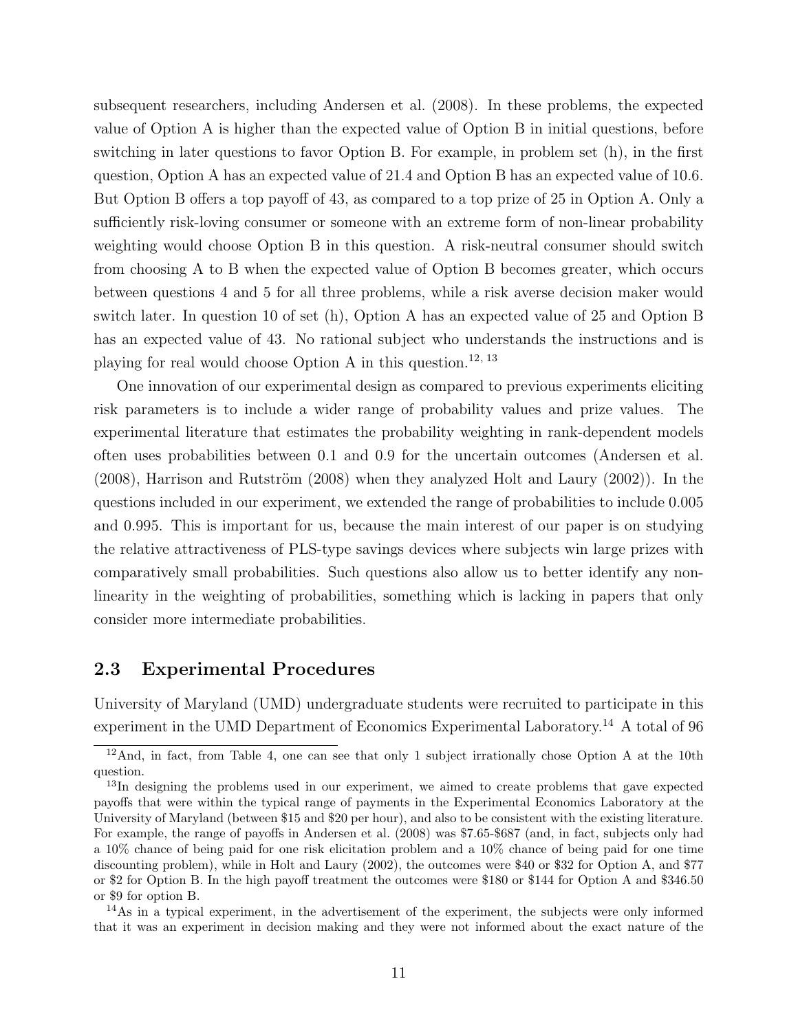subsequent researchers, including Andersen et al. (2008). In these problems, the expected value of Option A is higher than the expected value of Option B in initial questions, before switching in later questions to favor Option B. For example, in problem set (h), in the first question, Option A has an expected value of 21.4 and Option B has an expected value of 10.6. But Option B offers a top payoff of 43, as compared to a top prize of 25 in Option A. Only a sufficiently risk-loving consumer or someone with an extreme form of non-linear probability weighting would choose Option B in this question. A risk-neutral consumer should switch from choosing A to B when the expected value of Option B becomes greater, which occurs between questions 4 and 5 for all three problems, while a risk averse decision maker would switch later. In question 10 of set (h), Option A has an expected value of 25 and Option B has an expected value of 43. No rational subject who understands the instructions and is playing for real would choose Option A in this question.[12, 13]

One innovation of our experimental design as compared to previous experiments eliciting risk parameters is to include a wider range of probability values and prize values. The experimental literature that estimates the probability weighting in rank-dependent models often uses probabilities between 0.1 and 0.9 for the uncertain outcomes (Andersen et al. (2008), Harrison and Rutström (2008) when they analyzed Holt and Laury (2002)). In the questions included in our experiment, we extended the range of probabilities to include 0.005 and 0.995. This is important for us, because the main interest of our paper is on studying the relative attractiveness of PLS-type savings devices where subjects win large prizes with comparatively small probabilities. Such questions also allow us to better identify any non-linearity in the weighting of probabilities, something which is lacking in papers that only consider more intermediate probabilities.

## 2.3 Experimental Procedures

University of Maryland (UMD) undergraduate students were recruited to participate in this experiment in the UMD Department of Economics Experimental Laboratory.[14] A total of 96

---

[12] And, in fact, from Table 4, one can see that only 1 subject irrationally chose Option A at the 10th question.

[13] In designing the problems used in our experiment, we aimed to create problems that gave expected payoffs that were within the typical range of payments in the Experimental Economics Laboratory at the University of Maryland (between \$15 and \$20 per hour), and also to be consistent with the existing literature. For example, the range of payoffs in Andersen et al. (2008) was \$7.65-\$687 (and, in fact, subjects only had a 10% chance of being paid for one risk elicitation problem and a 10% chance of being paid for one time discounting problem), while in Holt and Laury (2002), the outcomes were \$40 or \$32 for Option A, and \$77 or \$2 for Option B. In the high payoff treatment the outcomes were \$180 or \$144 for Option A and \$346.50 or \$9 for option B.

[14] As in a typical experiment, in the advertisement of the experiment, the subjects were only informed that it was an experiment in decision making and they were not informed about the exact nature of the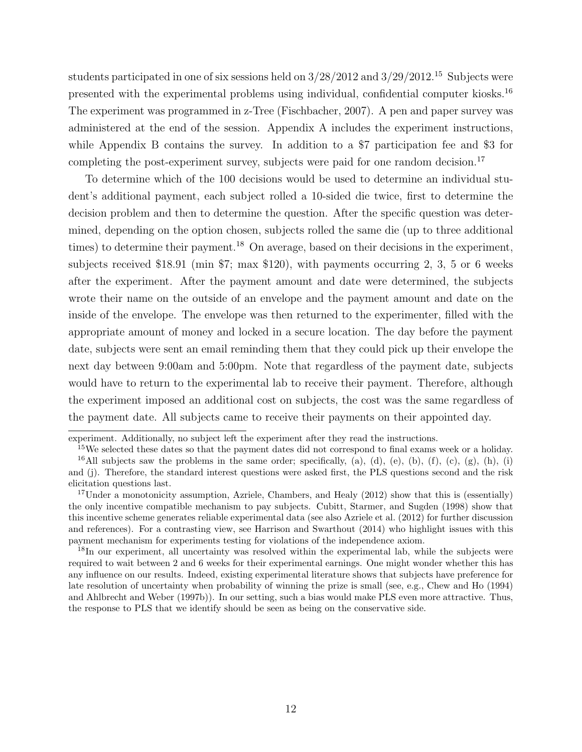students participated in one of six sessions held on 3/28/2012 and 3/29/2012.[15] Subjects were presented with the experimental problems using individual, confidential computer kiosks.[16] The experiment was programmed in z-Tree (Fischbacher, 2007). A pen and paper survey was administered at the end of the session. Appendix A includes the experiment instructions, while Appendix B contains the survey. In addition to a $7 participation fee and $3 for completing the post-experiment survey, subjects were paid for one random decision.[17]

To determine which of the 100 decisions would be used to determine an individual student's additional payment, each subject rolled a 10-sided die twice, first to determine the decision problem and then to determine the question. After the specific question was determined, depending on the option chosen, subjects rolled the same die (up to three additional times) to determine their payment.[18] On average, based on their decisions in the experiment, subjects received $18.91 (min $7; max $120), with payments occurring 2, 3, 5 or 6 weeks after the experiment. After the payment amount and date were determined, the subjects wrote their name on the outside of an envelope and the payment amount and date on the inside of the envelope. The envelope was then returned to the experimenter, filled with the appropriate amount of money and locked in a secure location. The day before the payment date, subjects were sent an email reminding them that they could pick up their envelope the next day between 9:00am and 5:00pm. Note that regardless of the payment date, subjects would have to return to the experimental lab to receive their payment. Therefore, although the experiment imposed an additional cost on subjects, the cost was the same regardless of the payment date. All subjects came to receive their payments on their appointed day.

---

experiment. Additionally, no subject left the experiment after they read the instructions.

[15] We selected these dates so that the payment dates did not correspond to final exams week or a holiday.

[16] All subjects saw the problems in the same order; specifically, (a), (d), (e), (b), (f), (c), (g), (h), (i) and (j). Therefore, the standard interest questions were asked first, the PLS questions second and the risk elicitation questions last.

[17] Under a monotonicity assumption, Azriele, Chambers, and Healy (2012) show that this is (essentially) the only incentive compatible mechanism to pay subjects. Cubitt, Starmer, and Sugden (1998) show that this incentive scheme generates reliable experimental data (see also Azriele et al. (2012) for further discussion and references). For a contrasting view, see Harrison and Swarthout (2014) who highlight issues with this payment mechanism for experiments testing for violations of the independence axiom.

[18] In our experiment, all uncertainty was resolved within the experimental lab, while the subjects were required to wait between 2 and 6 weeks for their experimental earnings. One might wonder whether this has any influence on our results. Indeed, existing experimental literature shows that subjects have preference for late resolution of uncertainty when probability of winning the prize is small (see, e.g., Chew and Ho (1994) and Ahlbrecht and Weber (1997b)). In our setting, such a bias would make PLS even more attractive. Thus, the response to PLS that we identify should be seen as being on the conservative side.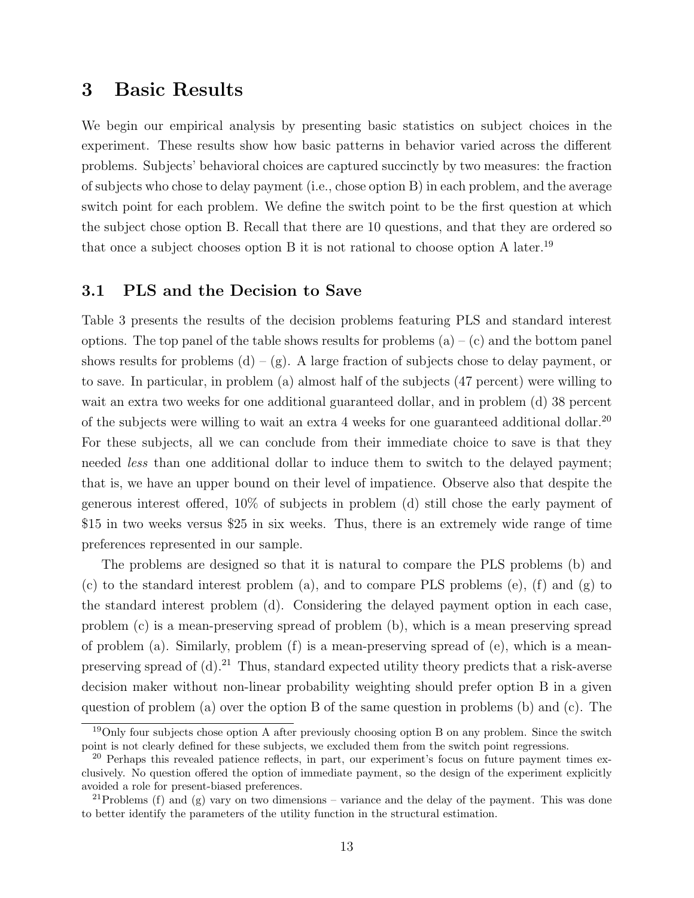# 3 Basic Results

We begin our empirical analysis by presenting basic statistics on subject choices in the experiment. These results show how basic patterns in behavior varied across the different problems. Subjects' behavioral choices are captured succinctly by two measures: the fraction of subjects who chose to delay payment (i.e., chose option B) in each problem, and the average switch point for each problem. We define the switch point to be the first question at which the subject chose option B. Recall that there are 10 questions, and that they are ordered so that once a subject chooses option B it is not rational to choose option A later.[19]

## 3.1 PLS and the Decision to Save

Table 3 presents the results of the decision problems featuring PLS and standard interest options. The top panel of the table shows results for problems (a) – (c) and the bottom panel shows results for problems (d) – (g). A large fraction of subjects chose to delay payment, or to save. In particular, in problem (a) almost half of the subjects (47 percent) were willing to wait an extra two weeks for one additional guaranteed dollar, and in problem (d) 38 percent of the subjects were willing to wait an extra 4 weeks for one guaranteed additional dollar.[20] For these subjects, all we can conclude from their immediate choice to save is that they needed *less* than one additional dollar to induce them to switch to the delayed payment; that is, we have an upper bound on their level of impatience. Observe also that despite the generous interest offered, 10% of subjects in problem (d) still chose the early payment of \$15 in two weeks versus \$25 in six weeks. Thus, there is an extremely wide range of time preferences represented in our sample.

The problems are designed so that it is natural to compare the PLS problems (b) and (c) to the standard interest problem (a), and to compare PLS problems (e), (f) and (g) to the standard interest problem (d). Considering the delayed payment option in each case, problem (c) is a mean-preserving spread of problem (b), which is a mean preserving spread of problem (a). Similarly, problem (f) is a mean-preserving spread of (e), which is a mean-preserving spread of (d).[21] Thus, standard expected utility theory predicts that a risk-averse decision maker without non-linear probability weighting should prefer option B in a given question of problem (a) over the option B of the same question in problems (b) and (c). The

---

[19] Only four subjects chose option A after previously choosing option B on any problem. Since the switch point is not clearly defined for these subjects, we excluded them from the switch point regressions.

[20] Perhaps this revealed patience reflects, in part, our experiment's focus on future payment times exclusively. No question offered the option of immediate payment, so the design of the experiment explicitly avoided a role for present-biased preferences.

[21] Problems (f) and (g) vary on two dimensions – variance and the delay of the payment. This was done to better identify the parameters of the utility function in the structural estimation.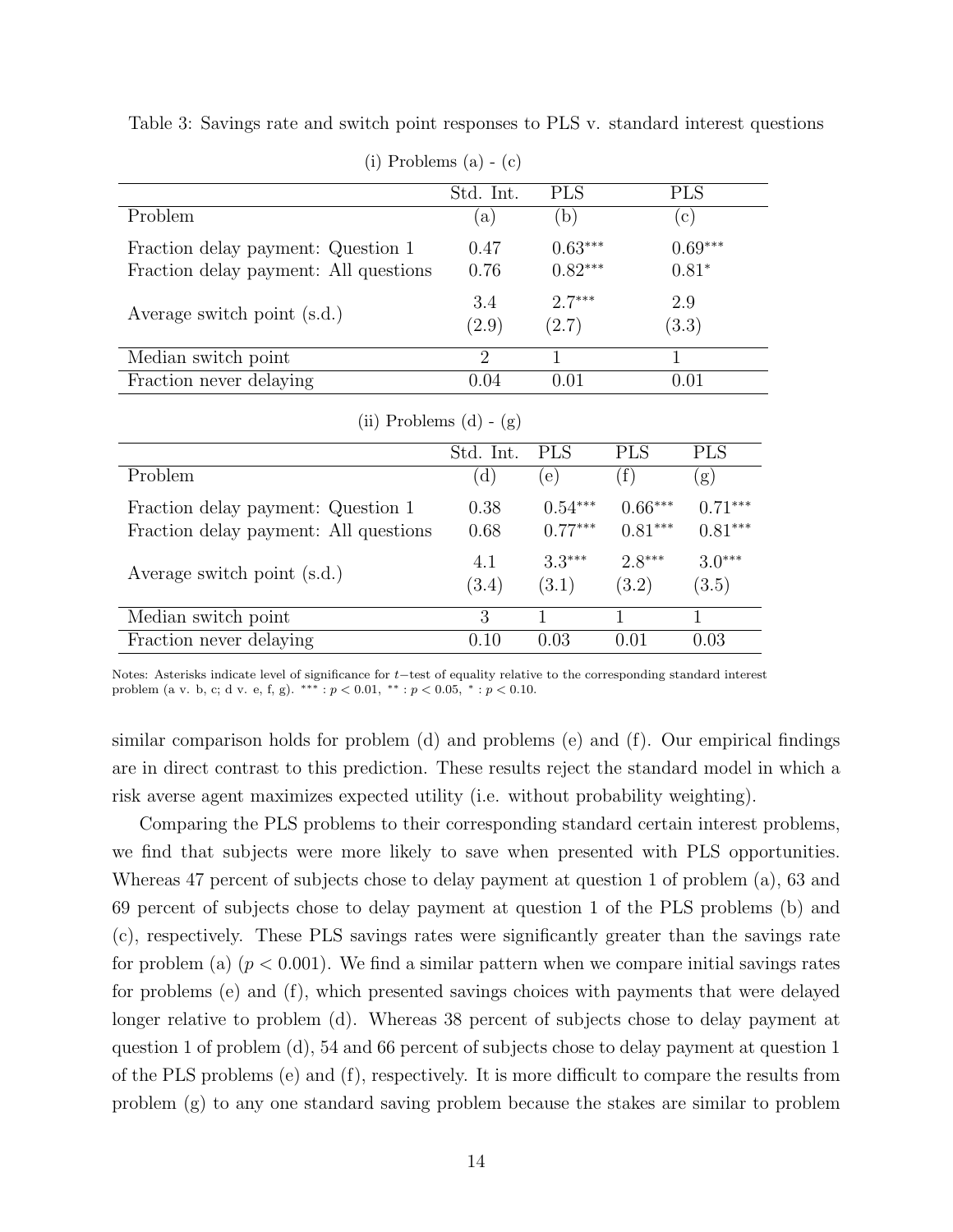Table 3: Savings rate and switch point responses to PLS v. standard interest questions

(i) Problems (a) - (c)

| | Std. Int. | PLS | PLS |
|---|---|---|---|
| Problem | (a) | (b) | (c) |
| Fraction delay payment: Question 1 | 0.47 | 0.63*** | 0.69*** |
| Fraction delay payment: All questions | 0.76 | 0.82*** | 0.81* |
| Average switch point (s.d.) | 3.4 (2.9) | 2.7*** (2.7) | 2.9 (3.3) |
| Median switch point | 2 | 1 | 1 |
| Fraction never delaying | 0.04 | 0.01 | 0.01 |

(ii) Problems (d) - (g)

| | Std. Int. | PLS | PLS | PLS |
|---|---|---|---|---|
| Problem | (d) | (e) | (f) | (g) |
| Fraction delay payment: Question 1 | 0.38 | 0.54*** | 0.66*** | 0.71*** |
| Fraction delay payment: All questions | 0.68 | 0.77*** | 0.81*** | 0.81*** |
| Average switch point (s.d.) | 4.1 (3.4) | 3.3*** (3.1) | 2.8*** (3.2) | 3.0*** (3.5) |
| Median switch point | 3 | 1 | 1 | 1 |
| Fraction never delaying | 0.10 | 0.03 | 0.01 | 0.03 |

Notes: Asterisks indicate level of significance for $t-$test of equality relative to the corresponding standard interest problem (a v. b, c; d v. e, f, g). *** : $p < 0.01$, ** : $p < 0.05$, * : $p < 0.10$.

similar comparison holds for problem (d) and problems (e) and (f). Our empirical findings are in direct contrast to this prediction. These results reject the standard model in which a risk averse agent maximizes expected utility (i.e. without probability weighting).

Comparing the PLS problems to their corresponding standard certain interest problems, we find that subjects were more likely to save when presented with PLS opportunities. Whereas 47 percent of subjects chose to delay payment at question 1 of problem (a), 63 and 69 percent of subjects chose to delay payment at question 1 of the PLS problems (b) and (c), respectively. These PLS savings rates were significantly greater than the savings rate for problem (a) ($p < 0.001$). We find a similar pattern when we compare initial savings rates for problems (e) and (f), which presented savings choices with payments that were delayed longer relative to problem (d). Whereas 38 percent of subjects chose to delay payment at question 1 of problem (d), 54 and 66 percent of subjects chose to delay payment at question 1 of the PLS problems (e) and (f), respectively. It is more difficult to compare the results from problem (g) to any one standard saving problem because the stakes are similar to problem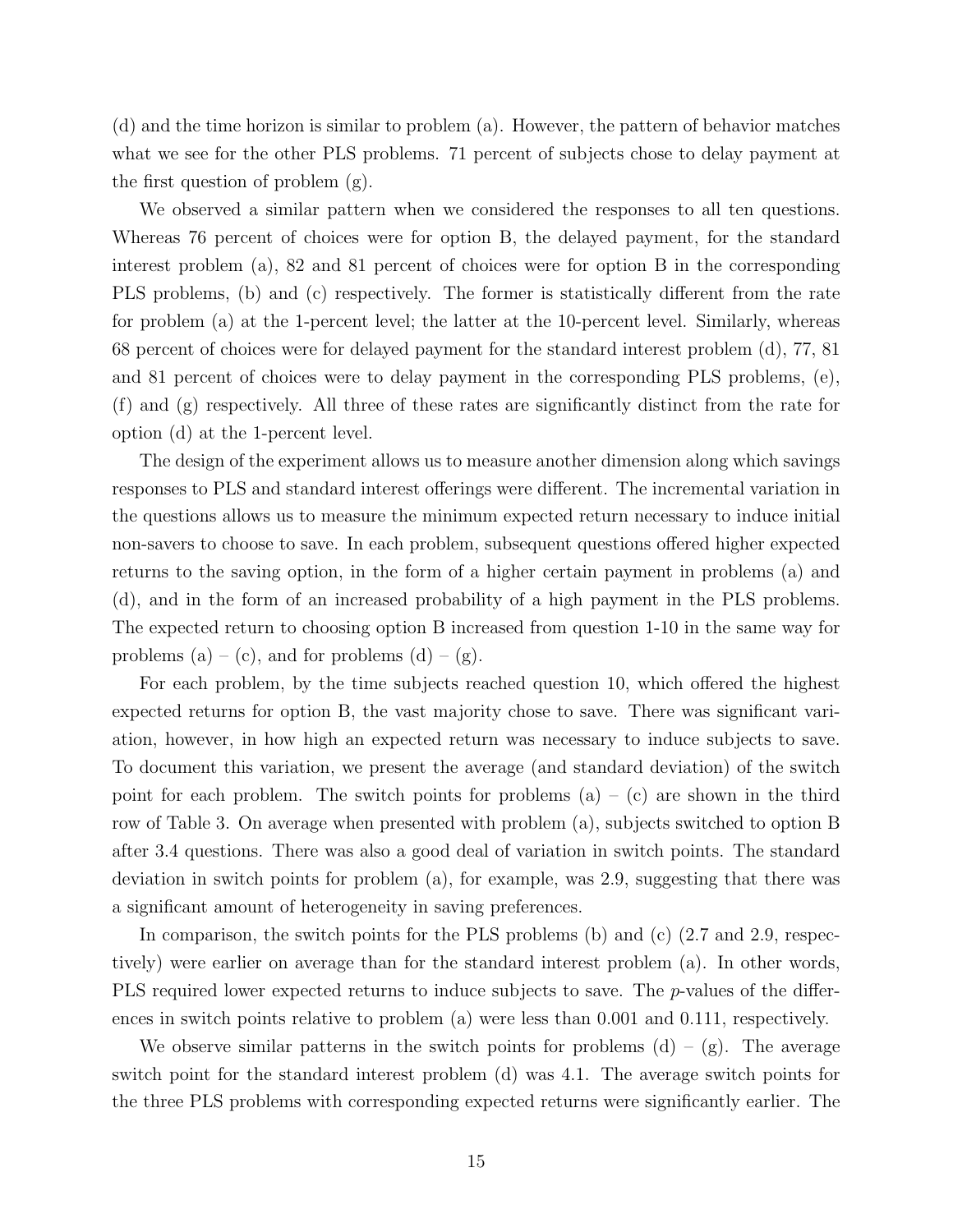(d) and the time horizon is similar to problem (a). However, the pattern of behavior matches what we see for the other PLS problems. 71 percent of subjects chose to delay payment at the first question of problem (g).

We observed a similar pattern when we considered the responses to all ten questions. Whereas 76 percent of choices were for option B, the delayed payment, for the standard interest problem (a), 82 and 81 percent of choices were for option B in the corresponding PLS problems, (b) and (c) respectively. The former is statistically different from the rate for problem (a) at the 1-percent level; the latter at the 10-percent level. Similarly, whereas 68 percent of choices were for delayed payment for the standard interest problem (d), 77, 81 and 81 percent of choices were to delay payment in the corresponding PLS problems, (e), (f) and (g) respectively. All three of these rates are significantly distinct from the rate for option (d) at the 1-percent level.

The design of the experiment allows us to measure another dimension along which savings responses to PLS and standard interest offerings were different. The incremental variation in the questions allows us to measure the minimum expected return necessary to induce initial non-savers to choose to save. In each problem, subsequent questions offered higher expected returns to the saving option, in the form of a higher certain payment in problems (a) and (d), and in the form of an increased probability of a high payment in the PLS problems. The expected return to choosing option B increased from question 1-10 in the same way for problems (a) – (c), and for problems (d) – (g).

For each problem, by the time subjects reached question 10, which offered the highest expected returns for option B, the vast majority chose to save. There was significant variation, however, in how high an expected return was necessary to induce subjects to save. To document this variation, we present the average (and standard deviation) of the switch point for each problem. The switch points for problems (a) – (c) are shown in the third row of Table 3. On average when presented with problem (a), subjects switched to option B after 3.4 questions. There was also a good deal of variation in switch points. The standard deviation in switch points for problem (a), for example, was 2.9, suggesting that there was a significant amount of heterogeneity in saving preferences.

In comparison, the switch points for the PLS problems (b) and (c) (2.7 and 2.9, respectively) were earlier on average than for the standard interest problem (a). In other words, PLS required lower expected returns to induce subjects to save. The *p*-values of the differences in switch points relative to problem (a) were less than 0.001 and 0.111, respectively.

We observe similar patterns in the switch points for problems (d) – (g). The average switch point for the standard interest problem (d) was 4.1. The average switch points for the three PLS problems with corresponding expected returns were significantly earlier. The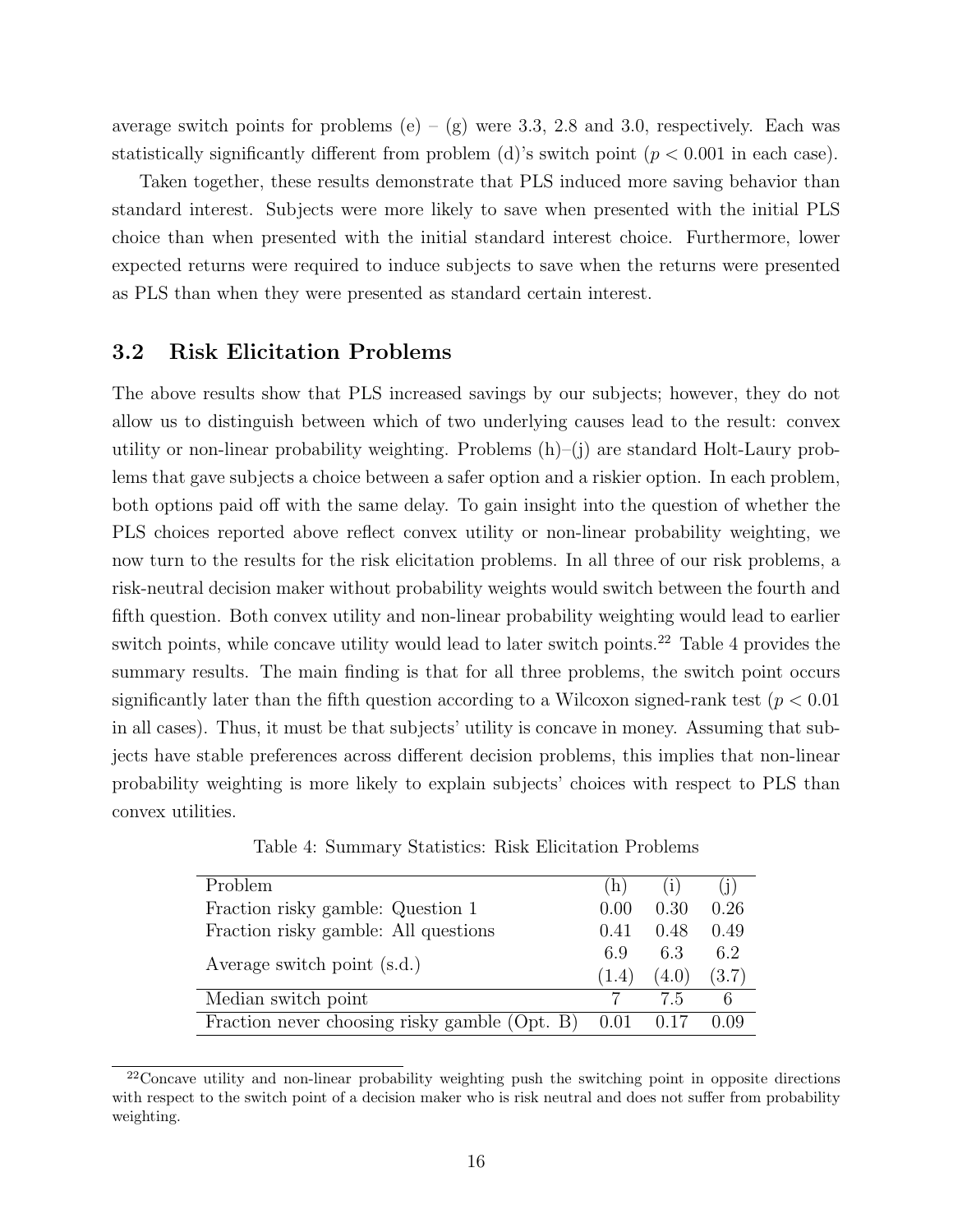average switch points for problems (e) – (g) were 3.3, 2.8 and 3.0, respectively. Each was statistically significantly different from problem (d)'s switch point ($p < 0.001$ in each case).

Taken together, these results demonstrate that PLS induced more saving behavior than standard interest. Subjects were more likely to save when presented with the initial PLS choice than when presented with the initial standard interest choice. Furthermore, lower expected returns were required to induce subjects to save when the returns were presented as PLS than when they were presented as standard certain interest.

## 3.2 Risk Elicitation Problems

The above results show that PLS increased savings by our subjects; however, they do not allow us to distinguish between which of two underlying causes lead to the result: convex utility or non-linear probability weighting. Problems (h)–(j) are standard Holt-Laury problems that gave subjects a choice between a safer option and a riskier option. In each problem, both options paid off with the same delay. To gain insight into the question of whether the PLS choices reported above reflect convex utility or non-linear probability weighting, we now turn to the results for the risk elicitation problems. In all three of our risk problems, a risk-neutral decision maker without probability weights would switch between the fourth and fifth question. Both convex utility and non-linear probability weighting would lead to earlier switch points, while concave utility would lead to later switch points.[22] Table 4 provides the summary results. The main finding is that for all three problems, the switch point occurs significantly later than the fifth question according to a Wilcoxon signed-rank test ($p < 0.01$ in all cases). Thus, it must be that subjects' utility is concave in money. Assuming that subjects have stable preferences across different decision problems, this implies that non-linear probability weighting is more likely to explain subjects' choices with respect to PLS than convex utilities.

Table 4: Summary Statistics: Risk Elicitation Problems

| Problem | (h) | (i) | (j) |
|---|---|---|---|
| Fraction risky gamble: Question 1 | 0.00 | 0.30 | 0.26 |
| Fraction risky gamble: All questions | 0.41 | 0.48 | 0.49 |
| Average switch point (s.d.) | 6.9 | 6.3 | 6.2 |
| | (1.4) | (4.0) | (3.7) |
| Median switch point | 7 | 7.5 | 6 |
| Fraction never choosing risky gamble (Opt. B) | 0.01 | 0.17 | 0.09 |

[22]Concave utility and non-linear probability weighting push the switching point in opposite directions with respect to the switch point of a decision maker who is risk neutral and does not suffer from probability weighting.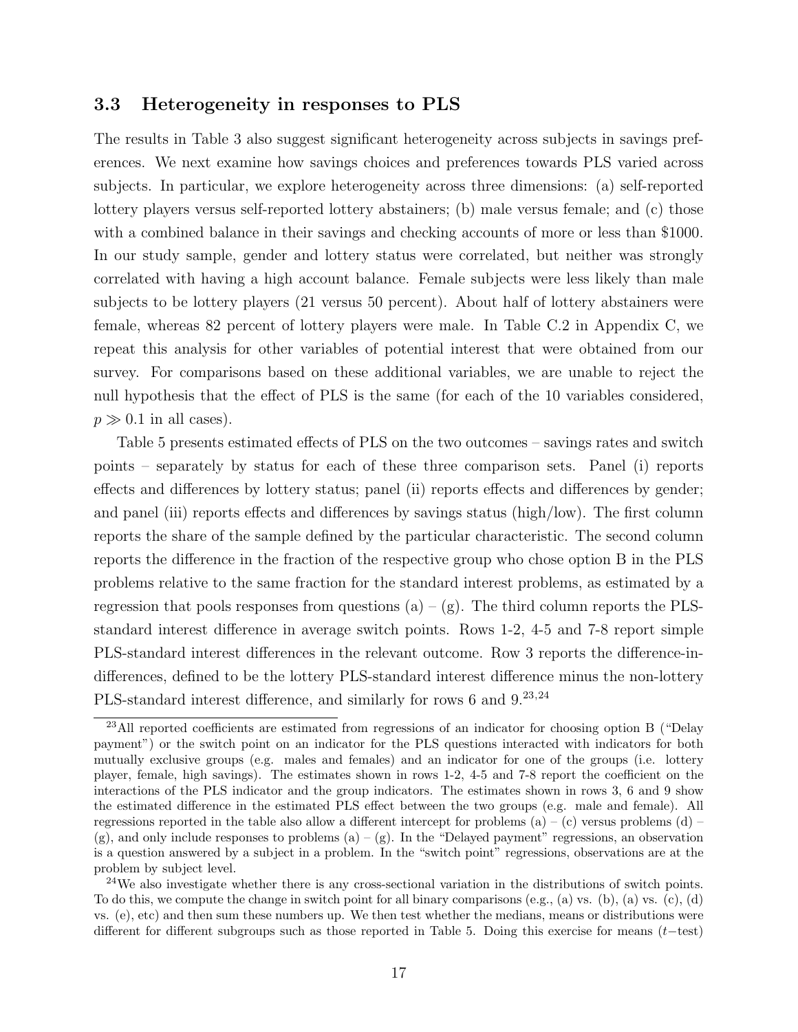### 3.3 Heterogeneity in responses to PLS

The results in Table 3 also suggest significant heterogeneity across subjects in savings preferences. We next examine how savings choices and preferences towards PLS varied across subjects. In particular, we explore heterogeneity across three dimensions: (a) self-reported lottery players versus self-reported lottery abstainers; (b) male versus female; and (c) those with a combined balance in their savings and checking accounts of more or less than \$1000. In our study sample, gender and lottery status were correlated, but neither was strongly correlated with having a high account balance. Female subjects were less likely than male subjects to be lottery players (21 versus 50 percent). About half of lottery abstainers were female, whereas 82 percent of lottery players were male. In Table C.2 in Appendix C, we repeat this analysis for other variables of potential interest that were obtained from our survey. For comparisons based on these additional variables, we are unable to reject the null hypothesis that the effect of PLS is the same (for each of the 10 variables considered, $p \gg 0.1$ in all cases).

Table 5 presents estimated effects of PLS on the two outcomes – savings rates and switch points – separately by status for each of these three comparison sets. Panel (i) reports effects and differences by lottery status; panel (ii) reports effects and differences by gender; and panel (iii) reports effects and differences by savings status (high/low). The first column reports the share of the sample defined by the particular characteristic. The second column reports the difference in the fraction of the respective group who chose option B in the PLS problems relative to the same fraction for the standard interest problems, as estimated by a regression that pools responses from questions (a) – (g). The third column reports the PLS-standard interest difference in average switch points. Rows 1-2, 4-5 and 7-8 report simple PLS-standard interest differences in the relevant outcome. Row 3 reports the difference-in-differences, defined to be the lottery PLS-standard interest difference minus the non-lottery PLS-standard interest difference, and similarly for rows 6 and 9.[23,24]

[23] All reported coefficients are estimated from regressions of an indicator for choosing option B ("Delay payment") or the switch point on an indicator for the PLS questions interacted with indicators for both mutually exclusive groups (e.g. males and females) and an indicator for one of the groups (i.e. lottery player, female, high savings). The estimates shown in rows 1-2, 4-5 and 7-8 report the coefficient on the interactions of the PLS indicator and the group indicators. The estimates shown in rows 3, 6 and 9 show the estimated difference in the estimated PLS effect between the two groups (e.g. male and female). All regressions reported in the table also allow a different intercept for problems (a) – (c) versus problems (d) – (g), and only include responses to problems (a) – (g). In the "Delayed payment" regressions, an observation is a question answered by a subject in a problem. In the "switch point" regressions, observations are at the problem by subject level.

[24] We also investigate whether there is any cross-sectional variation in the distributions of switch points. To do this, we compute the change in switch point for all binary comparisons (e.g., (a) vs. (b), (a) vs. (c), (d) vs. (e), etc) and then sum these numbers up. We then test whether the medians, means or distributions were different for different subgroups such as those reported in Table 5. Doing this exercise for means ($t-$test)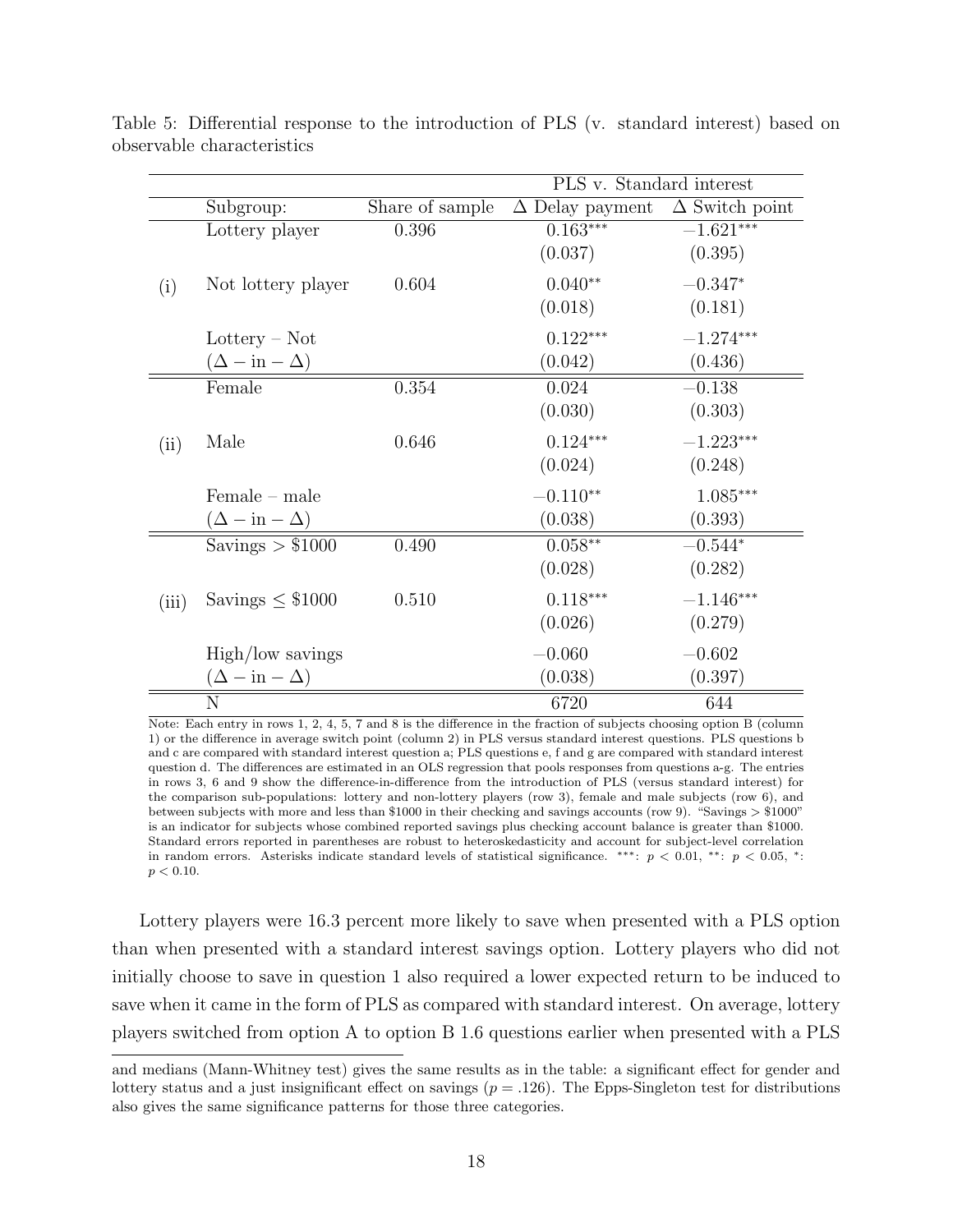Table 5: Differential response to the introduction of PLS (v. standard interest) based on observable characteristics

| | | | PLS v. Standard interest | |
|---|---|---|---|---|
| | Subgroup: | Share of sample | $\Delta$ Delay payment | $\Delta$ Switch point |
| (i) | Lottery player | 0.396 | 0.163*** | −1.621*** |
| | | | (0.037) | (0.395) |
| | Not lottery player | 0.604 | 0.040** | −0.347* |
| | | | (0.018) | (0.181) |
| | Lottery – Not | | 0.122*** | −1.274*** |
| | ($\Delta - \text{in} - \Delta$) | | (0.042) | (0.436) |
| (ii) | Female | 0.354 | 0.024 | −0.138 |
| | | | (0.030) | (0.303) |
| | Male | 0.646 | 0.124*** | −1.223*** |
| | | | (0.024) | (0.248) |
| | Female – male | | −0.110** | 1.085*** |
| | ($\Delta - \text{in} - \Delta$) | | (0.038) | (0.393) |
| (iii) | Savings > \$1000 | 0.490 | 0.058** | −0.544* |
| | | | (0.028) | (0.282) |
| | Savings ≤ \$1000 | 0.510 | 0.118*** | −1.146*** |
| | | | (0.026) | (0.279) |
| | High/low savings | | −0.060 | −0.602 |
| | ($\Delta - \text{in} - \Delta$) | | (0.038) | (0.397) |
| | N | | 6720 | 644 |

Note: Each entry in rows 1, 2, 4, 5, 7 and 8 is the difference in the fraction of subjects choosing option B (column 1) or the difference in average switch point (column 2) in PLS versus standard interest questions. PLS questions b and c are compared with standard interest question a; PLS questions e, f and g are compared with standard interest question d. The differences are estimated in an OLS regression that pools responses from questions a-g. The entries in rows 3, 6 and 9 show the difference-in-difference from the introduction of PLS (versus standard interest) for the comparison sub-populations: lottery and non-lottery players (row 3), female and male subjects (row 6), and between subjects with more and less than \$1000 in their checking and savings accounts (row 9). "Savings > \$1000" is an indicator for subjects whose combined reported savings plus checking account balance is greater than \$1000. Standard errors reported in parentheses are robust to heteroskedasticity and account for subject-level correlation in random errors. Asterisks indicate standard levels of statistical significance. ***: $p < 0.01$, **: $p < 0.05$, *: $p < 0.10$.

Lottery players were 16.3 percent more likely to save when presented with a PLS option than when presented with a standard interest savings option. Lottery players who did not initially choose to save in question 1 also required a lower expected return to be induced to save when it came in the form of PLS as compared with standard interest. On average, lottery players switched from option A to option B 1.6 questions earlier when presented with a PLS

and medians (Mann-Whitney test) gives the same results as in the table: a significant effect for gender and lottery status and a just insignificant effect on savings ($p = .126$). The Epps-Singleton test for distributions also gives the same significance patterns for those three categories.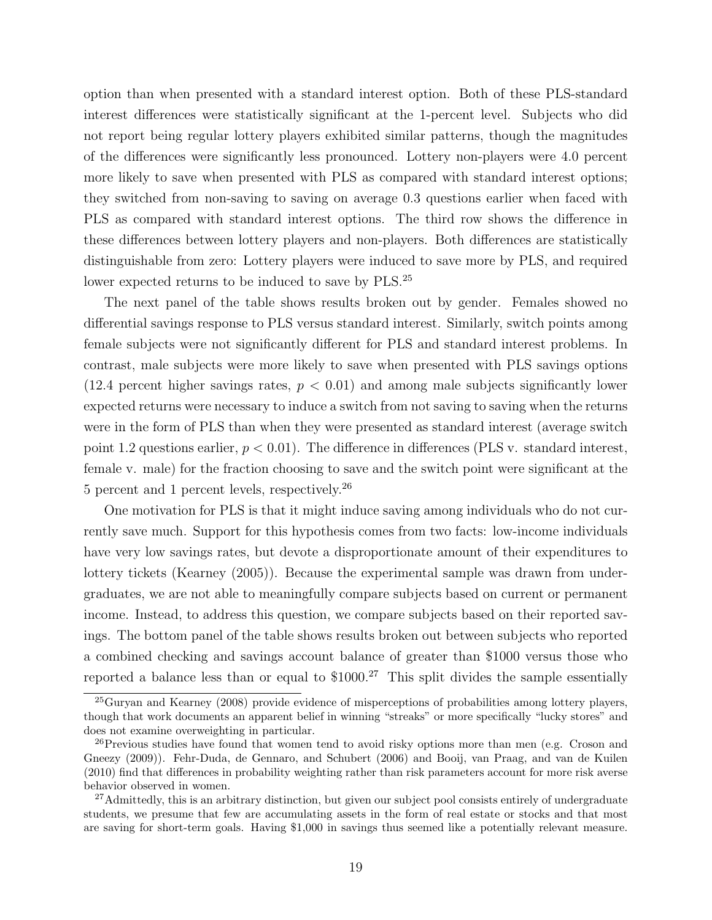option than when presented with a standard interest option. Both of these PLS-standard interest differences were statistically significant at the 1-percent level. Subjects who did not report being regular lottery players exhibited similar patterns, though the magnitudes of the differences were significantly less pronounced. Lottery non-players were 4.0 percent more likely to save when presented with PLS as compared with standard interest options; they switched from non-saving to saving on average 0.3 questions earlier when faced with PLS as compared with standard interest options. The third row shows the difference in these differences between lottery players and non-players. Both differences are statistically distinguishable from zero: Lottery players were induced to save more by PLS, and required lower expected returns to be induced to save by PLS.[25]

The next panel of the table shows results broken out by gender. Females showed no differential savings response to PLS versus standard interest. Similarly, switch points among female subjects were not significantly different for PLS and standard interest problems. In contrast, male subjects were more likely to save when presented with PLS savings options (12.4 percent higher savings rates, $p < 0.01$) and among male subjects significantly lower expected returns were necessary to induce a switch from not saving to saving when the returns were in the form of PLS than when they were presented as standard interest (average switch point 1.2 questions earlier, $p < 0.01$). The difference in differences (PLS v. standard interest, female v. male) for the fraction choosing to save and the switch point were significant at the 5 percent and 1 percent levels, respectively.[26]

One motivation for PLS is that it might induce saving among individuals who do not currently save much. Support for this hypothesis comes from two facts: low-income individuals have very low savings rates, but devote a disproportionate amount of their expenditures to lottery tickets (Kearney (2005)). Because the experimental sample was drawn from undergraduates, we are not able to meaningfully compare subjects based on current or permanent income. Instead, to address this question, we compare subjects based on their reported savings. The bottom panel of the table shows results broken out between subjects who reported a combined checking and savings account balance of greater than \$1000 versus those who reported a balance less than or equal to \$1000.[27] This split divides the sample essentially

[25] Guryan and Kearney (2008) provide evidence of misperceptions of probabilities among lottery players, though that work documents an apparent belief in winning "streaks" or more specifically "lucky stores" and does not examine overweighting in particular.

[26] Previous studies have found that women tend to avoid risky options more than men (e.g. Croson and Gneezy (2009)). Fehr-Duda, de Gennaro, and Schubert (2006) and Booij, van Praag, and van de Kuilen (2010) find that differences in probability weighting rather than risk parameters account for more risk averse behavior observed in women.

[27] Admittedly, this is an arbitrary distinction, but given our subject pool consists entirely of undergraduate students, we presume that few are accumulating assets in the form of real estate or stocks and that most are saving for short-term goals. Having \$1,000 in savings thus seemed like a potentially relevant measure.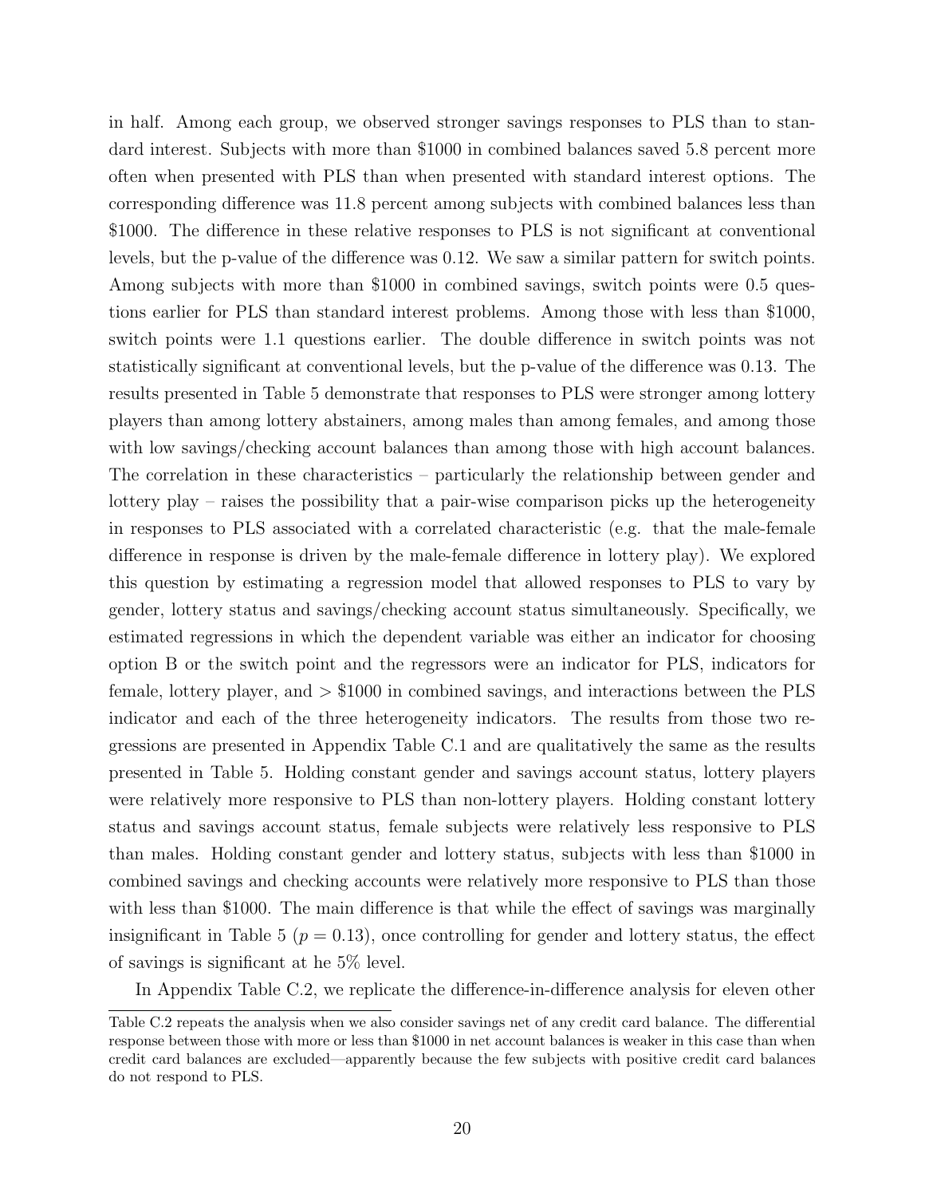in half. Among each group, we observed stronger savings responses to PLS than to standard interest. Subjects with more than $1000 in combined balances saved 5.8 percent more often when presented with PLS than when presented with standard interest options. The corresponding difference was 11.8 percent among subjects with combined balances less than $1000. The difference in these relative responses to PLS is not significant at conventional levels, but the p-value of the difference was 0.12. We saw a similar pattern for switch points. Among subjects with more than $1000 in combined savings, switch points were 0.5 questions earlier for PLS than standard interest problems. Among those with less than $1000, switch points were 1.1 questions earlier. The double difference in switch points was not statistically significant at conventional levels, but the p-value of the difference was 0.13. The results presented in Table 5 demonstrate that responses to PLS were stronger among lottery players than among lottery abstainers, among males than among females, and among those with low savings/checking account balances than among those with high account balances. The correlation in these characteristics – particularly the relationship between gender and lottery play – raises the possibility that a pair-wise comparison picks up the heterogeneity in responses to PLS associated with a correlated characteristic (e.g. that the male-female difference in response is driven by the male-female difference in lottery play). We explored this question by estimating a regression model that allowed responses to PLS to vary by gender, lottery status and savings/checking account status simultaneously. Specifically, we estimated regressions in which the dependent variable was either an indicator for choosing option B or the switch point and the regressors were an indicator for PLS, indicators for female, lottery player, and > $1000 in combined savings, and interactions between the PLS indicator and each of the three heterogeneity indicators. The results from those two regressions are presented in Appendix Table C.1 and are qualitatively the same as the results presented in Table 5. Holding constant gender and savings account status, lottery players were relatively more responsive to PLS than non-lottery players. Holding constant lottery status and savings account status, female subjects were relatively less responsive to PLS than males. Holding constant gender and lottery status, subjects with less than $1000 in combined savings and checking accounts were relatively more responsive to PLS than those with less than $1000. The main difference is that while the effect of savings was marginally insignificant in Table 5 ($p = 0.13$), once controlling for gender and lottery status, the effect of savings is significant at he 5% level.

In Appendix Table C.2, we replicate the difference-in-difference analysis for eleven other

Table C.2 repeats the analysis when we also consider savings net of any credit card balance. The differential response between those with more or less than $1000 in net account balances is weaker in this case than when credit card balances are excluded—apparently because the few subjects with positive credit card balances do not respond to PLS.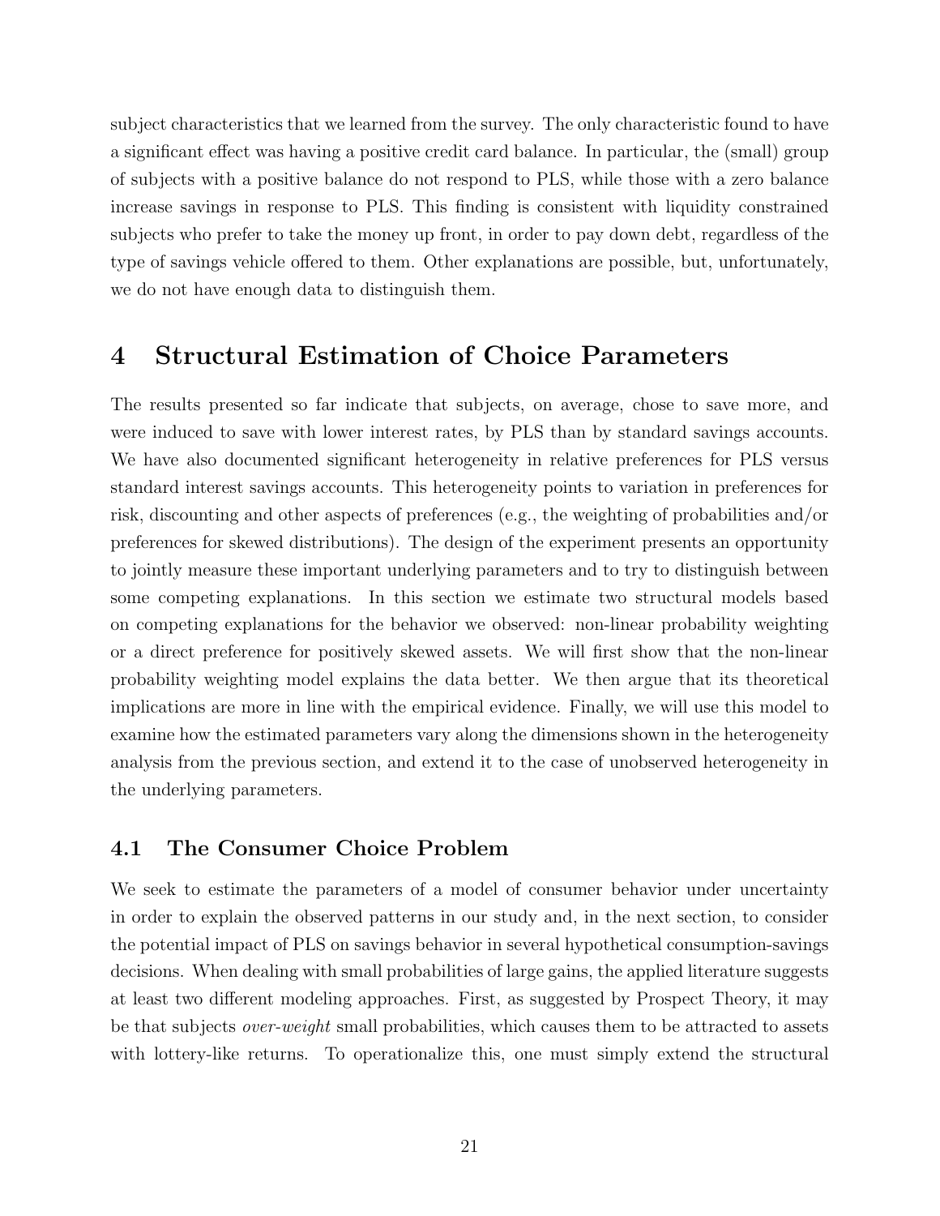subject characteristics that we learned from the survey. The only characteristic found to have a significant effect was having a positive credit card balance. In particular, the (small) group of subjects with a positive balance do not respond to PLS, while those with a zero balance increase savings in response to PLS. This finding is consistent with liquidity constrained subjects who prefer to take the money up front, in order to pay down debt, regardless of the type of savings vehicle offered to them. Other explanations are possible, but, unfortunately, we do not have enough data to distinguish them.

# 4 Structural Estimation of Choice Parameters

The results presented so far indicate that subjects, on average, chose to save more, and were induced to save with lower interest rates, by PLS than by standard savings accounts. We have also documented significant heterogeneity in relative preferences for PLS versus standard interest savings accounts. This heterogeneity points to variation in preferences for risk, discounting and other aspects of preferences (e.g., the weighting of probabilities and/or preferences for skewed distributions). The design of the experiment presents an opportunity to jointly measure these important underlying parameters and to try to distinguish between some competing explanations. In this section we estimate two structural models based on competing explanations for the behavior we observed: non-linear probability weighting or a direct preference for positively skewed assets. We will first show that the non-linear probability weighting model explains the data better. We then argue that its theoretical implications are more in line with the empirical evidence. Finally, we will use this model to examine how the estimated parameters vary along the dimensions shown in the heterogeneity analysis from the previous section, and extend it to the case of unobserved heterogeneity in the underlying parameters.

## 4.1 The Consumer Choice Problem

We seek to estimate the parameters of a model of consumer behavior under uncertainty in order to explain the observed patterns in our study and, in the next section, to consider the potential impact of PLS on savings behavior in several hypothetical consumption-savings decisions. When dealing with small probabilities of large gains, the applied literature suggests at least two different modeling approaches. First, as suggested by Prospect Theory, it may be that subjects *over-weight* small probabilities, which causes them to be attracted to assets with lottery-like returns. To operationalize this, one must simply extend the structural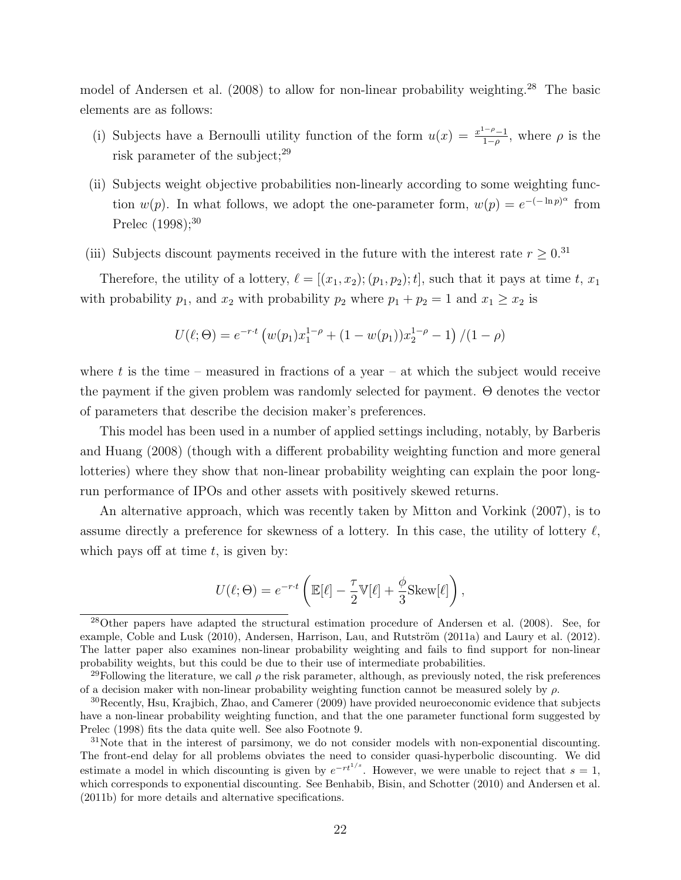model of Andersen et al. (2008) to allow for non-linear probability weighting.[28] The basic elements are as follows:

(i) Subjects have a Bernoulli utility function of the form $u(x) = \frac{x^{1-\rho}-1}{1-\rho}$, where $\rho$ is the risk parameter of the subject;[29]

(ii) Subjects weight objective probabilities non-linearly according to some weighting function $w(p)$. In what follows, we adopt the one-parameter form, $w(p) = e^{-(-\ln p)^{\alpha}}$ from Prelec (1998);[30]

(iii) Subjects discount payments received in the future with the interest rate $r \geq 0$.[31]

Therefore, the utility of a lottery, $\ell = [(x_1, x_2); (p_1, p_2); t]$, such that it pays at time $t$, $x_1$ with probability $p_1$, and $x_2$ with probability $p_2$ where $p_1 + p_2 = 1$ and $x_1 \geq x_2$ is

$$U(\ell; \Theta) = e^{-r \cdot t} \left( w(p_1) x_1^{1-\rho} + (1 - w(p_1)) x_2^{1-\rho} - 1 \right) / (1 - \rho)$$

where $t$ is the time – measured in fractions of a year – at which the subject would receive the payment if the given problem was randomly selected for payment. $\Theta$ denotes the vector of parameters that describe the decision maker's preferences.

This model has been used in a number of applied settings including, notably, by Barberis and Huang (2008) (though with a different probability weighting function and more general lotteries) where they show that non-linear probability weighting can explain the poor long-run performance of IPOs and other assets with positively skewed returns.

An alternative approach, which was recently taken by Mitton and Vorkink (2007), is to assume directly a preference for skewness of a lottery. In this case, the utility of lottery $\ell$, which pays off at time $t$, is given by:

$$U(\ell; \Theta) = e^{-r \cdot t} \left( \mathbb{E}[\ell] - \frac{\tau}{2} \mathbb{V}[\ell] + \frac{\phi}{3} \text{Skew}[\ell] \right),$$

[28] Other papers have adapted the structural estimation procedure of Andersen et al. (2008). See, for example, Coble and Lusk (2010), Andersen, Harrison, Lau, and Rutström (2011a) and Laury et al. (2012). The latter paper also examines non-linear probability weighting and fails to find support for non-linear probability weights, but this could be due to their use of intermediate probabilities.

[29] Following the literature, we call $\rho$ the risk parameter, although, as previously noted, the risk preferences of a decision maker with non-linear probability weighting function cannot be measured solely by $\rho$.

[30] Recently, Hsu, Krajbich, Zhao, and Camerer (2009) have provided neuroeconomic evidence that subjects have a non-linear probability weighting function, and that the one parameter functional form suggested by Prelec (1998) fits the data quite well. See also Footnote 9.

[31] Note that in the interest of parsimony, we do not consider models with non-exponential discounting. The front-end delay for all problems obviates the need to consider quasi-hyperbolic discounting. We did estimate a model in which discounting is given by $e^{-rt^{1/s}}$. However, we were unable to reject that $s = 1$, which corresponds to exponential discounting. See Benhabib, Bisin, and Schotter (2010) and Andersen et al. (2011b) for more details and alternative specifications.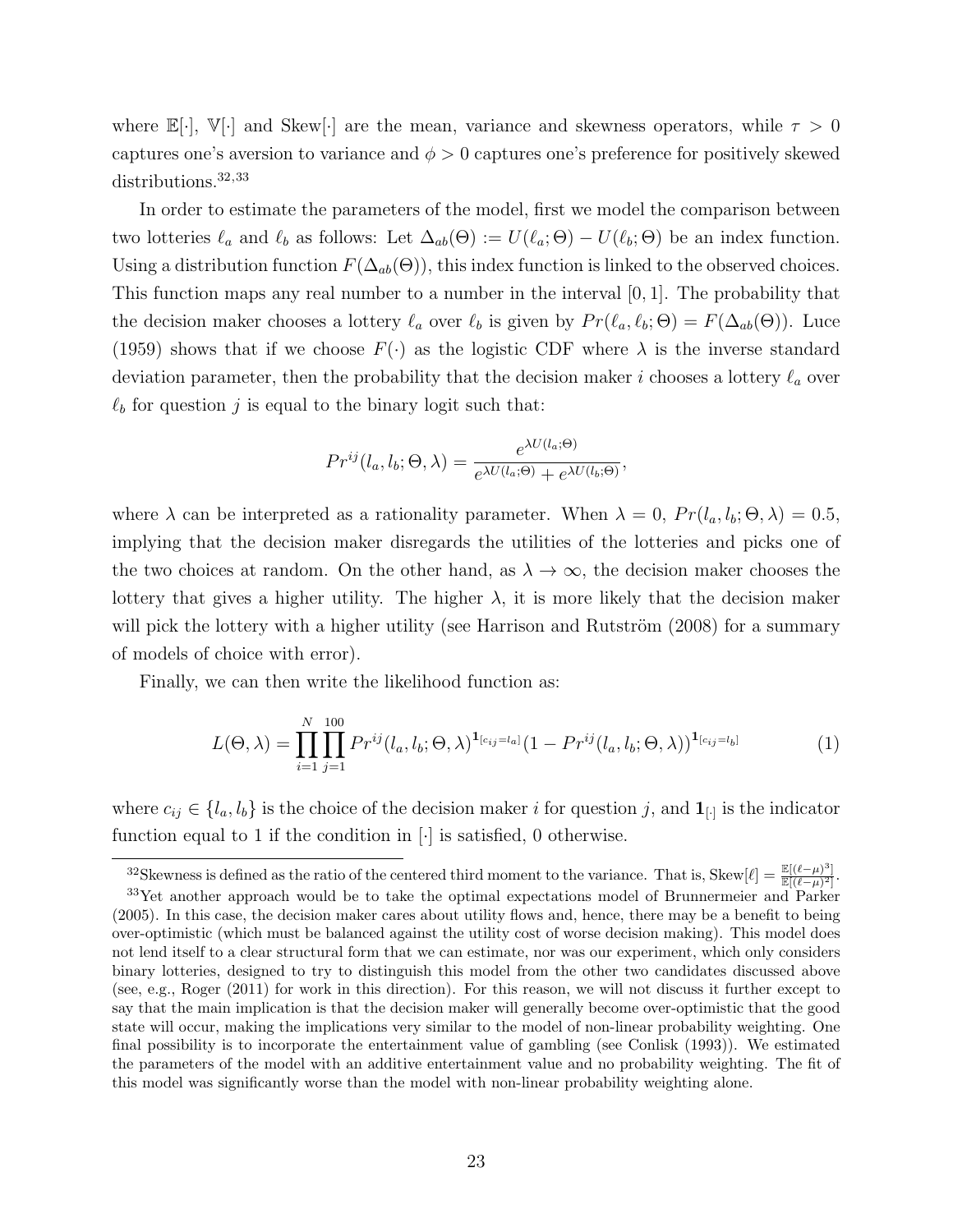where $\mathbb{E}[\cdot]$, $\mathbb{V}[\cdot]$ and Skew$[\cdot]$ are the mean, variance and skewness operators, while $\tau > 0$ captures one's aversion to variance and $\phi > 0$ captures one's preference for positively skewed distributions.[32,33]

In order to estimate the parameters of the model, first we model the comparison between two lotteries $\ell_a$ and $\ell_b$ as follows: Let $\Delta_{ab}(\Theta) := U(\ell_a; \Theta) - U(\ell_b; \Theta)$ be an index function. Using a distribution function $F(\Delta_{ab}(\Theta))$, this index function is linked to the observed choices. This function maps any real number to a number in the interval $[0, 1]$. The probability that the decision maker chooses a lottery $\ell_a$ over $\ell_b$ is given by $Pr(\ell_a, \ell_b; \Theta) = F(\Delta_{ab}(\Theta))$. Luce (1959) shows that if we choose $F(\cdot)$ as the logistic CDF where $\lambda$ is the inverse standard deviation parameter, then the probability that the decision maker $i$ chooses a lottery $\ell_a$ over $\ell_b$ for question $j$ is equal to the binary logit such that:

$$Pr^{ij}(l_a, l_b; \Theta, \lambda) = \frac{e^{\lambda U(l_a;\Theta)}}{e^{\lambda U(l_a;\Theta)} + e^{\lambda U(l_b;\Theta)}},$$

where $\lambda$ can be interpreted as a rationality parameter. When $\lambda = 0$, $Pr(l_a, l_b; \Theta, \lambda) = 0.5$, implying that the decision maker disregards the utilities of the lotteries and picks one of the two choices at random. On the other hand, as $\lambda \to \infty$, the decision maker chooses the lottery that gives a higher utility. The higher $\lambda$, it is more likely that the decision maker will pick the lottery with a higher utility (see Harrison and Rutström (2008) for a summary of models of choice with error).

Finally, we can then write the likelihood function as:

$$L(\Theta, \lambda) = \prod_{i=1}^{N} \prod_{j=1}^{100} Pr^{ij}(l_a, l_b; \Theta, \lambda)^{\mathbf{1}_{[c_{ij}=l_a]}} (1 - Pr^{ij}(l_a, l_b; \Theta, \lambda))^{\mathbf{1}_{[c_{ij}=l_b]}} \tag{1}$$

where $c_{ij} \in \{l_a, l_b\}$ is the choice of the decision maker $i$ for question $j$, and $\mathbf{1}_{[\cdot]}$ is the indicator function equal to 1 if the condition in $[\cdot]$ is satisfied, 0 otherwise.

---

[32] Skewness is defined as the ratio of the centered third moment to the variance. That is, Skew$[\ell] = \frac{\mathbb{E}[(\ell-\mu)^3]}{\mathbb{E}[(\ell-\mu)^2]}$.

[33] Yet another approach would be to take the optimal expectations model of Brunnermeier and Parker (2005). In this case, the decision maker cares about utility flows and, hence, there may be a benefit to being over-optimistic (which must be balanced against the utility cost of worse decision making). This model does not lend itself to a clear structural form that we can estimate, nor was our experiment, which only considers binary lotteries, designed to try to distinguish this model from the other two candidates discussed above (see, e.g., Roger (2011) for work in this direction). For this reason, we will not discuss it further except to say that the main implication is that the decision maker will generally become over-optimistic that the good state will occur, making the implications very similar to the model of non-linear probability weighting. One final possibility is to incorporate the entertainment value of gambling (see Conlisk (1993)). We estimated the parameters of the model with an additive entertainment value and no probability weighting. The fit of this model was significantly worse than the model with non-linear probability weighting alone.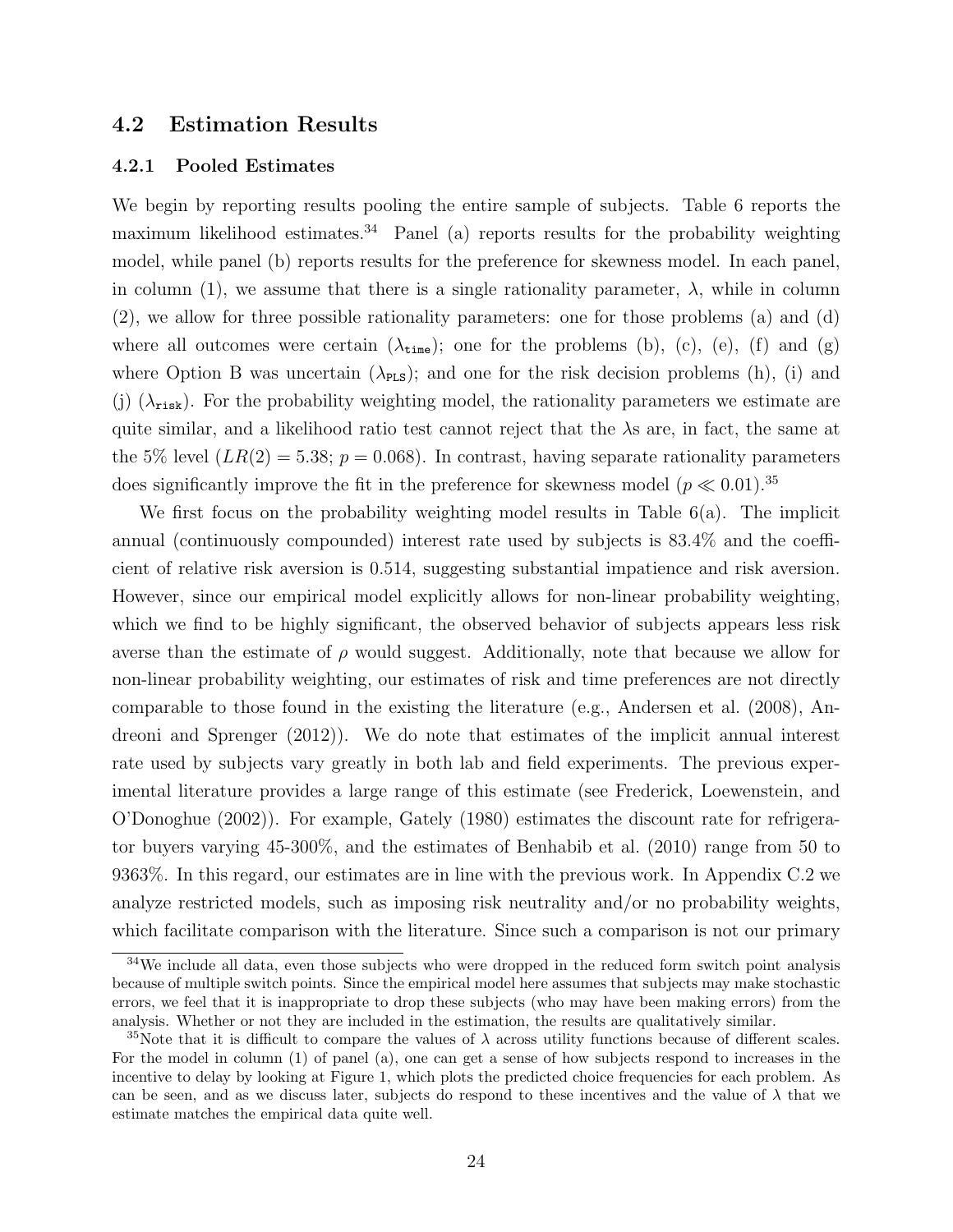## 4.2 Estimation Results

### 4.2.1 Pooled Estimates

We begin by reporting results pooling the entire sample of subjects. Table 6 reports the maximum likelihood estimates.[34] Panel (a) reports results for the probability weighting model, while panel (b) reports results for the preference for skewness model. In each panel, in column (1), we assume that there is a single rationality parameter, $\lambda$, while in column (2), we allow for three possible rationality parameters: one for those problems (a) and (d) where all outcomes were certain ($\lambda_{\texttt{time}}$); one for the problems (b), (c), (e), (f) and (g) where Option B was uncertain ($\lambda_{\texttt{PLS}}$); and one for the risk decision problems (h), (i) and (j) ($\lambda_{\texttt{risk}}$). For the probability weighting model, the rationality parameters we estimate are quite similar, and a likelihood ratio test cannot reject that the $\lambda$s are, in fact, the same at the 5% level ($LR(2) = 5.38$; $p = 0.068$). In contrast, having separate rationality parameters does significantly improve the fit in the preference for skewness model ($p \ll 0.01$).[35]

We first focus on the probability weighting model results in Table 6(a). The implicit annual (continuously compounded) interest rate used by subjects is 83.4% and the coefficient of relative risk aversion is 0.514, suggesting substantial impatience and risk aversion. However, since our empirical model explicitly allows for non-linear probability weighting, which we find to be highly significant, the observed behavior of subjects appears less risk averse than the estimate of $\rho$ would suggest. Additionally, note that because we allow for non-linear probability weighting, our estimates of risk and time preferences are not directly comparable to those found in the existing the literature (e.g., Andersen et al. (2008), Andreoni and Sprenger (2012)). We do note that estimates of the implicit annual interest rate used by subjects vary greatly in both lab and field experiments. The previous experimental literature provides a large range of this estimate (see Frederick, Loewenstein, and O'Donoghue (2002)). For example, Gately (1980) estimates the discount rate for refrigerator buyers varying 45-300%, and the estimates of Benhabib et al. (2010) range from 50 to 9363%. In this regard, our estimates are in line with the previous work. In Appendix C.2 we analyze restricted models, such as imposing risk neutrality and/or no probability weights, which facilitate comparison with the literature. Since such a comparison is not our primary

[34] We include all data, even those subjects who were dropped in the reduced form switch point analysis because of multiple switch points. Since the empirical model here assumes that subjects may make stochastic errors, we feel that it is inappropriate to drop these subjects (who may have been making errors) from the analysis. Whether or not they are included in the estimation, the results are qualitatively similar.

[35] Note that it is difficult to compare the values of $\lambda$ across utility functions because of different scales. For the model in column (1) of panel (a), one can get a sense of how subjects respond to increases in the incentive to delay by looking at Figure 1, which plots the predicted choice frequencies for each problem. As can be seen, and as we discuss later, subjects do respond to these incentives and the value of $\lambda$ that we estimate matches the empirical data quite well.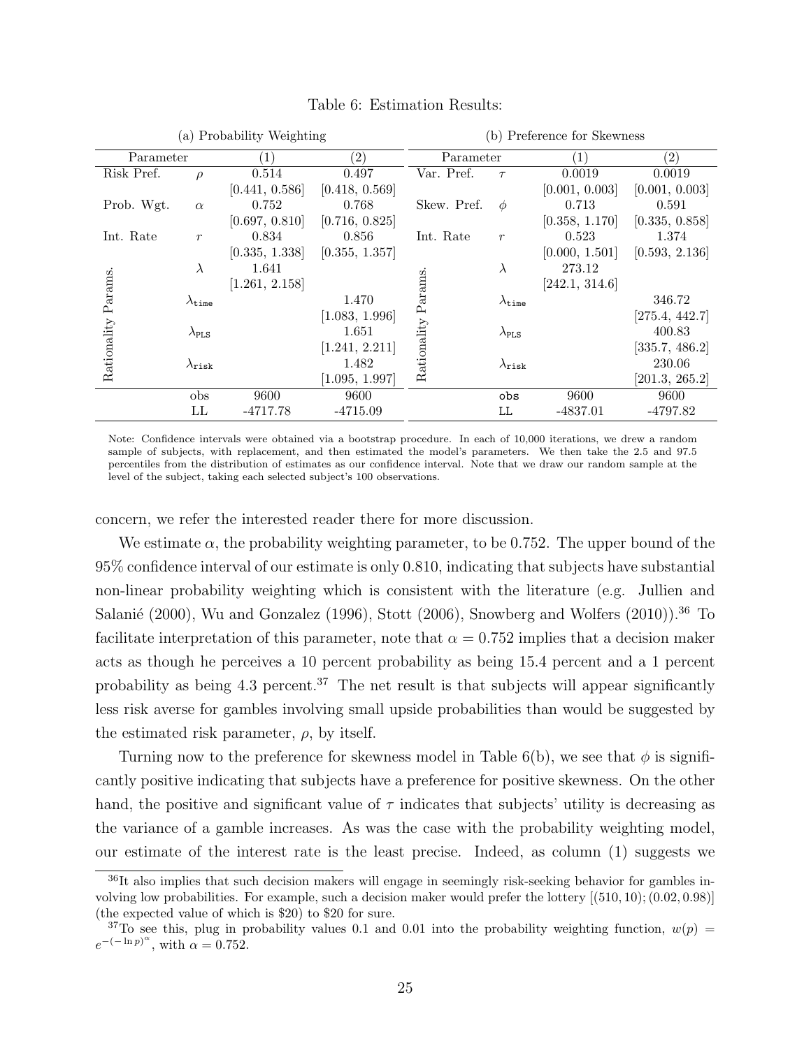Table 6: Estimation Results:

| (a) Probability Weighting | | | | (b) Preference for Skewness | | | |
|---|---|---|---|---|---|---|---|
| Parameter | | (1) | (2) | Parameter | | (1) | (2) |
| Risk Pref. | $\rho$ | 0.514 | 0.497 | Var. Pref. | $\tau$ | 0.0019 | 0.0019 |
| | | [0.441, 0.586] | [0.418, 0.569] | | | [0.001, 0.003] | [0.001, 0.003] |
| Prob. Wgt. | $\alpha$ | 0.752 | 0.768 | Skew. Pref. | $\phi$ | 0.713 | 0.591 |
| | | [0.697, 0.810] | [0.716, 0.825] | | | [0.358, 1.170] | [0.335, 0.858] |
| Int. Rate | $r$ | 0.834 | 0.856 | Int. Rate | $r$ | 0.523 | 1.374 |
| | | [0.335, 1.338] | [0.355, 1.357] | | | [0.000, 1.501] | [0.593, 2.136] |
| Rationality Params. | $\lambda$ | 1.641 | | Rationality Params. | $\lambda$ | 273.12 | |
| | | [1.261, 2.158] | | | | [242.1, 314.6] | |
| | $\lambda_{\texttt{time}}$ | | 1.470 | | $\lambda_{\texttt{time}}$ | | 346.72 |
| | | | [1.083, 1.996] | | | | [275.4, 442.7] |
| | $\lambda_{\texttt{PLS}}$ | | 1.651 | | $\lambda_{\texttt{PLS}}$ | | 400.83 |
| | | | [1.241, 2.211] | | | | [335.7, 486.2] |
| | $\lambda_{\texttt{risk}}$ | | 1.482 | | $\lambda_{\texttt{risk}}$ | | 230.06 |
| | | | [1.095, 1.997] | | | | [201.3, 265.2] |
| | obs | 9600 | 9600 | | obs | 9600 | 9600 |
| | LL | -4717.78 | -4715.09 | | LL | -4837.01 | -4797.82 |

Note: Confidence intervals were obtained via a bootstrap procedure. In each of 10,000 iterations, we drew a random sample of subjects, with replacement, and then estimated the model's parameters. We then take the 2.5 and 97.5 percentiles from the distribution of estimates as our confidence interval. Note that we draw our random sample at the level of the subject, taking each selected subject's 100 observations.

concern, we refer the interested reader there for more discussion.

We estimate $\alpha$, the probability weighting parameter, to be 0.752. The upper bound of the 95% confidence interval of our estimate is only 0.810, indicating that subjects have substantial non-linear probability weighting which is consistent with the literature (e.g. Jullien and Salanié (2000), Wu and Gonzalez (1996), Stott (2006), Snowberg and Wolfers (2010)).[36] To facilitate interpretation of this parameter, note that $\alpha = 0.752$ implies that a decision maker acts as though he perceives a 10 percent probability as being 15.4 percent and a 1 percent probability as being 4.3 percent.[37] The net result is that subjects will appear significantly less risk averse for gambles involving small upside probabilities than would be suggested by the estimated risk parameter, $\rho$, by itself.

Turning now to the preference for skewness model in Table 6(b), we see that $\phi$ is significantly positive indicating that subjects have a preference for positive skewness. On the other hand, the positive and significant value of $\tau$ indicates that subjects' utility is decreasing as the variance of a gamble increases. As was the case with the probability weighting model, our estimate of the interest rate is the least precise. Indeed, as column (1) suggests we

[36] It also implies that such decision makers will engage in seemingly risk-seeking behavior for gambles involving low probabilities. For example, such a decision maker would prefer the lottery [(510, 10); (0.02, 0.98)] (the expected value of which is \$20) to \$20 for sure.

[37] To see this, plug in probability values 0.1 and 0.01 into the probability weighting function, $w(p) = e^{-(-\ln p)^{\alpha}}$, with $\alpha = 0.752$.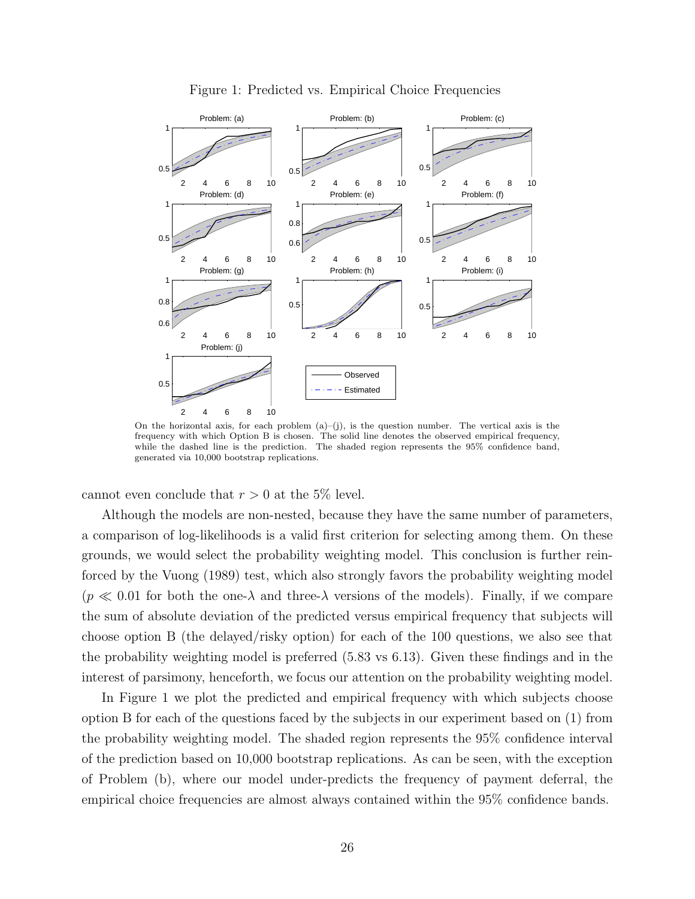Figure 1: Predicted vs. Empirical Choice Frequencies

On the horizontal axis, for each problem (a)–(j), is the question number. The vertical axis is the frequency with which Option B is chosen. The solid line denotes the observed empirical frequency, while the dashed line is the prediction. The shaded region represents the 95% confidence band, generated via 10,000 bootstrap replications.

cannot even conclude that $r > 0$ at the 5% level.

Although the models are non-nested, because they have the same number of parameters, a comparison of log-likelihoods is a valid first criterion for selecting among them. On these grounds, we would select the probability weighting model. This conclusion is further reinforced by the Vuong (1989) test, which also strongly favors the probability weighting model ($p \ll 0.01$ for both the one-$\lambda$ and three-$\lambda$ versions of the models). Finally, if we compare the sum of absolute deviation of the predicted versus empirical frequency that subjects will choose option B (the delayed/risky option) for each of the 100 questions, we also see that the probability weighting model is preferred (5.83 vs 6.13). Given these findings and in the interest of parsimony, henceforth, we focus our attention on the probability weighting model.

In Figure 1 we plot the predicted and empirical frequency with which subjects choose option B for each of the questions faced by the subjects in our experiment based on (1) from the probability weighting model. The shaded region represents the 95% confidence interval of the prediction based on 10,000 bootstrap replications. As can be seen, with the exception of Problem (b), where our model under-predicts the frequency of payment deferral, the empirical choice frequencies are almost always contained within the 95% confidence bands.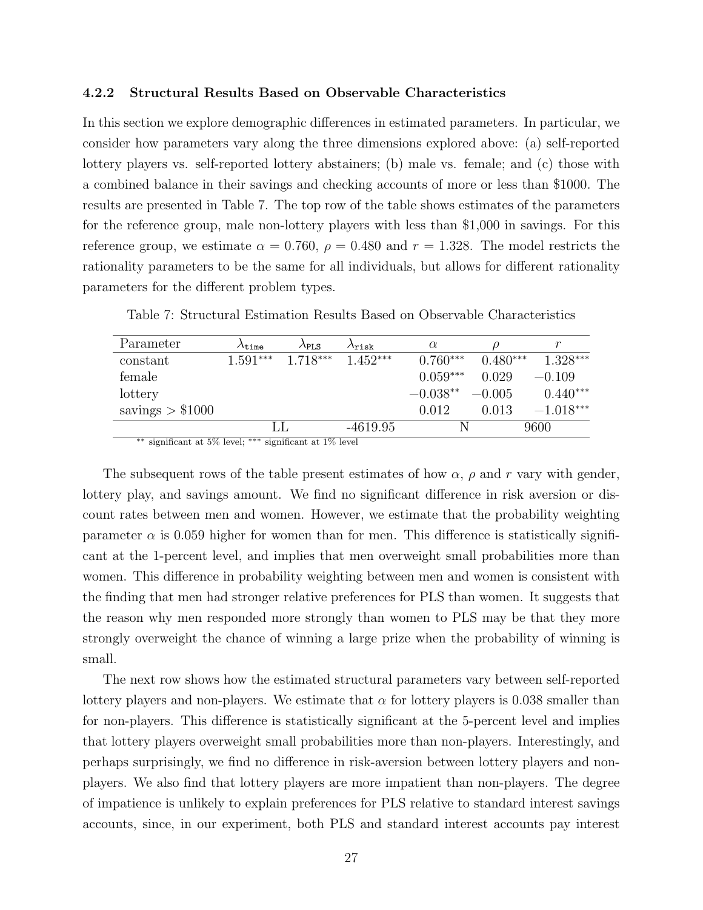#### 4.2.2 Structural Results Based on Observable Characteristics

In this section we explore demographic differences in estimated parameters. In particular, we consider how parameters vary along the three dimensions explored above: (a) self-reported lottery players vs. self-reported lottery abstainers; (b) male vs. female; and (c) those with a combined balance in their savings and checking accounts of more or less than \$1000. The results are presented in Table 7. The top row of the table shows estimates of the parameters for the reference group, male non-lottery players with less than \$1,000 in savings. For this reference group, we estimate $\alpha = 0.760$, $\rho = 0.480$ and $r = 1.328$. The model restricts the rationality parameters to be the same for all individuals, but allows for different rationality parameters for the different problem types.

Table 7: Structural Estimation Results Based on Observable Characteristics

| Parameter | $\lambda_{\texttt{time}}$ | $\lambda_{\texttt{PLS}}$ | $\lambda_{\texttt{risk}}$ | $\alpha$ | $\rho$ | $r$ |
|---|---|---|---|---|---|---|
| constant | $1.591^{***}$ | $1.718^{***}$ | $1.452^{***}$ | $0.760^{***}$ | $0.480^{***}$ | $1.328^{***}$ |
| female | | | | $0.059^{***}$ | $0.029$ | $-0.109$ |
| lottery | | | | $-0.038^{**}$ | $-0.005$ | $0.440^{***}$ |
| savings > \$1000 | | | | $0.012$ | $0.013$ | $-1.018^{***}$ |
| | LL | | -4619.95 | N | | 9600 |

$^{**}$ significant at 5% level; $^{***}$ significant at 1% level

The subsequent rows of the table present estimates of how $\alpha$, $\rho$ and $r$ vary with gender, lottery play, and savings amount. We find no significant difference in risk aversion or discount rates between men and women. However, we estimate that the probability weighting parameter $\alpha$ is 0.059 higher for women than for men. This difference is statistically significant at the 1-percent level, and implies that men overweight small probabilities more than women. This difference in probability weighting between men and women is consistent with the finding that men had stronger relative preferences for PLS than women. It suggests that the reason why men responded more strongly than women to PLS may be that they more strongly overweight the chance of winning a large prize when the probability of winning is small.

The next row shows how the estimated structural parameters vary between self-reported lottery players and non-players. We estimate that $\alpha$ for lottery players is 0.038 smaller than for non-players. This difference is statistically significant at the 5-percent level and implies that lottery players overweight small probabilities more than non-players. Interestingly, and perhaps surprisingly, we find no difference in risk-aversion between lottery players and non-players. We also find that lottery players are more impatient than non-players. The degree of impatience is unlikely to explain preferences for PLS relative to standard interest savings accounts, since, in our experiment, both PLS and standard interest accounts pay interest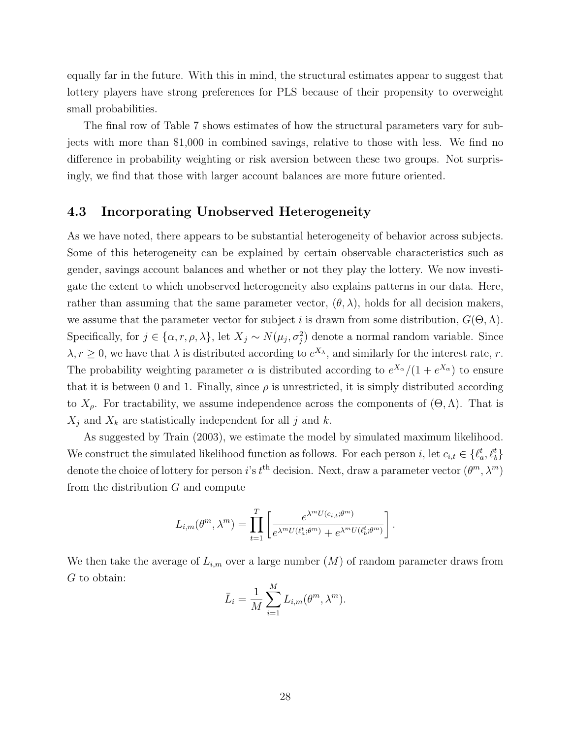equally far in the future. With this in mind, the structural estimates appear to suggest that lottery players have strong preferences for PLS because of their propensity to overweight small probabilities.

The final row of Table 7 shows estimates of how the structural parameters vary for subjects with more than \$1,000 in combined savings, relative to those with less. We find no difference in probability weighting or risk aversion between these two groups. Not surprisingly, we find that those with larger account balances are more future oriented.

## 4.3 Incorporating Unobserved Heterogeneity

As we have noted, there appears to be substantial heterogeneity of behavior across subjects. Some of this heterogeneity can be explained by certain observable characteristics such as gender, savings account balances and whether or not they play the lottery. We now investigate the extent to which unobserved heterogeneity also explains patterns in our data. Here, rather than assuming that the same parameter vector, $(\theta, \lambda)$, holds for all decision makers, we assume that the parameter vector for subject $i$ is drawn from some distribution, $G(\Theta, \Lambda)$. Specifically, for $j \in \{\alpha, r, \rho, \lambda\}$, let $X_j \sim N(\mu_j, \sigma_j^2)$ denote a normal random variable. Since $\lambda, r \geq 0$, we have that $\lambda$ is distributed according to $e^{X_\lambda}$, and similarly for the interest rate, $r$. The probability weighting parameter $\alpha$ is distributed according to $e^{X_\alpha}/(1 + e^{X_\alpha})$ to ensure that it is between 0 and 1. Finally, since $\rho$ is unrestricted, it is simply distributed according to $X_\rho$. For tractability, we assume independence across the components of $(\Theta, \Lambda)$. That is $X_j$ and $X_k$ are statistically independent for all $j$ and $k$.

As suggested by Train (2003), we estimate the model by simulated maximum likelihood. We construct the simulated likelihood function as follows. For each person $i$, let $c_{i,t} \in \{\ell_a^t, \ell_b^t\}$ denote the choice of lottery for person $i$'s $t^{\text{th}}$ decision. Next, draw a parameter vector $(\theta^m, \lambda^m)$ from the distribution $G$ and compute

$$L_{i,m}(\theta^m, \lambda^m) = \prod_{t=1}^{T} \left[ \frac{e^{\lambda^m U(c_{i,t};\theta^m)}}{e^{\lambda^m U(\ell_a^t;\theta^m)} + e^{\lambda^m U(\ell_b^t;\theta^m)}} \right].$$

We then take the average of $L_{i,m}$ over a large number $(M)$ of random parameter draws from $G$ to obtain:

$$\bar{L}_i = \frac{1}{M} \sum_{i=1}^{M} L_{i,m}(\theta^m, \lambda^m).$$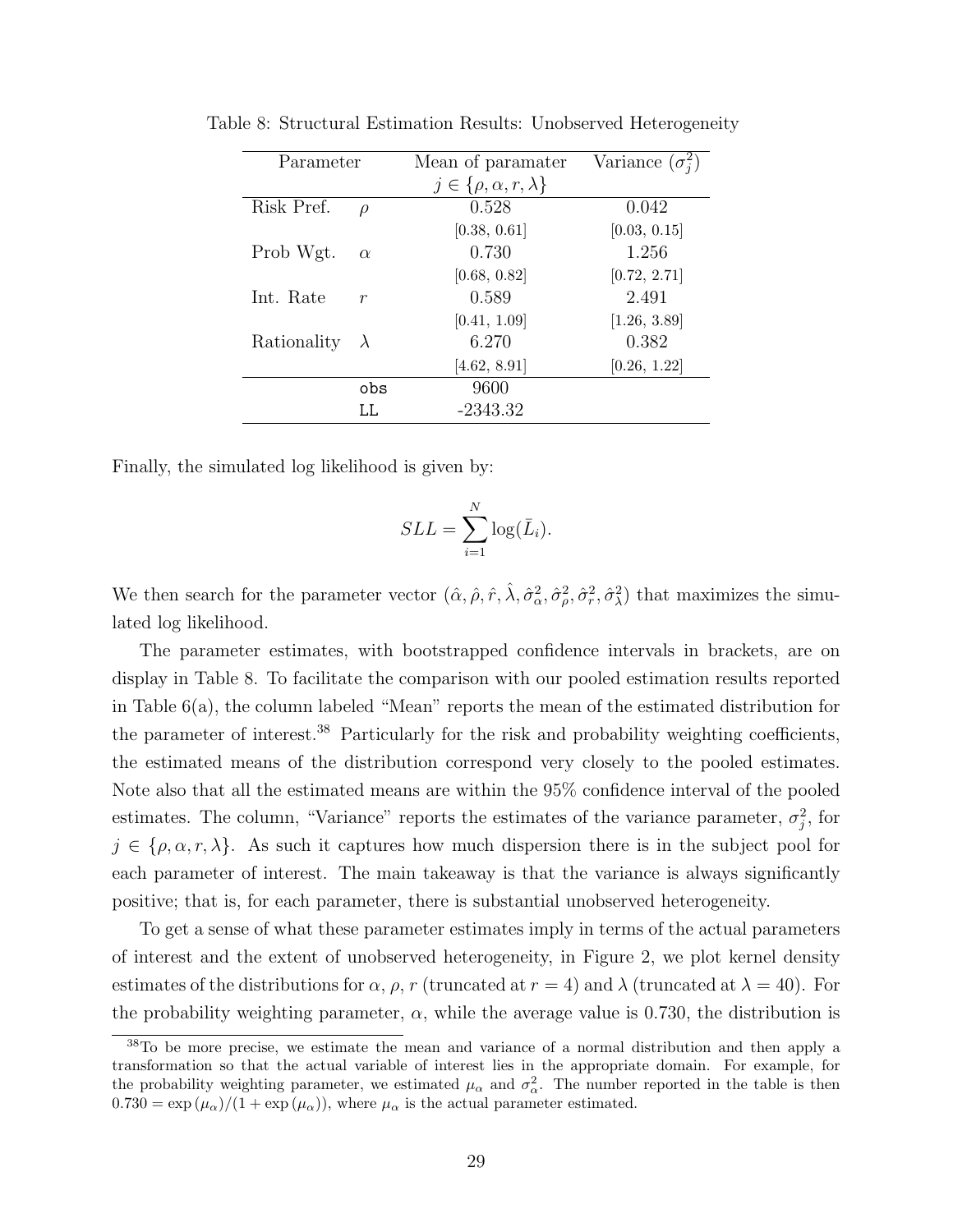Table 8: Structural Estimation Results: Unobserved Heterogeneity

| Parameter | | Mean of paramater $j \in \{\rho, \alpha, r, \lambda\}$ | Variance ($\sigma_j^2$) |
|---|---|---|---|
| Risk Pref. | $\rho$ | 0.528 | 0.042 |
| | | [0.38, 0.61] | [0.03, 0.15] |
| Prob Wgt. | $\alpha$ | 0.730 | 1.256 |
| | | [0.68, 0.82] | [0.72, 2.71] |
| Int. Rate | $r$ | 0.589 | 2.491 |
| | | [0.41, 1.09] | [1.26, 3.89] |
| Rationality | $\lambda$ | 6.270 | 0.382 |
| | | [4.62, 8.91] | [0.26, 1.22] |
| | obs | 9600 | |
| | LL | -2343.32 | |

Finally, the simulated log likelihood is given by:

$$SLL = \sum_{i=1}^{N} \log(\bar{L}_i).$$

We then search for the parameter vector $(\hat{\alpha}, \hat{\rho}, \hat{r}, \hat{\lambda}, \hat{\sigma}_\alpha^2, \hat{\sigma}_\rho^2, \hat{\sigma}_r^2, \hat{\sigma}_\lambda^2)$ that maximizes the simulated log likelihood.

The parameter estimates, with bootstrapped confidence intervals in brackets, are on display in Table 8. To facilitate the comparison with our pooled estimation results reported in Table 6(a), the column labeled "Mean" reports the mean of the estimated distribution for the parameter of interest.[38] Particularly for the risk and probability weighting coefficients, the estimated means of the distribution correspond very closely to the pooled estimates. Note also that all the estimated means are within the 95% confidence interval of the pooled estimates. The column, "Variance" reports the estimates of the variance parameter, $\sigma_j^2$, for $j \in \{\rho, \alpha, r, \lambda\}$. As such it captures how much dispersion there is in the subject pool for each parameter of interest. The main takeaway is that the variance is always significantly positive; that is, for each parameter, there is substantial unobserved heterogeneity.

To get a sense of what these parameter estimates imply in terms of the actual parameters of interest and the extent of unobserved heterogeneity, in Figure 2, we plot kernel density estimates of the distributions for $\alpha$, $\rho$, $r$ (truncated at $r = 4$) and $\lambda$ (truncated at $\lambda = 40$). For the probability weighting parameter, $\alpha$, while the average value is 0.730, the distribution is

[38] To be more precise, we estimate the mean and variance of a normal distribution and then apply a transformation so that the actual variable of interest lies in the appropriate domain. For example, for the probability weighting parameter, we estimated $\mu_\alpha$ and $\sigma_\alpha^2$. The number reported in the table is then $0.730 = \exp(\mu_\alpha)/(1 + \exp(\mu_\alpha))$, where $\mu_\alpha$ is the actual parameter estimated.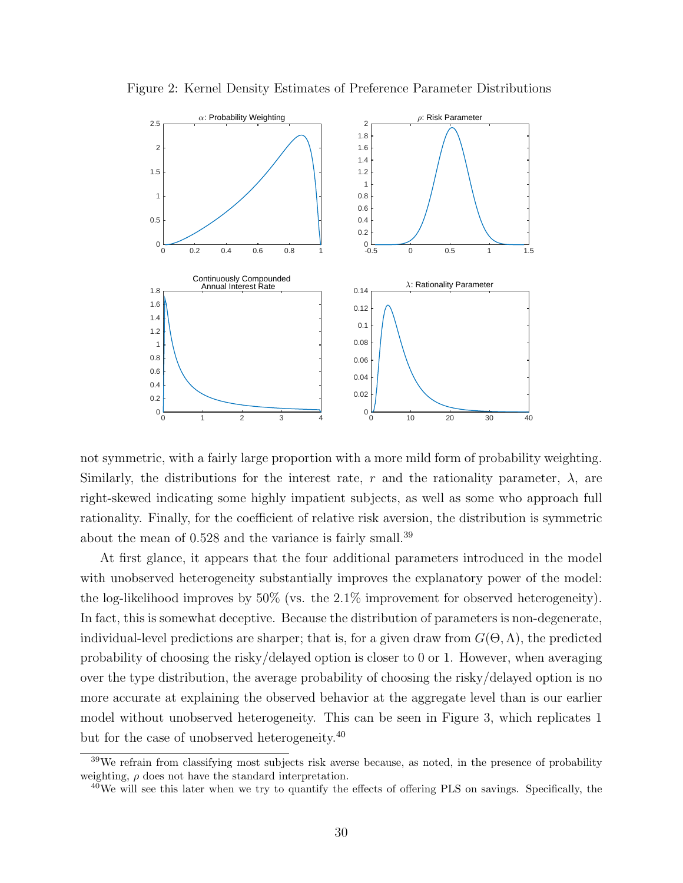Figure 2: Kernel Density Estimates of Preference Parameter Distributions

not symmetric, with a fairly large proportion with a more mild form of probability weighting. Similarly, the distributions for the interest rate, $r$ and the rationality parameter, $\lambda$, are right-skewed indicating some highly impatient subjects, as well as some who approach full rationality. Finally, for the coefficient of relative risk aversion, the distribution is symmetric about the mean of 0.528 and the variance is fairly small.[39]

At first glance, it appears that the four additional parameters introduced in the model with unobserved heterogeneity substantially improves the explanatory power of the model: the log-likelihood improves by 50% (vs. the 2.1% improvement for observed heterogeneity). In fact, this is somewhat deceptive. Because the distribution of parameters is non-degenerate, individual-level predictions are sharper; that is, for a given draw from $G(\Theta, \Lambda)$, the predicted probability of choosing the risky/delayed option is closer to 0 or 1. However, when averaging over the type distribution, the average probability of choosing the risky/delayed option is no more accurate at explaining the observed behavior at the aggregate level than is our earlier model without unobserved heterogeneity. This can be seen in Figure 3, which replicates 1 but for the case of unobserved heterogeneity.[40]

[39] We refrain from classifying most subjects risk averse because, as noted, in the presence of probability weighting, $\rho$ does not have the standard interpretation.

[40] We will see this later when we try to quantify the effects of offering PLS on savings. Specifically, the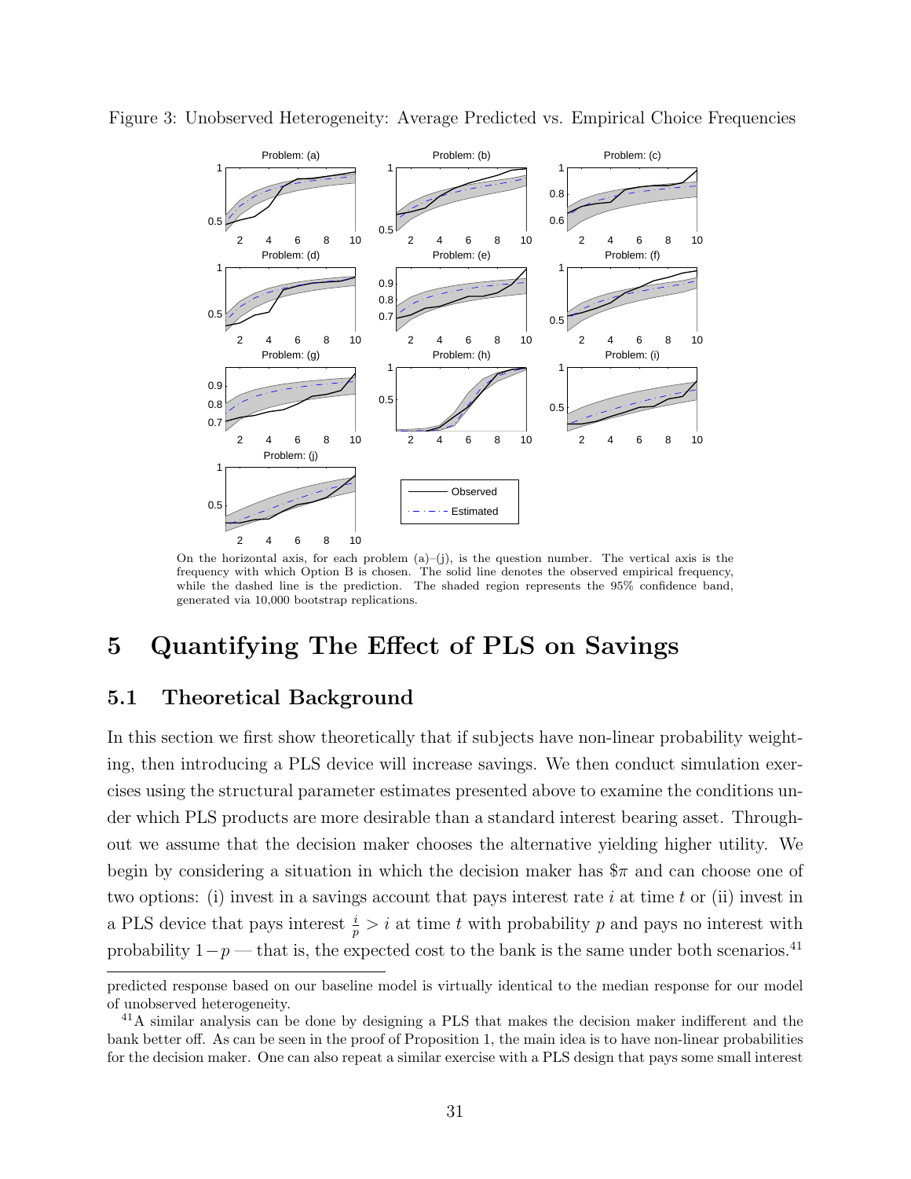Figure 3: Unobserved Heterogeneity: Average Predicted vs. Empirical Choice Frequencies

On the horizontal axis, for each problem (a)–(j), is the question number. The vertical axis is the frequency with which Option B is chosen. The solid line denotes the observed empirical frequency, while the dashed line is the prediction. The shaded region represents the 95% confidence band, generated via 10,000 bootstrap replications.

# 5 Quantifying The Effect of PLS on Savings

## 5.1 Theoretical Background

In this section we first show theoretically that if subjects have non-linear probability weighting, then introducing a PLS device will increase savings. We then conduct simulation exercises using the structural parameter estimates presented above to examine the conditions under which PLS products are more desirable than a standard interest bearing asset. Throughout we assume that the decision maker chooses the alternative yielding higher utility. We begin by considering a situation in which the decision maker has $\$\pi$ and can choose one of two options: (i) invest in a savings account that pays interest rate $i$ at time $t$ or (ii) invest in a PLS device that pays interest $\frac{i}{p} > i$ at time $t$ with probability $p$ and pays no interest with probability $1-p$ — that is, the expected cost to the bank is the same under both scenarios.[41]

predicted response based on our baseline model is virtually identical to the median response for our model of unobserved heterogeneity.

[41] A similar analysis can be done by designing a PLS that makes the decision maker indifferent and the bank better off. As can be seen in the proof of Proposition 1, the main idea is to have non-linear probabilities for the decision maker. One can also repeat a similar exercise with a PLS design that pays some small interest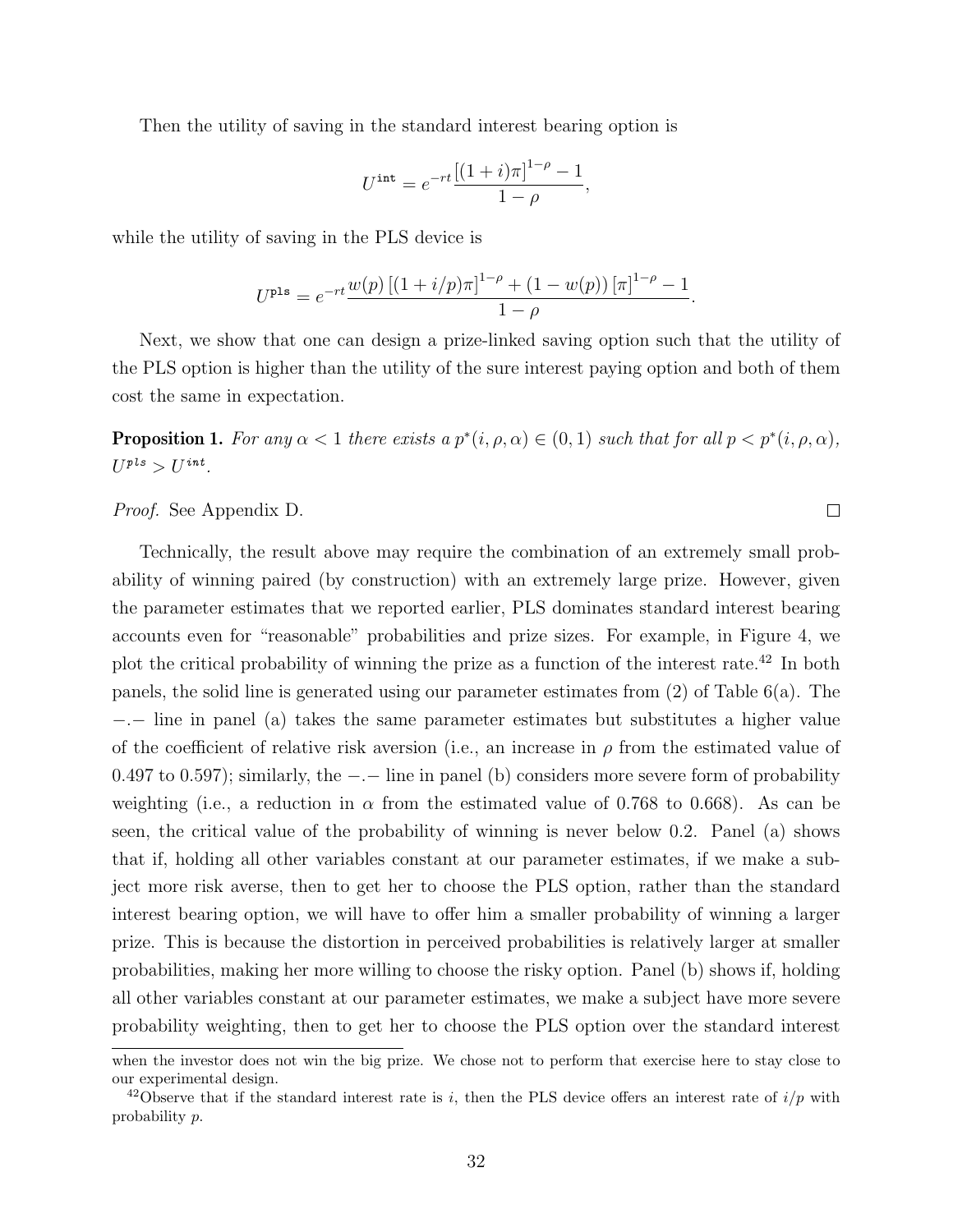Then the utility of saving in the standard interest bearing option is

$$U^{\texttt{int}} = e^{-rt}\frac{[(1+i)\pi]^{1-\rho} - 1}{1-\rho},$$

while the utility of saving in the PLS device is

$$U^{\texttt{pls}} = e^{-rt}\frac{w(p)\,[(1+i/p)\pi]^{1-\rho} + (1-w(p))\,[\pi]^{1-\rho} - 1}{1-\rho}.$$

Next, we show that one can design a prize-linked saving option such that the utility of the PLS option is higher than the utility of the sure interest paying option and both of them cost the same in expectation.

**Proposition 1.** *For any $\alpha < 1$ there exists a $p^*(i, \rho, \alpha) \in (0, 1)$ such that for all $p < p^*(i, \rho, \alpha)$, $U^{pls} > U^{int}$.*

*Proof.* See Appendix D. $\square$

Technically, the result above may require the combination of an extremely small probability of winning paired (by construction) with an extremely large prize. However, given the parameter estimates that we reported earlier, PLS dominates standard interest bearing accounts even for "reasonable" probabilities and prize sizes. For example, in Figure 4, we plot the critical probability of winning the prize as a function of the interest rate.[42] In both panels, the solid line is generated using our parameter estimates from (2) of Table 6(a). The $-.-$ line in panel (a) takes the same parameter estimates but substitutes a higher value of the coefficient of relative risk aversion (i.e., an increase in $\rho$ from the estimated value of 0.497 to 0.597); similarly, the $-.-$ line in panel (b) considers more severe form of probability weighting (i.e., a reduction in $\alpha$ from the estimated value of 0.768 to 0.668). As can be seen, the critical value of the probability of winning is never below 0.2. Panel (a) shows that if, holding all other variables constant at our parameter estimates, if we make a subject more risk averse, then to get her to choose the PLS option, rather than the standard interest bearing option, we will have to offer him a smaller probability of winning a larger prize. This is because the distortion in perceived probabilities is relatively larger at smaller probabilities, making her more willing to choose the risky option. Panel (b) shows if, holding all other variables constant at our parameter estimates, we make a subject have more severe probability weighting, then to get her to choose the PLS option over the standard interest

when the investor does not win the big prize. We chose not to perform that exercise here to stay close to our experimental design.

[42] Observe that if the standard interest rate is $i$, then the PLS device offers an interest rate of $i/p$ with probability $p$.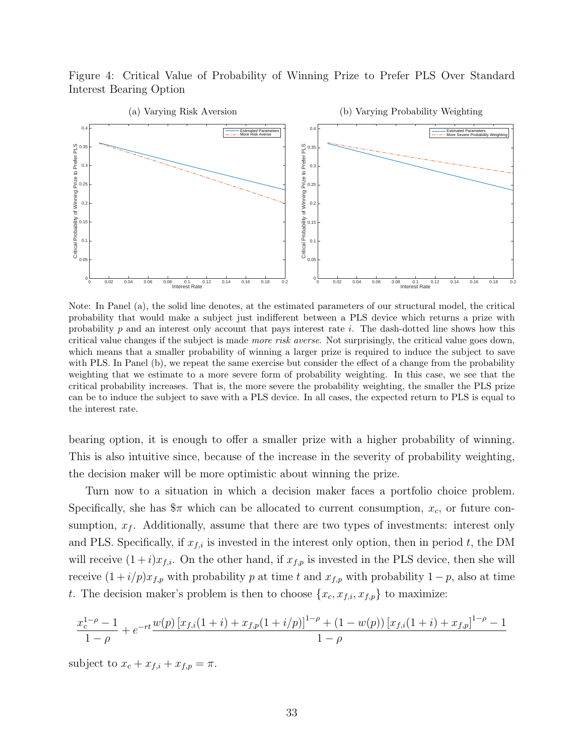Figure 4: Critical Value of Probability of Winning Prize to Prefer PLS Over Standard Interest Bearing Option

(a) Varying Risk Aversion

(b) Varying Probability Weighting

Note: In Panel (a), the solid line denotes, at the estimated parameters of our structural model, the critical probability that would make a subject just indifferent between a PLS device which returns a prize with probability $p$ and an interest only account that pays interest rate $i$. The dash-dotted line shows how this critical value changes if the subject is made *more risk averse*. Not surprisingly, the critical value goes down, which means that a smaller probability of winning a larger prize is required to induce the subject to save with PLS. In Panel (b), we repeat the same exercise but consider the effect of a change from the probability weighting that we estimate to a more severe form of probability weighting. In this case, we see that the critical probability increases. That is, the more severe the probability weighting, the smaller the PLS prize can be to induce the subject to save with a PLS device. In all cases, the expected return to PLS is equal to the interest rate.

bearing option, it is enough to offer a smaller prize with a higher probability of winning. This is also intuitive since, because of the increase in the severity of probability weighting, the decision maker will be more optimistic about winning the prize.

Turn now to a situation in which a decision maker faces a portfolio choice problem. Specifically, she has $\$\pi$ which can be allocated to current consumption, $x_c$, or future consumption, $x_f$. Additionally, assume that there are two types of investments: interest only and PLS. Specifically, if $x_{f,i}$ is invested in the interest only option, then in period $t$, the DM will receive $(1+i)x_{f,i}$. On the other hand, if $x_{f,p}$ is invested in the PLS device, then she will receive $(1+i/p)x_{f,p}$ with probability $p$ at time $t$ and $x_{f,p}$ with probability $1-p$, also at time $t$. The decision maker's problem is then to choose $\{x_c, x_{f,i}, x_{f,p}\}$ to maximize:

$$\frac{x_c^{1-\rho}-1}{1-\rho} + e^{-rt}\frac{w(p)\left[x_{f,i}(1+i)+x_{f,p}(1+i/p)\right]^{1-\rho} + (1-w(p))\left[x_{f,i}(1+i)+x_{f,p}\right]^{1-\rho} - 1}{1-\rho}$$

subject to $x_c + x_{f,i} + x_{f,p} = \pi$.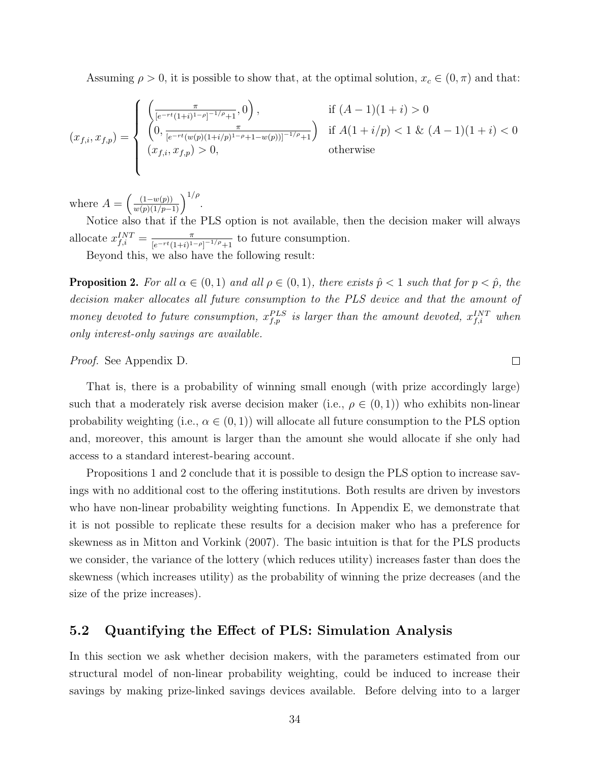Assuming $\rho > 0$, it is possible to show that, at the optimal solution, $x_c \in (0, \pi)$ and that:

$$
(x_{f,i}, x_{f,p}) = \begin{cases} \left( \frac{\pi}{[e^{-rt}(1+i)^{1-\rho}]^{-1/\rho}+1}, 0 \right), & \text{if } (A-1)(1+i) > 0 \\ \left( 0, \frac{\pi}{[e^{-rt}(w(p)(1+i/p)^{1-\rho}+1-w(p))]^{-1/\rho}+1} \right) & \text{if } A(1+i/p) < 1 \ \& \ (A-1)(1+i) < 0 \\ (x_{f,i}, x_{f,p}) > 0, & \text{otherwise} \end{cases}
$$

where $A = \left( \frac{(1-w(p))}{w(p)(1/p-1)} \right)^{1/\rho}$.

Notice also that if the PLS option is not available, then the decision maker will always allocate $x_{f,i}^{INT} = \frac{\pi}{[e^{-rt}(1+i)^{1-\rho}]^{-1/\rho}+1}$ to future consumption.

Beyond this, we also have the following result:

**Proposition 2.** *For all $\alpha \in (0, 1)$ and all $\rho \in (0, 1)$, there exists $\hat{p} < 1$ such that for $p < \hat{p}$, the decision maker allocates all future consumption to the PLS device and that the amount of money devoted to future consumption, $x_{f,p}^{PLS}$ is larger than the amount devoted, $x_{f,i}^{INT}$ when only interest-only savings are available.*

*Proof.* See Appendix D. □

That is, there is a probability of winning small enough (with prize accordingly large) such that a moderately risk averse decision maker (i.e., $\rho \in (0, 1)$) who exhibits non-linear probability weighting (i.e., $\alpha \in (0, 1)$) will allocate all future consumption to the PLS option and, moreover, this amount is larger than the amount she would allocate if she only had access to a standard interest-bearing account.

Propositions 1 and 2 conclude that it is possible to design the PLS option to increase savings with no additional cost to the offering institutions. Both results are driven by investors who have non-linear probability weighting functions. In Appendix E, we demonstrate that it is not possible to replicate these results for a decision maker who has a preference for skewness as in Mitton and Vorkink (2007). The basic intuition is that for the PLS products we consider, the variance of the lottery (which reduces utility) increases faster than does the skewness (which increases utility) as the probability of winning the prize decreases (and the size of the prize increases).

## 5.2 Quantifying the Effect of PLS: Simulation Analysis

In this section we ask whether decision makers, with the parameters estimated from our structural model of non-linear probability weighting, could be induced to increase their savings by making prize-linked savings devices available. Before delving into to a larger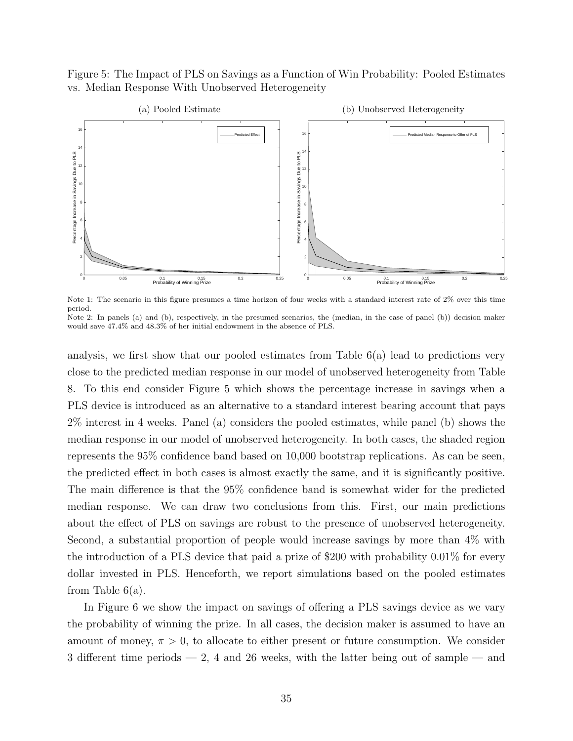Figure 5: The Impact of PLS on Savings as a Function of Win Probability: Pooled Estimates vs. Median Response With Unobserved Heterogeneity

Note 1: The scenario in this figure presumes a time horizon of four weeks with a standard interest rate of 2% over this time period.
Note 2: In panels (a) and (b), respectively, in the presumed scenarios, the (median, in the case of panel (b)) decision maker would save 47.4% and 48.3% of her initial endowment in the absence of PLS.

analysis, we first show that our pooled estimates from Table 6(a) lead to predictions very close to the predicted median response in our model of unobserved heterogeneity from Table 8. To this end consider Figure 5 which shows the percentage increase in savings when a PLS device is introduced as an alternative to a standard interest bearing account that pays 2% interest in 4 weeks. Panel (a) considers the pooled estimates, while panel (b) shows the median response in our model of unobserved heterogeneity. In both cases, the shaded region represents the 95% confidence band based on 10,000 bootstrap replications. As can be seen, the predicted effect in both cases is almost exactly the same, and it is significantly positive. The main difference is that the 95% confidence band is somewhat wider for the predicted median response. We can draw two conclusions from this. First, our main predictions about the effect of PLS on savings are robust to the presence of unobserved heterogeneity. Second, a substantial proportion of people would increase savings by more than 4% with the introduction of a PLS device that paid a prize of \$200 with probability 0.01% for every dollar invested in PLS. Henceforth, we report simulations based on the pooled estimates from Table 6(a).

In Figure 6 we show the impact on savings of offering a PLS savings device as we vary the probability of winning the prize. In all cases, the decision maker is assumed to have an amount of money, $\pi > 0$, to allocate to either present or future consumption. We consider 3 different time periods — 2, 4 and 26 weeks, with the latter being out of sample — and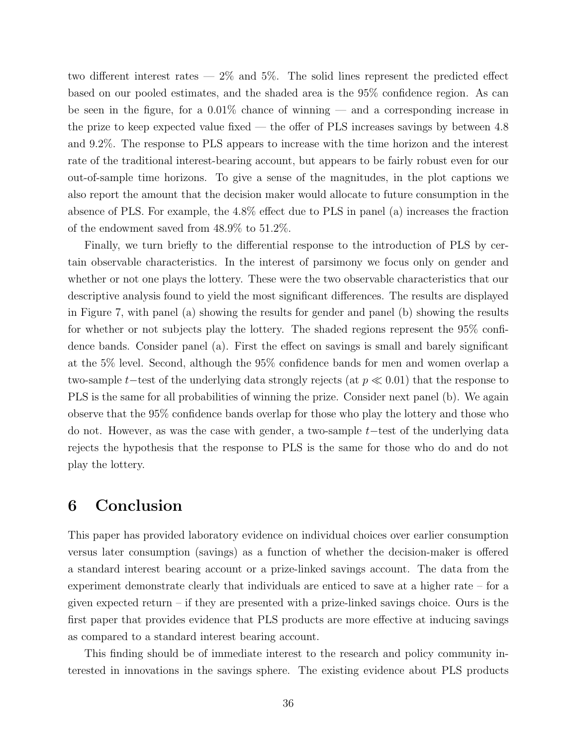two different interest rates — 2% and 5%. The solid lines represent the predicted effect based on our pooled estimates, and the shaded area is the 95% confidence region. As can be seen in the figure, for a 0.01% chance of winning — and a corresponding increase in the prize to keep expected value fixed — the offer of PLS increases savings by between 4.8 and 9.2%. The response to PLS appears to increase with the time horizon and the interest rate of the traditional interest-bearing account, but appears to be fairly robust even for our out-of-sample time horizons. To give a sense of the magnitudes, in the plot captions we also report the amount that the decision maker would allocate to future consumption in the absence of PLS. For example, the 4.8% effect due to PLS in panel (a) increases the fraction of the endowment saved from 48.9% to 51.2%.

Finally, we turn briefly to the differential response to the introduction of PLS by certain observable characteristics. In the interest of parsimony we focus only on gender and whether or not one plays the lottery. These were the two observable characteristics that our descriptive analysis found to yield the most significant differences. The results are displayed in Figure 7, with panel (a) showing the results for gender and panel (b) showing the results for whether or not subjects play the lottery. The shaded regions represent the 95% confidence bands. Consider panel (a). First the effect on savings is small and barely significant at the 5% level. Second, although the 95% confidence bands for men and women overlap a two-sample $t-$test of the underlying data strongly rejects (at $p \ll 0.01$) that the response to PLS is the same for all probabilities of winning the prize. Consider next panel (b). We again observe that the 95% confidence bands overlap for those who play the lottery and those who do not. However, as was the case with gender, a two-sample $t-$test of the underlying data rejects the hypothesis that the response to PLS is the same for those who do and do not play the lottery.

# 6 Conclusion

This paper has provided laboratory evidence on individual choices over earlier consumption versus later consumption (savings) as a function of whether the decision-maker is offered a standard interest bearing account or a prize-linked savings account. The data from the experiment demonstrate clearly that individuals are enticed to save at a higher rate – for a given expected return – if they are presented with a prize-linked savings choice. Ours is the first paper that provides evidence that PLS products are more effective at inducing savings as compared to a standard interest bearing account.

This finding should be of immediate interest to the research and policy community interested in innovations in the savings sphere. The existing evidence about PLS products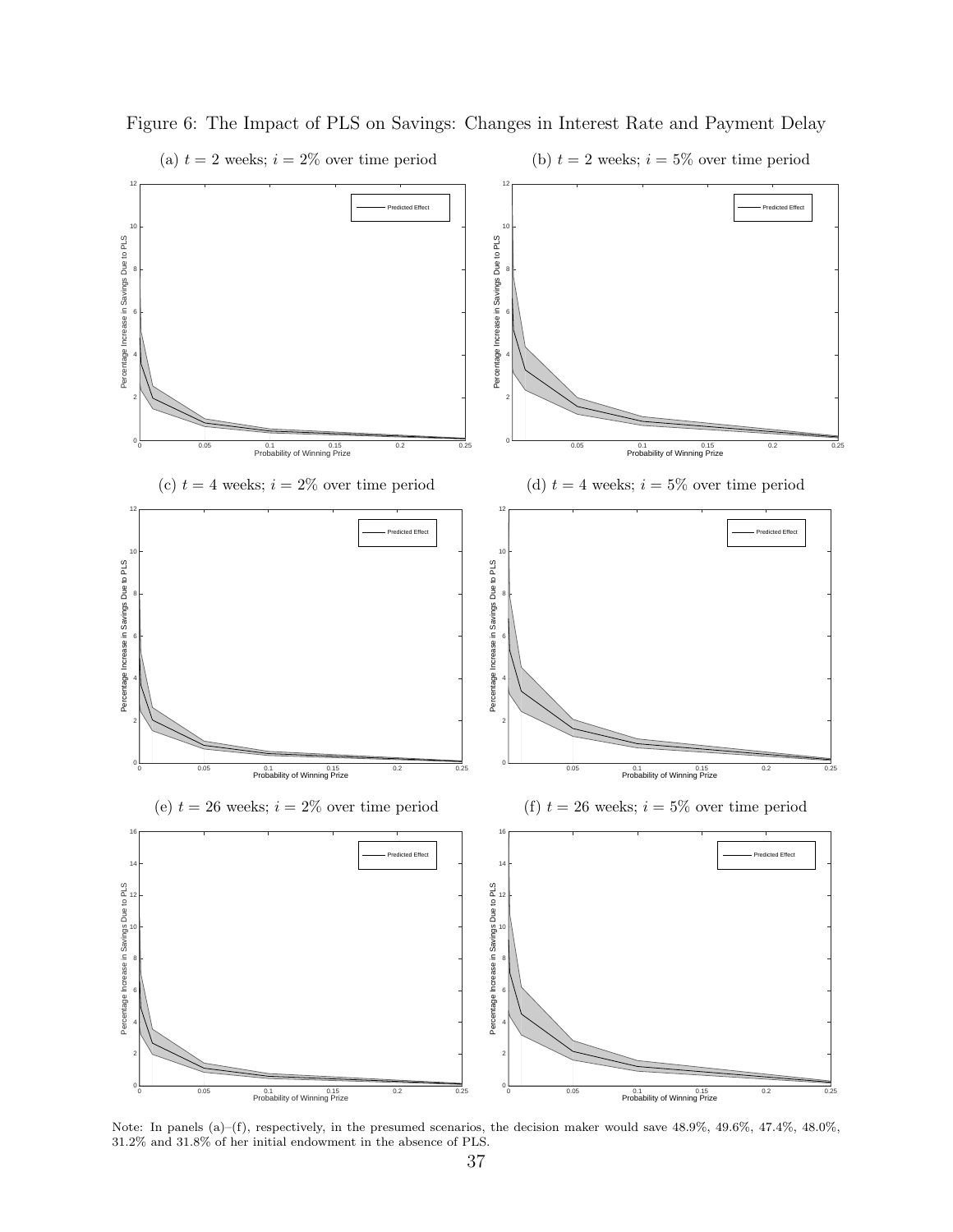Figure 6: The Impact of PLS on Savings: Changes in Interest Rate and Payment Delay

(a) $t = 2$ weeks; $i = 2\%$ over time period

(b) $t = 2$ weeks; $i = 5\%$ over time period

(c) $t = 4$ weeks; $i = 2\%$ over time period

(d) $t = 4$ weeks; $i = 5\%$ over time period

(e) $t = 26$ weeks; $i = 2\%$ over time period

(f) $t = 26$ weeks; $i = 5\%$ over time period

Note: In panels (a)–(f), respectively, in the presumed scenarios, the decision maker would save 48.9%, 49.6%, 47.4%, 48.0%, 31.2% and 31.8% of her initial endowment in the absence of PLS.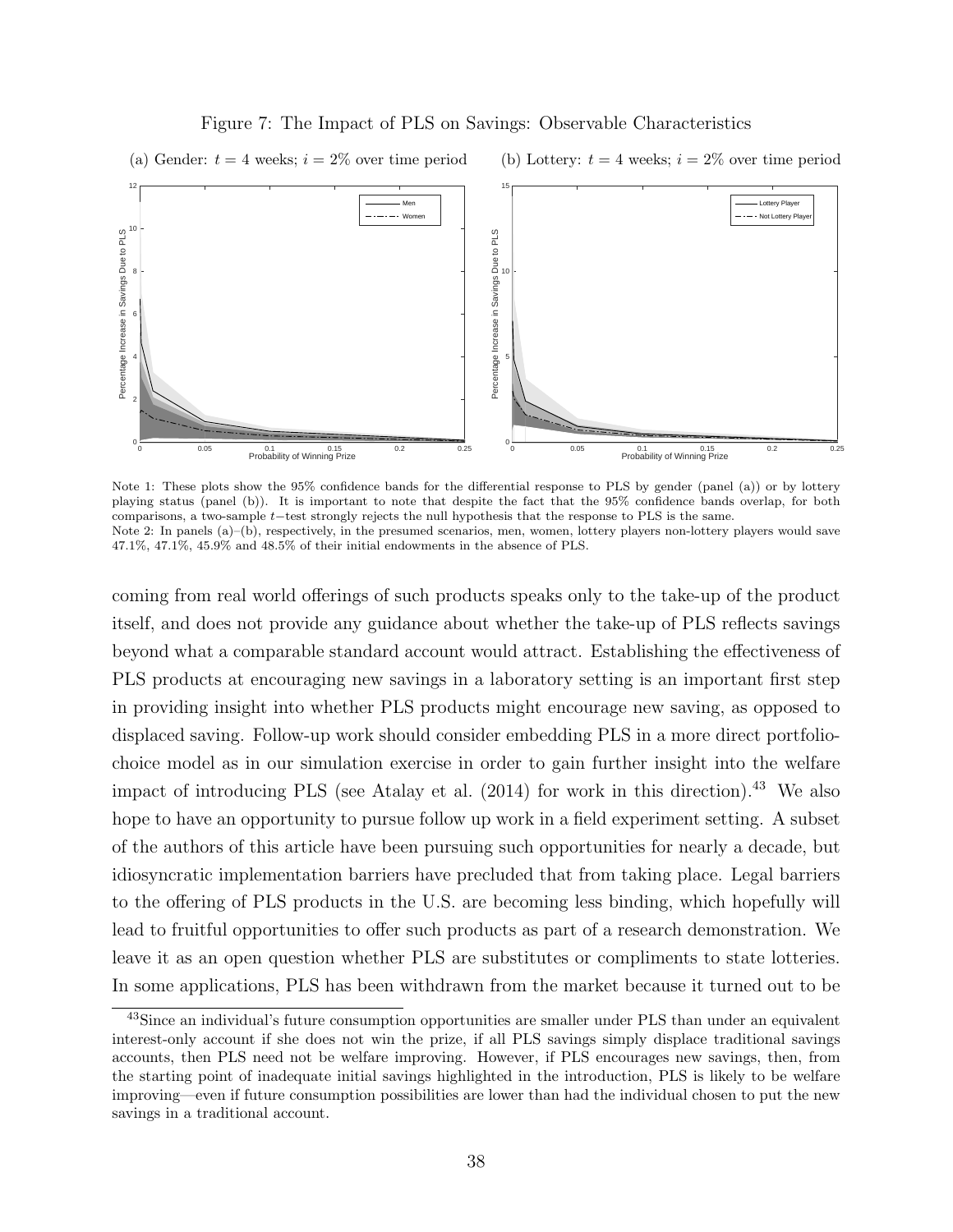Figure 7: The Impact of PLS on Savings: Observable Characteristics

(a) Gender: $t = 4$ weeks; $i = 2\%$ over time period

(b) Lottery: $t = 4$ weeks; $i = 2\%$ over time period

Note 1: These plots show the 95% confidence bands for the differential response to PLS by gender (panel (a)) or by lottery playing status (panel (b)). It is important to note that despite the fact that the 95% confidence bands overlap, for both comparisons, a two-sample $t$−test strongly rejects the null hypothesis that the response to PLS is the same.
Note 2: In panels (a)–(b), respectively, in the presumed scenarios, men, women, lottery players non-lottery players would save 47.1%, 47.1%, 45.9% and 48.5% of their initial endowments in the absence of PLS.

coming from real world offerings of such products speaks only to the take-up of the product itself, and does not provide any guidance about whether the take-up of PLS reflects savings beyond what a comparable standard account would attract. Establishing the effectiveness of PLS products at encouraging new savings in a laboratory setting is an important first step in providing insight into whether PLS products might encourage new saving, as opposed to displaced saving. Follow-up work should consider embedding PLS in a more direct portfolio-choice model as in our simulation exercise in order to gain further insight into the welfare impact of introducing PLS (see Atalay et al. (2014) for work in this direction).[43] We also hope to have an opportunity to pursue follow up work in a field experiment setting. A subset of the authors of this article have been pursuing such opportunities for nearly a decade, but idiosyncratic implementation barriers have precluded that from taking place. Legal barriers to the offering of PLS products in the U.S. are becoming less binding, which hopefully will lead to fruitful opportunities to offer such products as part of a research demonstration. We leave it as an open question whether PLS are substitutes or compliments to state lotteries. In some applications, PLS has been withdrawn from the market because it turned out to be

[43]Since an individual's future consumption opportunities are smaller under PLS than under an equivalent interest-only account if she does not win the prize, if all PLS savings simply displace traditional savings accounts, then PLS need not be welfare improving. However, if PLS encourages new savings, then, from the starting point of inadequate initial savings highlighted in the introduction, PLS is likely to be welfare improving—even if future consumption possibilities are lower than had the individual chosen to put the new savings in a traditional account.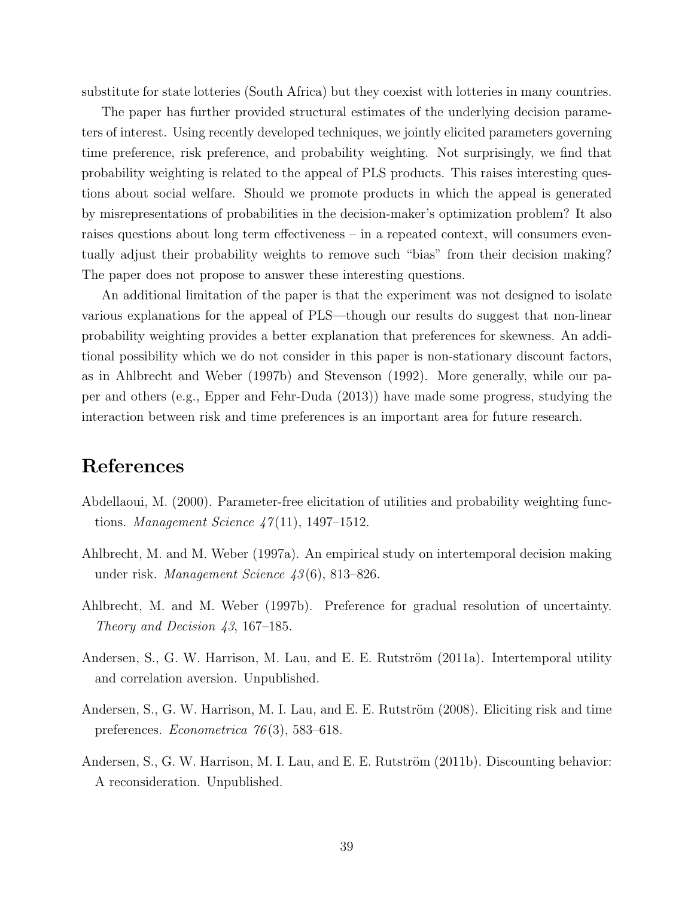substitute for state lotteries (South Africa) but they coexist with lotteries in many countries.

The paper has further provided structural estimates of the underlying decision parameters of interest. Using recently developed techniques, we jointly elicited parameters governing time preference, risk preference, and probability weighting. Not surprisingly, we find that probability weighting is related to the appeal of PLS products. This raises interesting questions about social welfare. Should we promote products in which the appeal is generated by misrepresentations of probabilities in the decision-maker's optimization problem? It also raises questions about long term effectiveness – in a repeated context, will consumers eventually adjust their probability weights to remove such "bias" from their decision making? The paper does not propose to answer these interesting questions.

An additional limitation of the paper is that the experiment was not designed to isolate various explanations for the appeal of PLS—though our results do suggest that non-linear probability weighting provides a better explanation that preferences for skewness. An additional possibility which we do not consider in this paper is non-stationary discount factors, as in Ahlbrecht and Weber (1997b) and Stevenson (1992). More generally, while our paper and others (e.g., Epper and Fehr-Duda (2013)) have made some progress, studying the interaction between risk and time preferences is an important area for future research.

# References

Abdellaoui, M. (2000). Parameter-free elicitation of utilities and probability weighting functions. *Management Science 47*(11), 1497–1512.

Ahlbrecht, M. and M. Weber (1997a). An empirical study on intertemporal decision making under risk. *Management Science 43*(6), 813–826.

Ahlbrecht, M. and M. Weber (1997b). Preference for gradual resolution of uncertainty. *Theory and Decision 43*, 167–185.

Andersen, S., G. W. Harrison, M. Lau, and E. E. Rutström (2011a). Intertemporal utility and correlation aversion. Unpublished.

Andersen, S., G. W. Harrison, M. I. Lau, and E. E. Rutström (2008). Eliciting risk and time preferences. *Econometrica 76*(3), 583–618.

Andersen, S., G. W. Harrison, M. I. Lau, and E. E. Rutström (2011b). Discounting behavior: A reconsideration. Unpublished.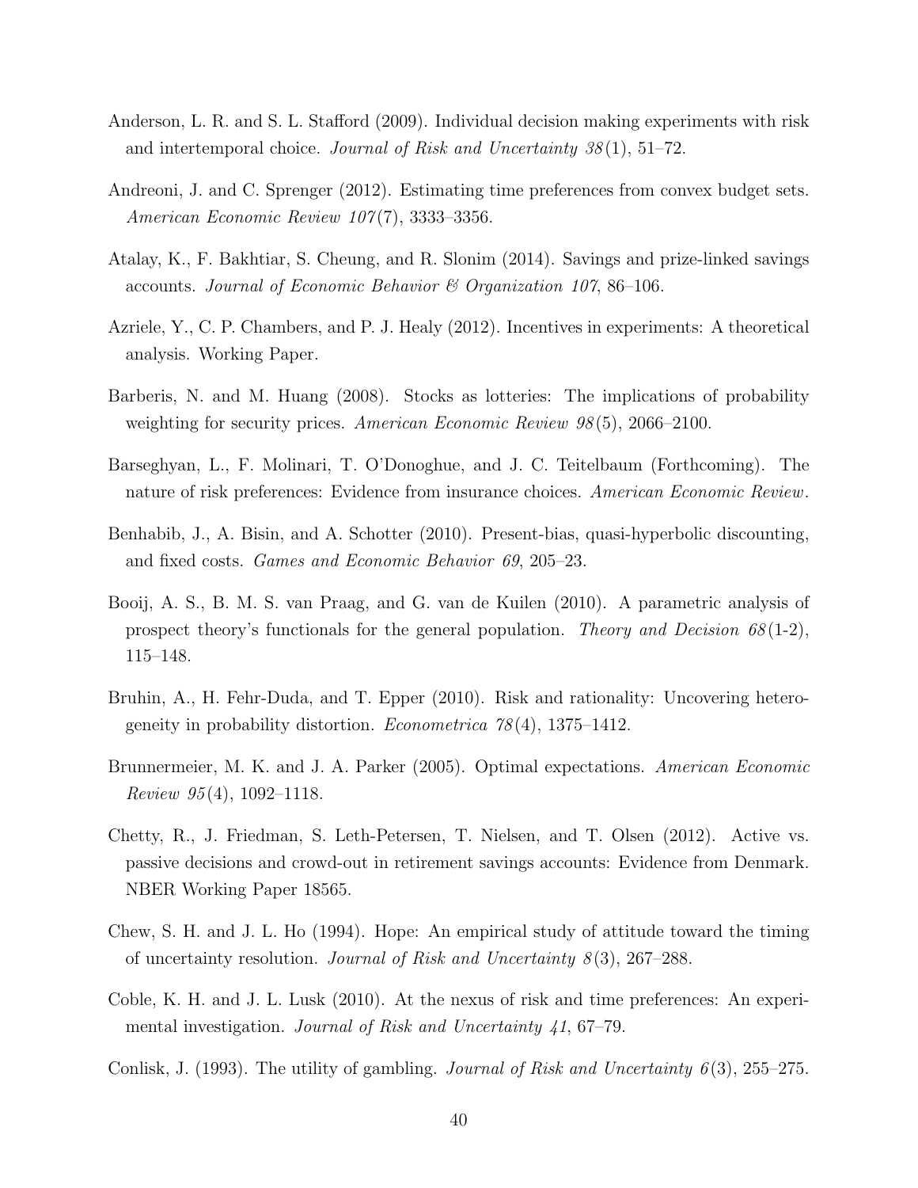Anderson, L. R. and S. L. Stafford (2009). Individual decision making experiments with risk and intertemporal choice. *Journal of Risk and Uncertainty 38*(1), 51–72.

Andreoni, J. and C. Sprenger (2012). Estimating time preferences from convex budget sets. *American Economic Review 107*(7), 3333–3356.

Atalay, K., F. Bakhtiar, S. Cheung, and R. Slonim (2014). Savings and prize-linked savings accounts. *Journal of Economic Behavior & Organization 107*, 86–106.

Azriele, Y., C. P. Chambers, and P. J. Healy (2012). Incentives in experiments: A theoretical analysis. Working Paper.

Barberis, N. and M. Huang (2008). Stocks as lotteries: The implications of probability weighting for security prices. *American Economic Review 98*(5), 2066–2100.

Barseghyan, L., F. Molinari, T. O'Donoghue, and J. C. Teitelbaum (Forthcoming). The nature of risk preferences: Evidence from insurance choices. *American Economic Review*.

Benhabib, J., A. Bisin, and A. Schotter (2010). Present-bias, quasi-hyperbolic discounting, and fixed costs. *Games and Economic Behavior 69*, 205–23.

Booij, A. S., B. M. S. van Praag, and G. van de Kuilen (2010). A parametric analysis of prospect theory's functionals for the general population. *Theory and Decision 68*(1-2), 115–148.

Bruhin, A., H. Fehr-Duda, and T. Epper (2010). Risk and rationality: Uncovering heterogeneity in probability distortion. *Econometrica 78*(4), 1375–1412.

Brunnermeier, M. K. and J. A. Parker (2005). Optimal expectations. *American Economic Review 95*(4), 1092–1118.

Chetty, R., J. Friedman, S. Leth-Petersen, T. Nielsen, and T. Olsen (2012). Active vs. passive decisions and crowd-out in retirement savings accounts: Evidence from Denmark. NBER Working Paper 18565.

Chew, S. H. and J. L. Ho (1994). Hope: An empirical study of attitude toward the timing of uncertainty resolution. *Journal of Risk and Uncertainty 8*(3), 267–288.

Coble, K. H. and J. L. Lusk (2010). At the nexus of risk and time preferences: An experimental investigation. *Journal of Risk and Uncertainty 41*, 67–79.

Conlisk, J. (1993). The utility of gambling. *Journal of Risk and Uncertainty 6*(3), 255–275.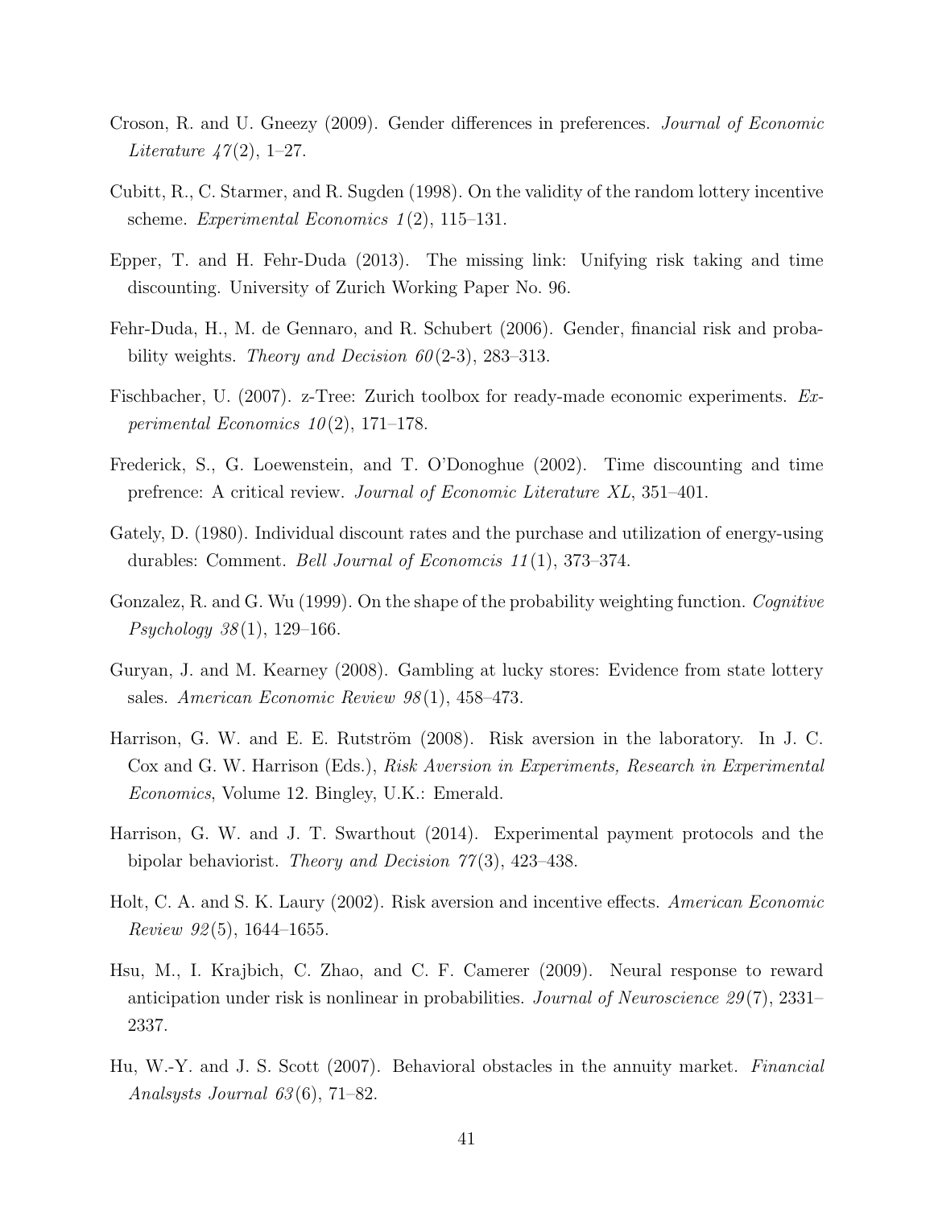Croson, R. and U. Gneezy (2009). Gender differences in preferences. *Journal of Economic Literature 47*(2), 1–27.

Cubitt, R., C. Starmer, and R. Sugden (1998). On the validity of the random lottery incentive scheme. *Experimental Economics 1*(2), 115–131.

Epper, T. and H. Fehr-Duda (2013). The missing link: Unifying risk taking and time discounting. University of Zurich Working Paper No. 96.

Fehr-Duda, H., M. de Gennaro, and R. Schubert (2006). Gender, financial risk and probability weights. *Theory and Decision 60*(2-3), 283–313.

Fischbacher, U. (2007). z-Tree: Zurich toolbox for ready-made economic experiments. *Experimental Economics 10*(2), 171–178.

Frederick, S., G. Loewenstein, and T. O'Donoghue (2002). Time discounting and time prefrence: A critical review. *Journal of Economic Literature XL*, 351–401.

Gately, D. (1980). Individual discount rates and the purchase and utilization of energy-using durables: Comment. *Bell Journal of Economcis 11*(1), 373–374.

Gonzalez, R. and G. Wu (1999). On the shape of the probability weighting function. *Cognitive Psychology 38*(1), 129–166.

Guryan, J. and M. Kearney (2008). Gambling at lucky stores: Evidence from state lottery sales. *American Economic Review 98*(1), 458–473.

Harrison, G. W. and E. E. Rutström (2008). Risk aversion in the laboratory. In J. C. Cox and G. W. Harrison (Eds.), *Risk Aversion in Experiments, Research in Experimental Economics*, Volume 12. Bingley, U.K.: Emerald.

Harrison, G. W. and J. T. Swarthout (2014). Experimental payment protocols and the bipolar behaviorist. *Theory and Decision 77*(3), 423–438.

Holt, C. A. and S. K. Laury (2002). Risk aversion and incentive effects. *American Economic Review 92*(5), 1644–1655.

Hsu, M., I. Krajbich, C. Zhao, and C. F. Camerer (2009). Neural response to reward anticipation under risk is nonlinear in probabilities. *Journal of Neuroscience 29*(7), 2331–2337.

Hu, W.-Y. and J. S. Scott (2007). Behavioral obstacles in the annuity market. *Financial Analsysts Journal 63*(6), 71–82.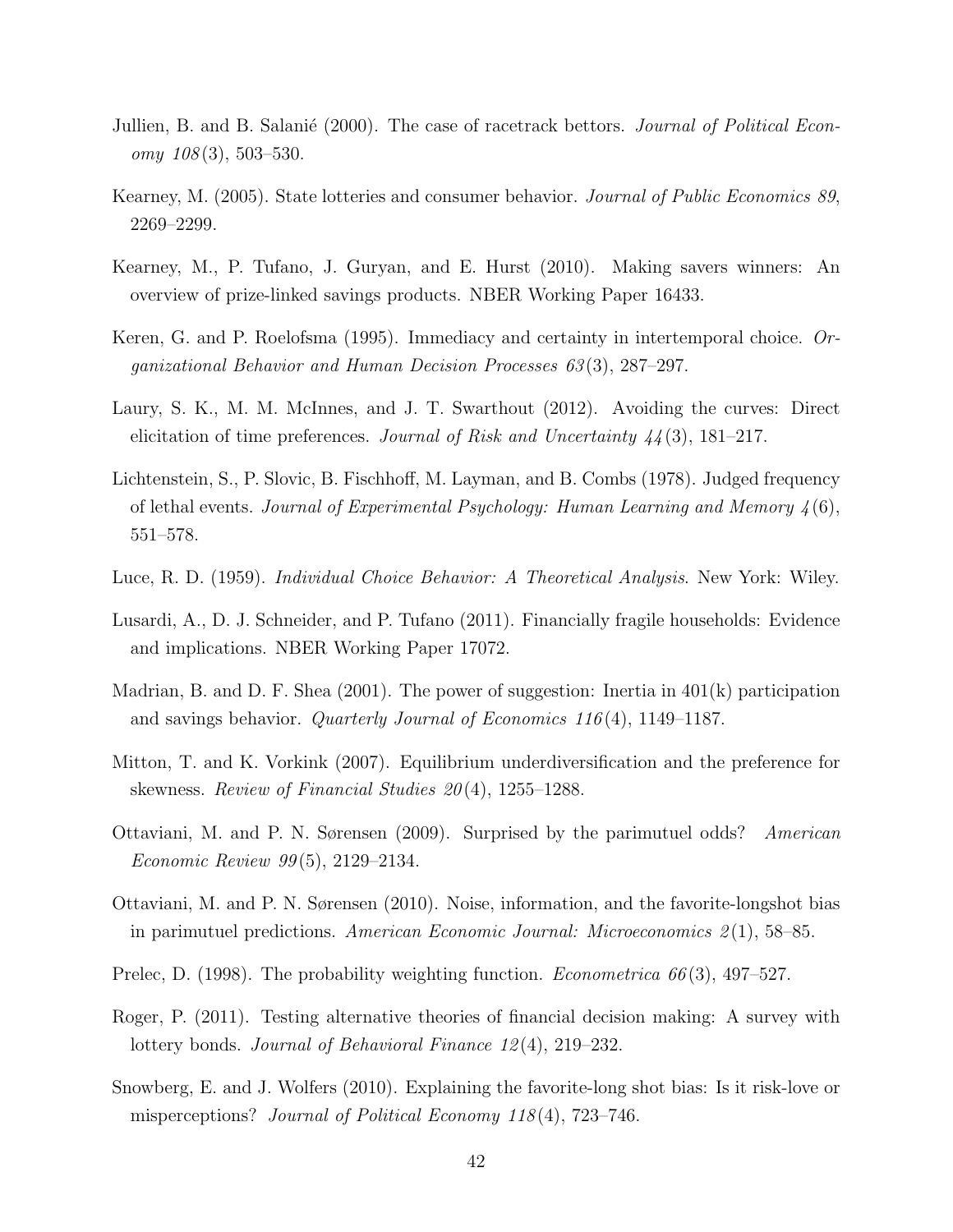Jullien, B. and B. Salanié (2000). The case of racetrack bettors. *Journal of Political Economy 108*(3), 503–530.

Kearney, M. (2005). State lotteries and consumer behavior. *Journal of Public Economics 89*, 2269–2299.

Kearney, M., P. Tufano, J. Guryan, and E. Hurst (2010). Making savers winners: An overview of prize-linked savings products. NBER Working Paper 16433.

Keren, G. and P. Roelofsma (1995). Immediacy and certainty in intertemporal choice. *Organizational Behavior and Human Decision Processes 63*(3), 287–297.

Laury, S. K., M. M. McInnes, and J. T. Swarthout (2012). Avoiding the curves: Direct elicitation of time preferences. *Journal of Risk and Uncertainty 44*(3), 181–217.

Lichtenstein, S., P. Slovic, B. Fischhoff, M. Layman, and B. Combs (1978). Judged frequency of lethal events. *Journal of Experimental Psychology: Human Learning and Memory 4*(6), 551–578.

Luce, R. D. (1959). *Individual Choice Behavior: A Theoretical Analysis*. New York: Wiley.

Lusardi, A., D. J. Schneider, and P. Tufano (2011). Financially fragile households: Evidence and implications. NBER Working Paper 17072.

Madrian, B. and D. F. Shea (2001). The power of suggestion: Inertia in 401(k) participation and savings behavior. *Quarterly Journal of Economics 116*(4), 1149–1187.

Mitton, T. and K. Vorkink (2007). Equilibrium underdiversification and the preference for skewness. *Review of Financial Studies 20*(4), 1255–1288.

Ottaviani, M. and P. N. Sørensen (2009). Surprised by the parimutuel odds? *American Economic Review 99*(5), 2129–2134.

Ottaviani, M. and P. N. Sørensen (2010). Noise, information, and the favorite-longshot bias in parimutuel predictions. *American Economic Journal: Microeconomics 2*(1), 58–85.

Prelec, D. (1998). The probability weighting function. *Econometrica 66*(3), 497–527.

Roger, P. (2011). Testing alternative theories of financial decision making: A survey with lottery bonds. *Journal of Behavioral Finance 12*(4), 219–232.

Snowberg, E. and J. Wolfers (2010). Explaining the favorite-long shot bias: Is it risk-love or misperceptions? *Journal of Political Economy 118*(4), 723–746.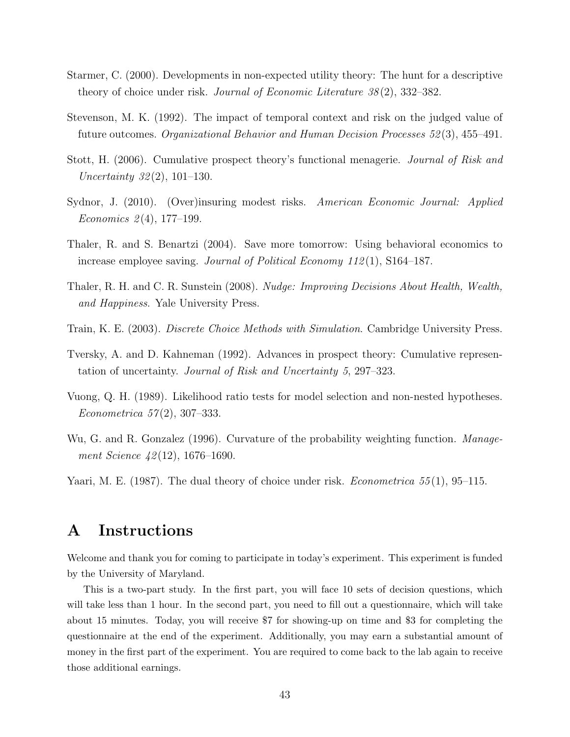Starmer, C. (2000). Developments in non-expected utility theory: The hunt for a descriptive theory of choice under risk. *Journal of Economic Literature 38*(2), 332–382.

Stevenson, M. K. (1992). The impact of temporal context and risk on the judged value of future outcomes. *Organizational Behavior and Human Decision Processes 52*(3), 455–491.

Stott, H. (2006). Cumulative prospect theory's functional menagerie. *Journal of Risk and Uncertainty 32*(2), 101–130.

Sydnor, J. (2010). (Over)insuring modest risks. *American Economic Journal: Applied Economics 2*(4), 177–199.

Thaler, R. and S. Benartzi (2004). Save more tomorrow: Using behavioral economics to increase employee saving. *Journal of Political Economy 112*(1), S164–187.

Thaler, R. H. and C. R. Sunstein (2008). *Nudge: Improving Decisions About Health, Wealth, and Happiness*. Yale University Press.

Train, K. E. (2003). *Discrete Choice Methods with Simulation*. Cambridge University Press.

Tversky, A. and D. Kahneman (1992). Advances in prospect theory: Cumulative representation of uncertainty. *Journal of Risk and Uncertainty 5*, 297–323.

Vuong, Q. H. (1989). Likelihood ratio tests for model selection and non-nested hypotheses. *Econometrica 57*(2), 307–333.

Wu, G. and R. Gonzalez (1996). Curvature of the probability weighting function. *Management Science 42*(12), 1676–1690.

Yaari, M. E. (1987). The dual theory of choice under risk. *Econometrica 55*(1), 95–115.

# A Instructions

Welcome and thank you for coming to participate in today's experiment. This experiment is funded by the University of Maryland.

This is a two-part study. In the first part, you will face 10 sets of decision questions, which will take less than 1 hour. In the second part, you need to fill out a questionnaire, which will take about 15 minutes. Today, you will receive $7 for showing-up on time and $3 for completing the questionnaire at the end of the experiment. Additionally, you may earn a substantial amount of money in the first part of the experiment. You are required to come back to the lab again to receive those additional earnings.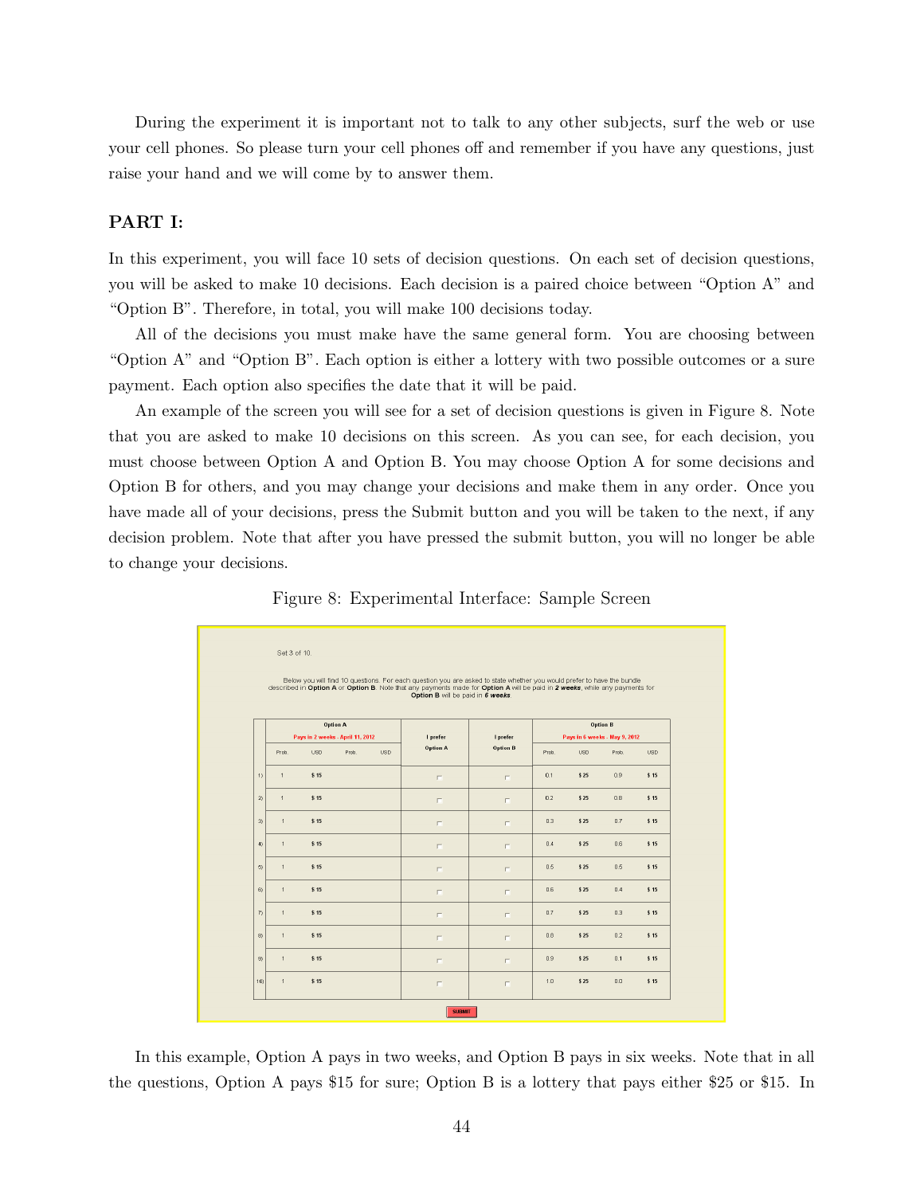During the experiment it is important not to talk to any other subjects, surf the web or use your cell phones. So please turn your cell phones off and remember if you have any questions, just raise your hand and we will come by to answer them.

## PART I:

In this experiment, you will face 10 sets of decision questions. On each set of decision questions, you will be asked to make 10 decisions. Each decision is a paired choice between "Option A" and "Option B". Therefore, in total, you will make 100 decisions today.

All of the decisions you must make have the same general form. You are choosing between "Option A" and "Option B". Each option is either a lottery with two possible outcomes or a sure payment. Each option also specifies the date that it will be paid.

An example of the screen you will see for a set of decision questions is given in Figure 8. Note that you are asked to make 10 decisions on this screen. As you can see, for each decision, you must choose between Option A and Option B. You may choose Option A for some decisions and Option B for others, and you may change your decisions and make them in any order. Once you have made all of your decisions, press the Submit button and you will be taken to the next, if any decision problem. Note that after you have pressed the submit button, you will no longer be able to change your decisions.

Figure 8: Experimental Interface: Sample Screen

Set 3 of 10.

Below you will find 10 questions. For each question you are asked to state whether you would prefer to have the bundle described in **Option A** or **Option B**. Note that any payments made for **Option A** will be paid in ***2 weeks***, while any payments for **Option B** will be paid in ***6 weeks***.

| | Option A<br>Pays in 2 weeks - April 11, 2012 | | | | I prefer Option A | I prefer Option B | Option B<br>Pays in 6 weeks - May 9, 2012 | | | |
|---|---|---|---|---|---|---|---|---|---|---|
| | Prob. | USD | Prob. | USD | | | Prob. | USD | Prob. | USD |
| 1) | 1 | $ 15 | | | ☐ | ☐ | 0.1 | $ 25 | 0.9 | $ 15 |
| 2) | 1 | $ 15 | | | ☐ | ☐ | 0.2 | $ 25 | 0.8 | $ 15 |
| 3) | 1 | $ 15 | | | ☐ | ☐ | 0.3 | $ 25 | 0.7 | $ 15 |
| 4) | 1 | $ 15 | | | ☐ | ☐ | 0.4 | $ 25 | 0.6 | $ 15 |
| 5) | 1 | $ 15 | | | ☐ | ☐ | 0.5 | $ 25 | 0.5 | $ 15 |
| 6) | 1 | $ 15 | | | ☐ | ☐ | 0.6 | $ 25 | 0.4 | $ 15 |
| 7) | 1 | $ 15 | | | ☐ | ☐ | 0.7 | $ 25 | 0.3 | $ 15 |
| 8) | 1 | $ 15 | | | ☐ | ☐ | 0.8 | $ 25 | 0.2 | $ 15 |
| 9) | 1 | $ 15 | | | ☐ | ☐ | 0.9 | $ 25 | 0.1 | $ 15 |
| 10) | 1 | $ 15 | | | ☐ | ☐ | 1.0 | $ 25 | 0.0 | $ 15 |

SUBMIT

In this example, Option A pays in two weeks, and Option B pays in six weeks. Note that in all the questions, Option A pays $15 for sure; Option B is a lottery that pays either $25 or $15. In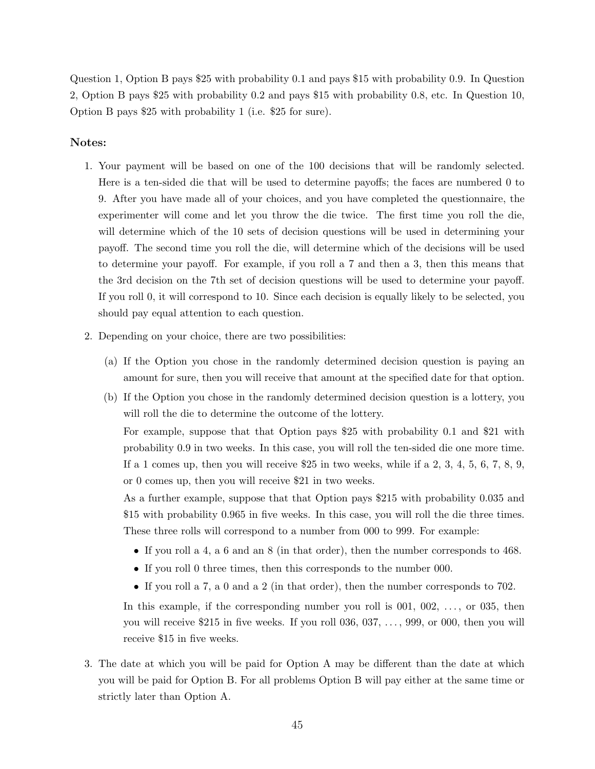Question 1, Option B pays $25 with probability 0.1 and pays $15 with probability 0.9. In Question 2, Option B pays $25 with probability 0.2 and pays $15 with probability 0.8, etc. In Question 10, Option B pays $25 with probability 1 (i.e. $25 for sure).

### Notes:

1. Your payment will be based on one of the 100 decisions that will be randomly selected. Here is a ten-sided die that will be used to determine payoffs; the faces are numbered 0 to 9. After you have made all of your choices, and you have completed the questionnaire, the experimenter will come and let you throw the die twice. The first time you roll the die, will determine which of the 10 sets of decision questions will be used in determining your payoff. The second time you roll the die, will determine which of the decisions will be used to determine your payoff. For example, if you roll a 7 and then a 3, then this means that the 3rd decision on the 7th set of decision questions will be used to determine your payoff. If you roll 0, it will correspond to 10. Since each decision is equally likely to be selected, you should pay equal attention to each question.

2. Depending on your choice, there are two possibilities:

   (a) If the Option you chose in the randomly determined decision question is paying an amount for sure, then you will receive that amount at the specified date for that option.

   (b) If the Option you chose in the randomly determined decision question is a lottery, you will roll the die to determine the outcome of the lottery.

   For example, suppose that that Option pays $25 with probability 0.1 and $21 with probability 0.9 in two weeks. In this case, you will roll the ten-sided die one more time. If a 1 comes up, then you will receive $25 in two weeks, while if a 2, 3, 4, 5, 6, 7, 8, 9, or 0 comes up, then you will receive $21 in two weeks.

   As a further example, suppose that that Option pays $215 with probability 0.035 and $15 with probability 0.965 in five weeks. In this case, you will roll the die three times. These three rolls will correspond to a number from 000 to 999. For example:

   - If you roll a 4, a 6 and an 8 (in that order), then the number corresponds to 468.
   - If you roll 0 three times, then this corresponds to the number 000.
   - If you roll a 7, a 0 and a 2 (in that order), then the number corresponds to 702.

   In this example, if the corresponding number you roll is 001, 002, ..., or 035, then you will receive $215 in five weeks. If you roll 036, 037, ..., 999, or 000, then you will receive $15 in five weeks.

3. The date at which you will be paid for Option A may be different than the date at which you will be paid for Option B. For all problems Option B will pay either at the same time or strictly later than Option A.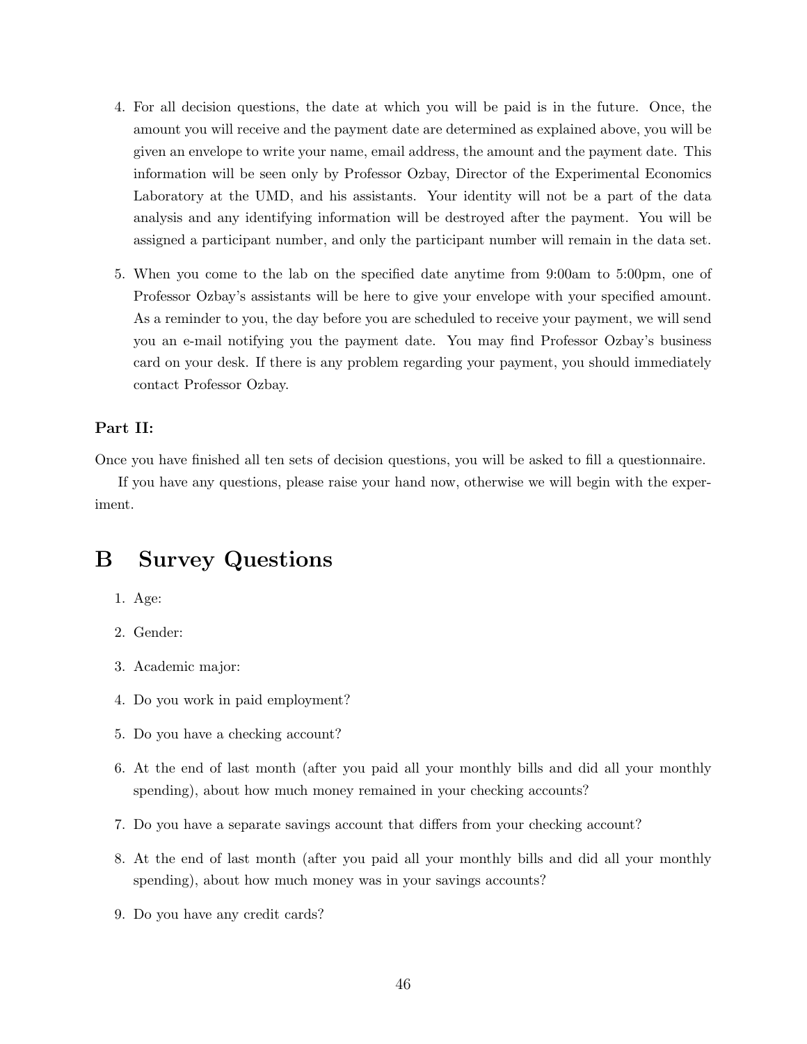4. For all decision questions, the date at which you will be paid is in the future. Once, the amount you will receive and the payment date are determined as explained above, you will be given an envelope to write your name, email address, the amount and the payment date. This information will be seen only by Professor Ozbay, Director of the Experimental Economics Laboratory at the UMD, and his assistants. Your identity will not be a part of the data analysis and any identifying information will be destroyed after the payment. You will be assigned a participant number, and only the participant number will remain in the data set.

5. When you come to the lab on the specified date anytime from 9:00am to 5:00pm, one of Professor Ozbay's assistants will be here to give your envelope with your specified amount. As a reminder to you, the day before you are scheduled to receive your payment, we will send you an e-mail notifying you the payment date. You may find Professor Ozbay's business card on your desk. If there is any problem regarding your payment, you should immediately contact Professor Ozbay.

**Part II:**

Once you have finished all ten sets of decision questions, you will be asked to fill a questionnaire.

If you have any questions, please raise your hand now, otherwise we will begin with the experiment.

# B Survey Questions

1. Age:
2. Gender:
3. Academic major:
4. Do you work in paid employment?
5. Do you have a checking account?
6. At the end of last month (after you paid all your monthly bills and did all your monthly spending), about how much money remained in your checking accounts?
7. Do you have a separate savings account that differs from your checking account?
8. At the end of last month (after you paid all your monthly bills and did all your monthly spending), about how much money was in your savings accounts?
9. Do you have any credit cards?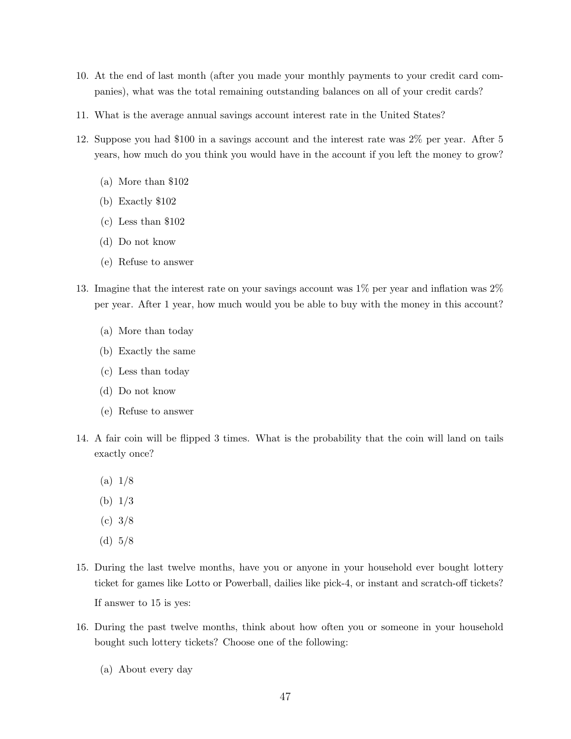10. At the end of last month (after you made your monthly payments to your credit card companies), what was the total remaining outstanding balances on all of your credit cards?

11. What is the average annual savings account interest rate in the United States?

12. Suppose you had $100 in a savings account and the interest rate was 2% per year. After 5 years, how much do you think you would have in the account if you left the money to grow?

    (a) More than $102

    (b) Exactly $102

    (c) Less than $102

    (d) Do not know

    (e) Refuse to answer

13. Imagine that the interest rate on your savings account was 1% per year and inflation was 2% per year. After 1 year, how much would you be able to buy with the money in this account?

    (a) More than today

    (b) Exactly the same

    (c) Less than today

    (d) Do not know

    (e) Refuse to answer

14. A fair coin will be flipped 3 times. What is the probability that the coin will land on tails exactly once?

    (a) 1/8

    (b) 1/3

    (c) 3/8

    (d) 5/8

15. During the last twelve months, have you or anyone in your household ever bought lottery ticket for games like Lotto or Powerball, dailies like pick-4, or instant and scratch-off tickets?

    If answer to 15 is yes:

16. During the past twelve months, think about how often you or someone in your household bought such lottery tickets? Choose one of the following:

    (a) About every day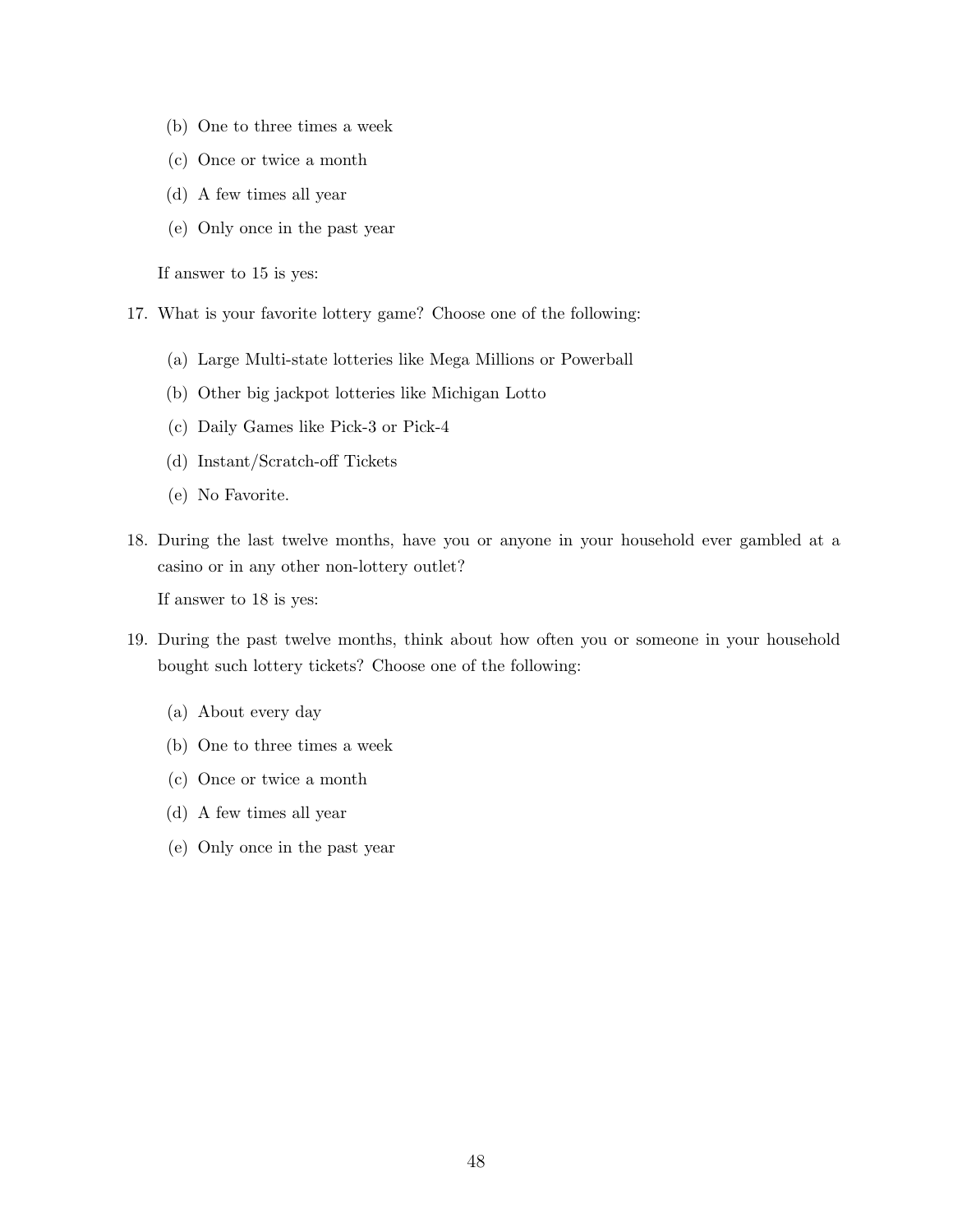(b) One to three times a week

(c) Once or twice a month

(d) A few times all year

(e) Only once in the past year

If answer to 15 is yes:

17. What is your favorite lottery game? Choose one of the following:

    (a) Large Multi-state lotteries like Mega Millions or Powerball

    (b) Other big jackpot lotteries like Michigan Lotto

    (c) Daily Games like Pick-3 or Pick-4

    (d) Instant/Scratch-off Tickets

    (e) No Favorite.

18. During the last twelve months, have you or anyone in your household ever gambled at a casino or in any other non-lottery outlet?

    If answer to 18 is yes:

19. During the past twelve months, think about how often you or someone in your household bought such lottery tickets? Choose one of the following:

    (a) About every day

    (b) One to three times a week

    (c) Once or twice a month

    (d) A few times all year

    (e) Only once in the past year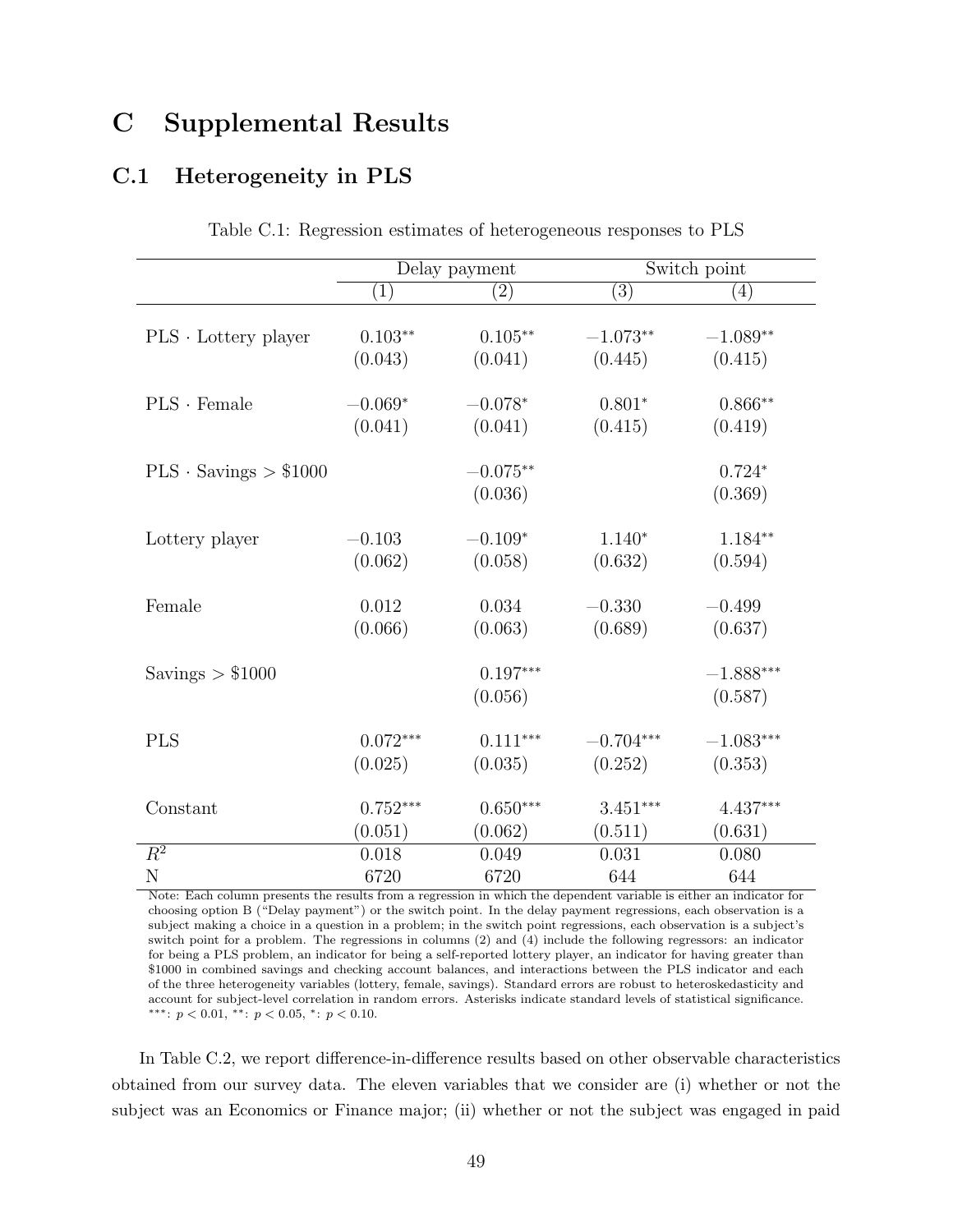# C Supplemental Results

## C.1 Heterogeneity in PLS

Table C.1: Regression estimates of heterogeneous responses to PLS

| | Delay payment | | Switch point | |
|---|---|---|---|---|
| | (1) | (2) | (3) | (4) |
| PLS · Lottery player | 0.103** | 0.105** | −1.073** | −1.089** |
| | (0.043) | (0.041) | (0.445) | (0.415) |
| PLS · Female | −0.069* | −0.078* | 0.801* | 0.866** |
| | (0.041) | (0.041) | (0.415) | (0.419) |
| PLS · Savings > $1000 | | −0.075** | | 0.724* |
| | | (0.036) | | (0.369) |
| Lottery player | −0.103 | −0.109* | 1.140* | 1.184** |
| | (0.062) | (0.058) | (0.632) | (0.594) |
| Female | 0.012 | 0.034 | −0.330 | −0.499 |
| | (0.066) | (0.063) | (0.689) | (0.637) |
| Savings > $1000 | | 0.197*** | | −1.888*** |
| | | (0.056) | | (0.587) |
| PLS | 0.072*** | 0.111*** | −0.704*** | −1.083*** |
| | (0.025) | (0.035) | (0.252) | (0.353) |
| Constant | 0.752*** | 0.650*** | 3.451*** | 4.437*** |
| | (0.051) | (0.062) | (0.511) | (0.631) |
| $R^2$ | 0.018 | 0.049 | 0.031 | 0.080 |
| N | 6720 | 6720 | 644 | 644 |

Note: Each column presents the results from a regression in which the dependent variable is either an indicator for choosing option B ("Delay payment") or the switch point. In the delay payment regressions, each observation is a subject making a choice in a question in a problem; in the switch point regressions, each observation is a subject's switch point for a problem. The regressions in columns (2) and (4) include the following regressors: an indicator for being a PLS problem, an indicator for being a self-reported lottery player, an indicator for having greater than $1000 in combined savings and checking account balances, and interactions between the PLS indicator and each of the three heterogeneity variables (lottery, female, savings). Standard errors are robust to heteroskedasticity and account for subject-level correlation in random errors. Asterisks indicate standard levels of statistical significance. ***: $p < 0.01$, **: $p < 0.05$, *: $p < 0.10$.

In Table C.2, we report difference-in-difference results based on other observable characteristics obtained from our survey data. The eleven variables that we consider are (i) whether or not the subject was an Economics or Finance major; (ii) whether or not the subject was engaged in paid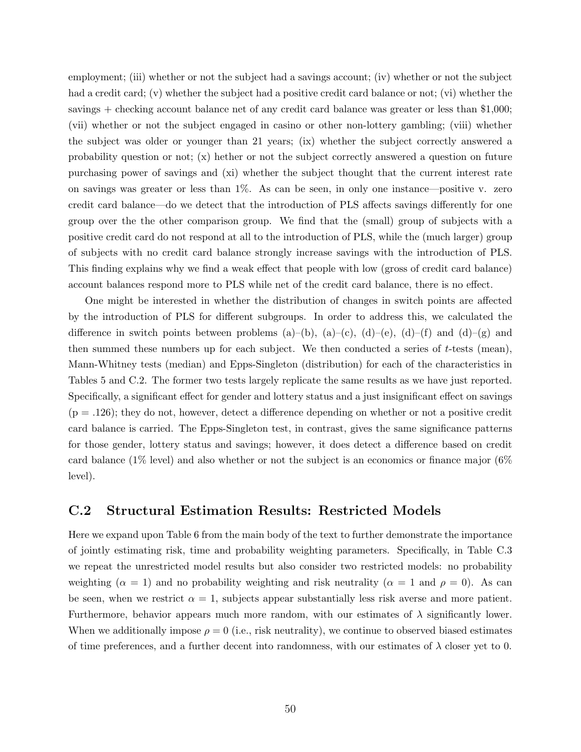employment; (iii) whether or not the subject had a savings account; (iv) whether or not the subject had a credit card; (v) whether the subject had a positive credit card balance or not; (vi) whether the savings + checking account balance net of any credit card balance was greater or less than \$1,000; (vii) whether or not the subject engaged in casino or other non-lottery gambling; (viii) whether the subject was older or younger than 21 years; (ix) whether the subject correctly answered a probability question or not; (x) hether or not the subject correctly answered a question on future purchasing power of savings and (xi) whether the subject thought that the current interest rate on savings was greater or less than 1%. As can be seen, in only one instance—positive v. zero credit card balance—do we detect that the introduction of PLS affects savings differently for one group over the the other comparison group. We find that the (small) group of subjects with a positive credit card do not respond at all to the introduction of PLS, while the (much larger) group of subjects with no credit card balance strongly increase savings with the introduction of PLS. This finding explains why we find a weak effect that people with low (gross of credit card balance) account balances respond more to PLS while net of the credit card balance, there is no effect.

One might be interested in whether the distribution of changes in switch points are affected by the introduction of PLS for different subgroups. In order to address this, we calculated the difference in switch points between problems (a)–(b), (a)–(c), (d)–(e), (d)–(f) and (d)–(g) and then summed these numbers up for each subject. We then conducted a series of $t$-tests (mean), Mann-Whitney tests (median) and Epps-Singleton (distribution) for each of the characteristics in Tables 5 and C.2. The former two tests largely replicate the same results as we have just reported. Specifically, a significant effect for gender and lottery status and a just insignificant effect on savings (p = .126); they do not, however, detect a difference depending on whether or not a positive credit card balance is carried. The Epps-Singleton test, in contrast, gives the same significance patterns for those gender, lottery status and savings; however, it does detect a difference based on credit card balance (1% level) and also whether or not the subject is an economics or finance major (6% level).

## C.2 Structural Estimation Results: Restricted Models

Here we expand upon Table 6 from the main body of the text to further demonstrate the importance of jointly estimating risk, time and probability weighting parameters. Specifically, in Table C.3 we repeat the unrestricted model results but also consider two restricted models: no probability weighting ($\alpha = 1$) and no probability weighting and risk neutrality ($\alpha = 1$ and $\rho = 0$). As can be seen, when we restrict $\alpha = 1$, subjects appear substantially less risk averse and more patient. Furthermore, behavior appears much more random, with our estimates of $\lambda$ significantly lower. When we additionally impose $\rho = 0$ (i.e., risk neutrality), we continue to observed biased estimates of time preferences, and a further decent into randomness, with our estimates of $\lambda$ closer yet to 0.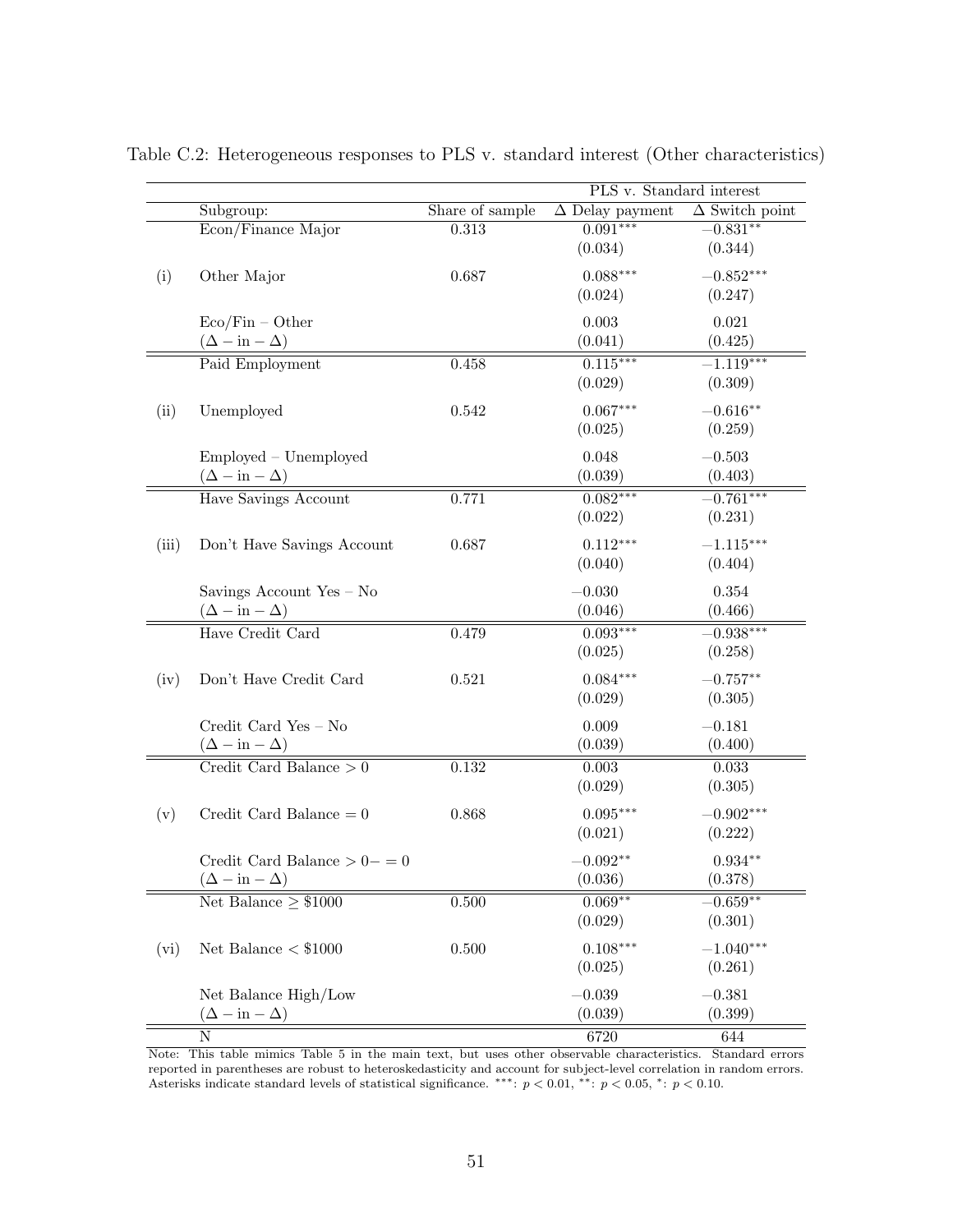Table C.2: Heterogeneous responses to PLS v. standard interest (Other characteristics)

| | | | PLS v. Standard interest | |
|---|---|---|---|---|
| | Subgroup: | Share of sample | $\Delta$ Delay payment | $\Delta$ Switch point |
| (i) | Econ/Finance Major | 0.313 | $0.091^{***}$ | $-0.831^{**}$ |
| | | | (0.034) | (0.344) |
| | Other Major | 0.687 | $0.088^{***}$ | $-0.852^{***}$ |
| | | | (0.024) | (0.247) |
| | Eco/Fin – Other | | 0.003 | 0.021 |
| | $(\Delta - \text{in} - \Delta)$ | | (0.041) | (0.425) |
| (ii) | Paid Employment | 0.458 | $0.115^{***}$ | $-1.119^{***}$ |
| | | | (0.029) | (0.309) |
| | Unemployed | 0.542 | $0.067^{***}$ | $-0.616^{**}$ |
| | | | (0.025) | (0.259) |
| | Employed – Unemployed | | 0.048 | $-0.503$ |
| | $(\Delta - \text{in} - \Delta)$ | | (0.039) | (0.403) |
| (iii) | Have Savings Account | 0.771 | $0.082^{***}$ | $-0.761^{***}$ |
| | | | (0.022) | (0.231) |
| | Don't Have Savings Account | 0.687 | $0.112^{***}$ | $-1.115^{***}$ |
| | | | (0.040) | (0.404) |
| | Savings Account Yes – No | | $-0.030$ | 0.354 |
| | $(\Delta - \text{in} - \Delta)$ | | (0.046) | (0.466) |
| (iv) | Have Credit Card | 0.479 | $0.093^{***}$ | $-0.938^{***}$ |
| | | | (0.025) | (0.258) |
| | Don't Have Credit Card | 0.521 | $0.084^{***}$ | $-0.757^{**}$ |
| | | | (0.029) | (0.305) |
| | Credit Card Yes – No | | 0.009 | $-0.181$ |
| | $(\Delta - \text{in} - \Delta)$ | | (0.039) | (0.400) |
| (v) | Credit Card Balance $> 0$ | 0.132 | 0.003 | 0.033 |
| | | | (0.029) | (0.305) |
| | Credit Card Balance $= 0$ | 0.868 | $0.095^{***}$ | $-0.902^{***}$ |
| | | | (0.021) | (0.222) |
| | Credit Card Balance $> 0 - = 0$ | | $-0.092^{**}$ | $0.934^{**}$ |
| | $(\Delta - \text{in} - \Delta)$ | | (0.036) | (0.378) |
| (vi) | Net Balance $\geq$ \$1000 | 0.500 | $0.069^{**}$ | $-0.659^{**}$ |
| | | | (0.029) | (0.301) |
| | Net Balance $<$ \$1000 | 0.500 | $0.108^{***}$ | $-1.040^{***}$ |
| | | | (0.025) | (0.261) |
| | Net Balance High/Low | | $-0.039$ | $-0.381$ |
| | $(\Delta - \text{in} - \Delta)$ | | (0.039) | (0.399) |
| | N | | 6720 | 644 |

Note: This table mimics Table 5 in the main text, but uses other observable characteristics. Standard errors reported in parentheses are robust to heteroskedasticity and account for subject-level correlation in random errors. Asterisks indicate standard levels of statistical significance. ***: $p < 0.01$, **: $p < 0.05$, *: $p < 0.10$.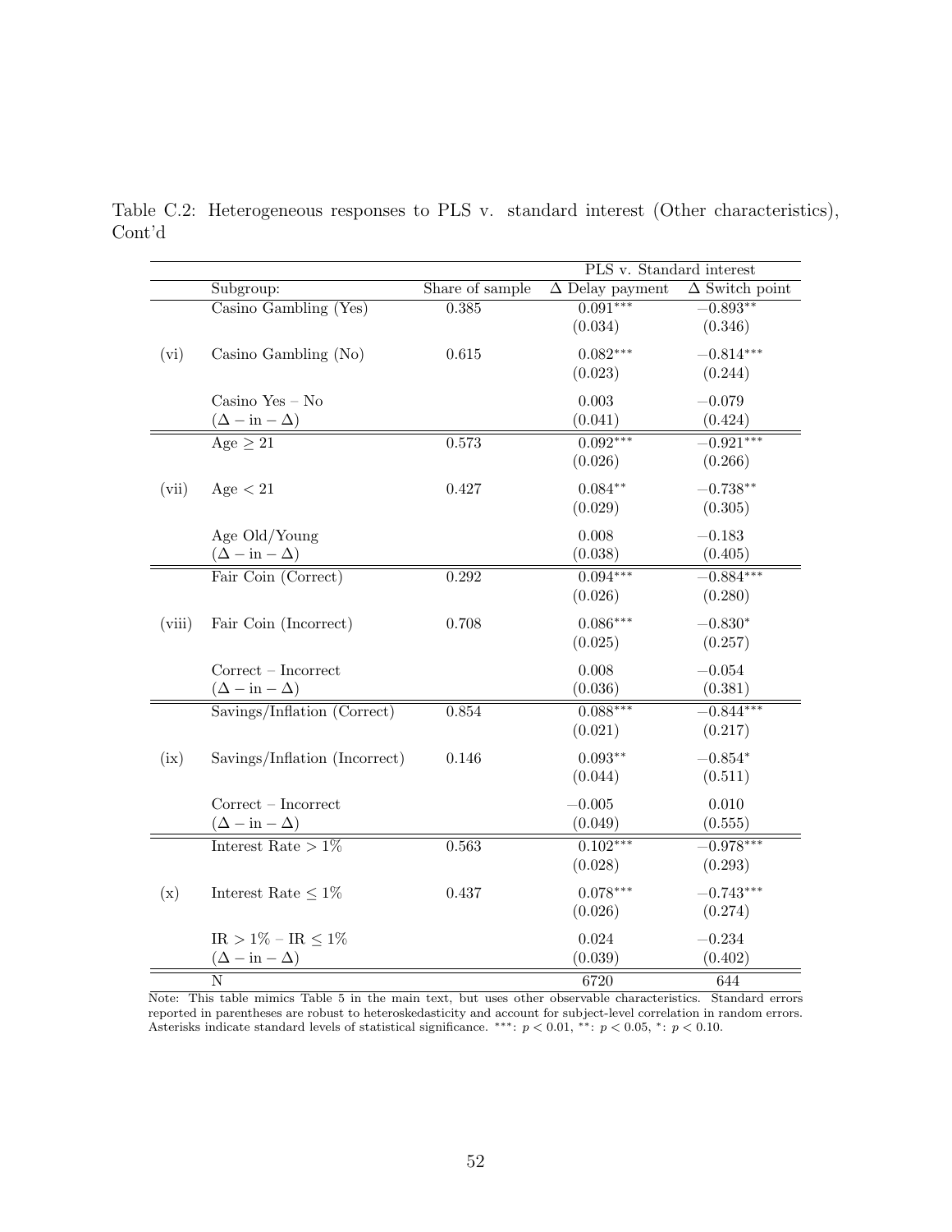Table C.2: Heterogeneous responses to PLS v. standard interest (Other characteristics), Cont'd

| | | | PLS v. Standard interest | |
|---|---|---|---|---|
| | Subgroup: | Share of sample | $\Delta$ Delay payment | $\Delta$ Switch point |
| (vi) | Casino Gambling (Yes) | 0.385 | $0.091^{***}$ | $-0.893^{**}$ |
| | | | (0.034) | (0.346) |
| | Casino Gambling (No) | 0.615 | $0.082^{***}$ | $-0.814^{***}$ |
| | | | (0.023) | (0.244) |
| | Casino Yes – No | | 0.003 | $-0.079$ |
| | $(\Delta - \text{in} - \Delta)$ | | (0.041) | (0.424) |
| (vii) | Age $\geq 21$ | 0.573 | $0.092^{***}$ | $-0.921^{***}$ |
| | | | (0.026) | (0.266) |
| | Age $< 21$ | 0.427 | $0.084^{**}$ | $-0.738^{**}$ |
| | | | (0.029) | (0.305) |
| | Age Old/Young | | 0.008 | $-0.183$ |
| | $(\Delta - \text{in} - \Delta)$ | | (0.038) | (0.405) |
| (viii) | Fair Coin (Correct) | 0.292 | $0.094^{***}$ | $-0.884^{***}$ |
| | | | (0.026) | (0.280) |
| | Fair Coin (Incorrect) | 0.708 | $0.086^{***}$ | $-0.830^{*}$ |
| | | | (0.025) | (0.257) |
| | Correct – Incorrect | | 0.008 | $-0.054$ |
| | $(\Delta - \text{in} - \Delta)$ | | (0.036) | (0.381) |
| (ix) | Savings/Inflation (Correct) | 0.854 | $0.088^{***}$ | $-0.844^{***}$ |
| | | | (0.021) | (0.217) |
| | Savings/Inflation (Incorrect) | 0.146 | $0.093^{**}$ | $-0.854^{*}$ |
| | | | (0.044) | (0.511) |
| | Correct – Incorrect | | $-0.005$ | 0.010 |
| | $(\Delta - \text{in} - \Delta)$ | | (0.049) | (0.555) |
| (x) | Interest Rate $> 1\%$ | 0.563 | $0.102^{***}$ | $-0.978^{***}$ |
| | | | (0.028) | (0.293) |
| | Interest Rate $\leq 1\%$ | 0.437 | $0.078^{***}$ | $-0.743^{***}$ |
| | | | (0.026) | (0.274) |
| | IR $> 1\%$ – IR $\leq 1\%$ | | 0.024 | $-0.234$ |
| | $(\Delta - \text{in} - \Delta)$ | | (0.039) | (0.402) |
| | N | | 6720 | 644 |

Note: This table mimics Table 5 in the main text, but uses other observable characteristics. Standard errors reported in parentheses are robust to heteroskedasticity and account for subject-level correlation in random errors. Asterisks indicate standard levels of statistical significance. ***: $p < 0.01$, **: $p < 0.05$, *: $p < 0.10$.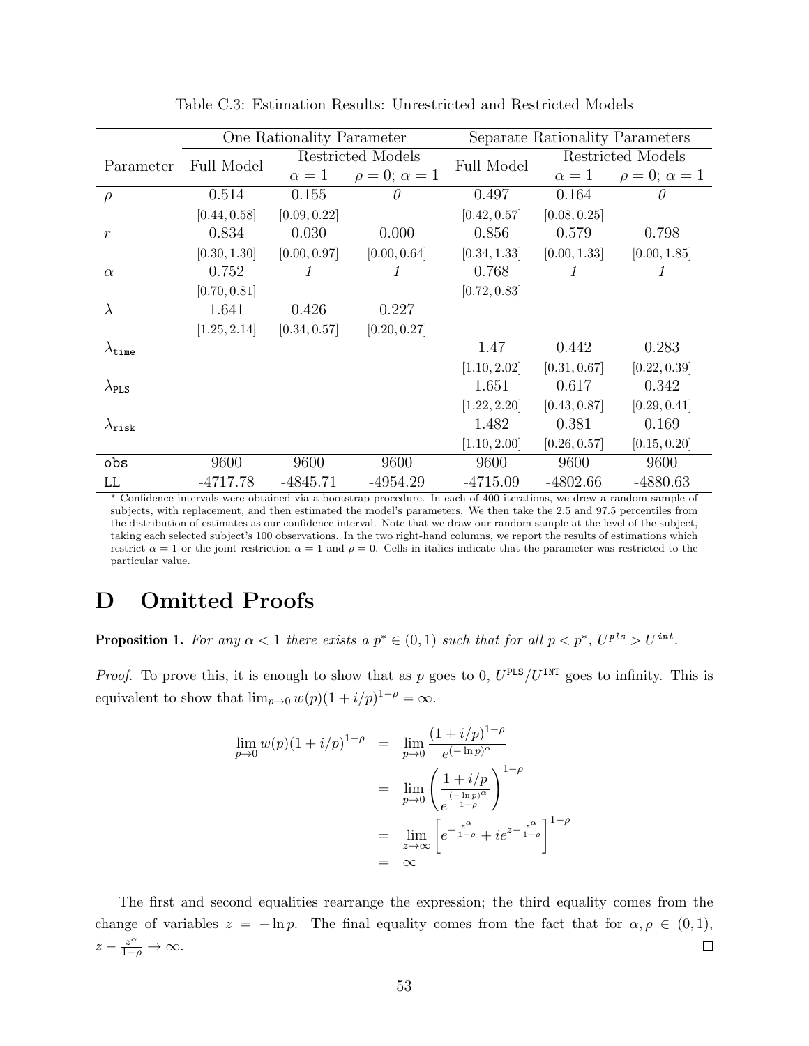Table C.3: Estimation Results: Unrestricted and Restricted Models

| Parameter | One Rationality Parameter | | | Separate Rationality Parameters | | |
|---|---|---|---|---|---|---|
| | Full Model | Restricted Models | | Full Model | Restricted Models | |
| | | $\alpha = 1$ | $\rho = 0$; $\alpha = 1$ | | $\alpha = 1$ | $\rho = 0$; $\alpha = 1$ |
| $\rho$ | 0.514 | 0.155 | *0* | 0.497 | 0.164 | *0* |
| | [0.44, 0.58] | [0.09, 0.22] | | [0.42, 0.57] | [0.08, 0.25] | |
| $r$ | 0.834 | 0.030 | 0.000 | 0.856 | 0.579 | 0.798 |
| | [0.30, 1.30] | [0.00, 0.97] | [0.00, 0.64] | [0.34, 1.33] | [0.00, 1.33] | [0.00, 1.85] |
| $\alpha$ | 0.752 | *1* | *1* | 0.768 | *1* | *1* |
| | [0.70, 0.81] | | | [0.72, 0.83] | | |
| $\lambda$ | 1.641 | 0.426 | 0.227 | | | |
| | [1.25, 2.14] | [0.34, 0.57] | [0.20, 0.27] | | | |
| $\lambda_{\texttt{time}}$ | | | | 1.47 | 0.442 | 0.283 |
| | | | | [1.10, 2.02] | [0.31, 0.67] | [0.22, 0.39] |
| $\lambda_{\texttt{PLS}}$ | | | | 1.651 | 0.617 | 0.342 |
| | | | | [1.22, 2.20] | [0.43, 0.87] | [0.29, 0.41] |
| $\lambda_{\texttt{risk}}$ | | | | 1.482 | 0.381 | 0.169 |
| | | | | [1.10, 2.00] | [0.26, 0.57] | [0.15, 0.20] |
| obs | 9600 | 9600 | 9600 | 9600 | 9600 | 9600 |
| LL | -4717.78 | -4845.71 | -4954.29 | -4715.09 | -4802.66 | -4880.63 |

* Confidence intervals were obtained via a bootstrap procedure. In each of 400 iterations, we drew a random sample of subjects, with replacement, and then estimated the model's parameters. We then take the 2.5 and 97.5 percentiles from the distribution of estimates as our confidence interval. Note that we draw our random sample at the level of the subject, taking each selected subject's 100 observations. In the two right-hand columns, we report the results of estimations which restrict $\alpha = 1$ or the joint restriction $\alpha = 1$ and $\rho = 0$. Cells in italics indicate that the parameter was restricted to the particular value.

# D Omitted Proofs

**Proposition 1.** *For any $\alpha < 1$ there exists a $p^* \in (0, 1)$ such that for all $p < p^*$, $U^{pls} > U^{int}$.*

*Proof.* To prove this, it is enough to show that as $p$ goes to 0, $U^{\texttt{PLS}}/U^{\texttt{INT}}$ goes to infinity. This is equivalent to show that $\lim_{p\to 0} w(p)(1 + i/p)^{1-\rho} = \infty$.

$$
\begin{aligned}
\lim_{p\to 0} w(p)(1+i/p)^{1-\rho} &= \lim_{p\to 0} \frac{(1+i/p)^{1-\rho}}{e^{(-\ln p)^{\alpha}}} \\
&= \lim_{p\to 0} \left( \frac{1+i/p}{e^{\frac{(-\ln p)^{\alpha}}{1-\rho}}} \right)^{1-\rho} \\
&= \lim_{z\to\infty} \left[ e^{-\frac{z^{\alpha}}{1-\rho}} + i e^{z - \frac{z^{\alpha}}{1-\rho}} \right]^{1-\rho} \\
&= \infty
\end{aligned}
$$

The first and second equalities rearrange the expression; the third equality comes from the change of variables $z = -\ln p$. The final equality comes from the fact that for $\alpha, \rho \in (0, 1)$, $z - \frac{z^{\alpha}}{1-\rho} \to \infty$. □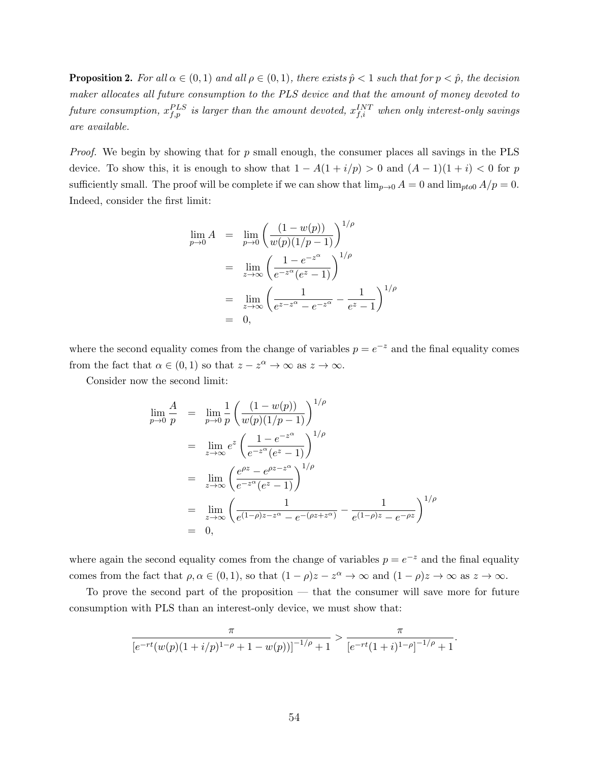**Proposition 2.** *For all $\alpha \in (0,1)$ and all $\rho \in (0,1)$, there exists $\hat{p} < 1$ such that for $p < \hat{p}$, the decision maker allocates all future consumption to the PLS device and that the amount of money devoted to future consumption, $x^{PLS}_{f,p}$ is larger than the amount devoted, $x^{INT}_{f,i}$ when only interest-only savings are available.*

*Proof.* We begin by showing that for $p$ small enough, the consumer places all savings in the PLS device. To show this, it is enough to show that $1 - A(1 + i/p) > 0$ and $(A - 1)(1 + i) < 0$ for $p$ sufficiently small. The proof will be complete if we can show that $\lim_{p \to 0} A = 0$ and $\lim_{pto0} A/p = 0$. Indeed, consider the first limit:

$$
\begin{aligned}
\lim_{p \to 0} A &= \lim_{p \to 0} \left( \frac{(1 - w(p))}{w(p)(1/p - 1)} \right)^{1/\rho} \\
&= \lim_{z \to \infty} \left( \frac{1 - e^{-z^\alpha}}{e^{-z^\alpha}(e^z - 1)} \right)^{1/\rho} \\
&= \lim_{z \to \infty} \left( \frac{1}{e^{z - z^\alpha} - e^{-z^\alpha}} - \frac{1}{e^z - 1} \right)^{1/\rho} \\
&= 0,
\end{aligned}
$$

where the second equality comes from the change of variables $p = e^{-z}$ and the final equality comes from the fact that $\alpha \in (0,1)$ so that $z - z^\alpha \to \infty$ as $z \to \infty$.

Consider now the second limit:

$$
\begin{aligned}
\lim_{p \to 0} \frac{A}{p} &= \lim_{p \to 0} \frac{1}{p} \left( \frac{(1 - w(p))}{w(p)(1/p - 1)} \right)^{1/\rho} \\
&= \lim_{z \to \infty} e^z \left( \frac{1 - e^{-z^\alpha}}{e^{-z^\alpha}(e^z - 1)} \right)^{1/\rho} \\
&= \lim_{z \to \infty} \left( \frac{e^{\rho z} - e^{\rho z - z^\alpha}}{e^{-z^\alpha}(e^z - 1)} \right)^{1/\rho} \\
&= \lim_{z \to \infty} \left( \frac{1}{e^{(1-\rho)z - z^\alpha} - e^{-(\rho z + z^\alpha)}} - \frac{1}{e^{(1-\rho)z} - e^{-\rho z}} \right)^{1/\rho} \\
&= 0,
\end{aligned}
$$

where again the second equality comes from the change of variables $p = e^{-z}$ and the final equality comes from the fact that $\rho, \alpha \in (0,1)$, so that $(1 - \rho)z - z^\alpha \to \infty$ and $(1 - \rho)z \to \infty$ as $z \to \infty$.

To prove the second part of the proposition — that the consumer will save more for future consumption with PLS than an interest-only device, we must show that:

$$
\frac{\pi}{\left[e^{-rt}(w(p)(1 + i/p)^{1-\rho} + 1 - w(p))\right]^{-1/\rho} + 1} > \frac{\pi}{\left[e^{-rt}(1 + i)^{1-\rho}\right]^{-1/\rho} + 1}.
$$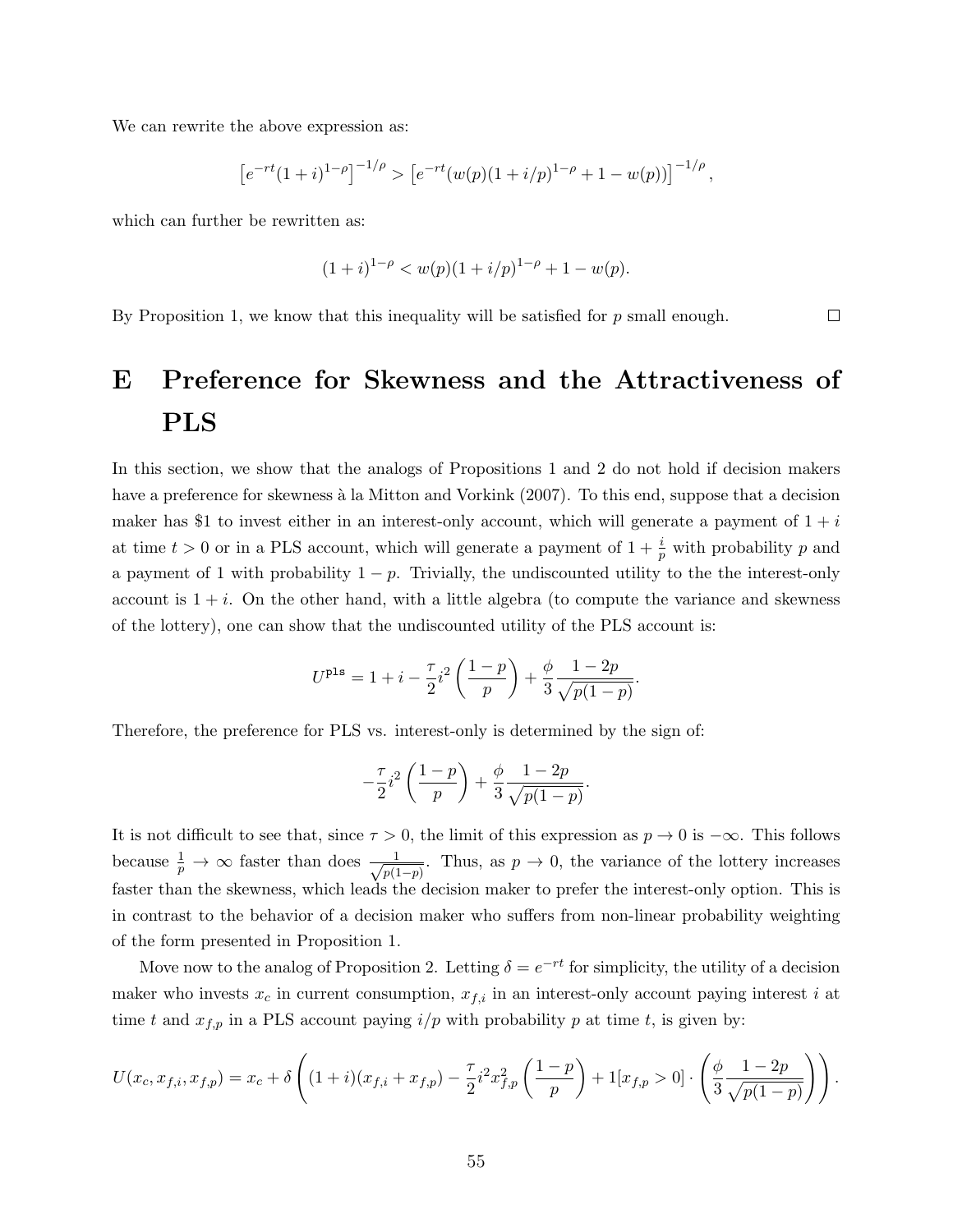We can rewrite the above expression as:

$$\left[e^{-rt}(1+i)^{1-\rho}\right]^{-1/\rho} > \left[e^{-rt}(w(p)(1+i/p)^{1-\rho} + 1 - w(p))\right]^{-1/\rho},$$

which can further be rewritten as:

$$(1+i)^{1-\rho} < w(p)(1+i/p)^{1-\rho} + 1 - w(p).$$

By Proposition 1, we know that this inequality will be satisfied for $p$ small enough. □

# E Preference for Skewness and the Attractiveness of PLS

In this section, we show that the analogs of Propositions 1 and 2 do not hold if decision makers have a preference for skewness à la Mitton and Vorkink (2007). To this end, suppose that a decision maker has \$1 to invest either in an interest-only account, which will generate a payment of $1+i$ at time $t > 0$ or in a PLS account, which will generate a payment of $1 + \frac{i}{p}$ with probability $p$ and a payment of 1 with probability $1-p$. Trivially, the undiscounted utility to the the interest-only account is $1+i$. On the other hand, with a little algebra (to compute the variance and skewness of the lottery), one can show that the undiscounted utility of the PLS account is:

$$U^{\texttt{pls}} = 1 + i - \frac{\tau}{2} i^2 \left(\frac{1-p}{p}\right) + \frac{\phi}{3} \frac{1-2p}{\sqrt{p(1-p)}}.$$

Therefore, the preference for PLS vs. interest-only is determined by the sign of:

$$-\frac{\tau}{2} i^2 \left(\frac{1-p}{p}\right) + \frac{\phi}{3} \frac{1-2p}{\sqrt{p(1-p)}}.$$

It is not difficult to see that, since $\tau > 0$, the limit of this expression as $p \to 0$ is $-\infty$. This follows because $\frac{1}{p} \to \infty$ faster than does $\frac{1}{\sqrt{p(1-p)}}$. Thus, as $p \to 0$, the variance of the lottery increases faster than the skewness, which leads the decision maker to prefer the interest-only option. This is in contrast to the behavior of a decision maker who suffers from non-linear probability weighting of the form presented in Proposition 1.

Move now to the analog of Proposition 2. Letting $\delta = e^{-rt}$ for simplicity, the utility of a decision maker who invests $x_c$ in current consumption, $x_{f,i}$ in an interest-only account paying interest $i$ at time $t$ and $x_{f,p}$ in a PLS account paying $i/p$ with probability $p$ at time $t$, is given by:

$$U(x_c, x_{f,i}, x_{f,p}) = x_c + \delta \left( (1+i)(x_{f,i} + x_{f,p}) - \frac{\tau}{2} i^2 x_{f,p}^2 \left(\frac{1-p}{p}\right) + 1[x_{f,p} > 0] \cdot \left( \frac{\phi}{3} \frac{1-2p}{\sqrt{p(1-p)}} \right) \right).$$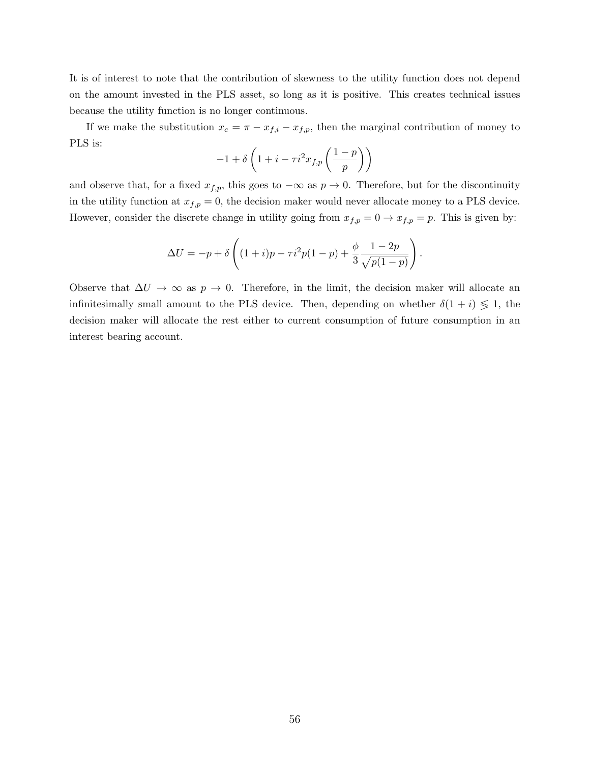It is of interest to note that the contribution of skewness to the utility function does not depend on the amount invested in the PLS asset, so long as it is positive. This creates technical issues because the utility function is no longer continuous.

If we make the substitution $x_c = \pi - x_{f,i} - x_{f,p}$, then the marginal contribution of money to PLS is:

$$-1 + \delta\left(1 + i - \tau i^2 x_{f,p}\left(\frac{1-p}{p}\right)\right)$$

and observe that, for a fixed $x_{f,p}$, this goes to $-\infty$ as $p \to 0$. Therefore, but for the discontinuity in the utility function at $x_{f,p} = 0$, the decision maker would never allocate money to a PLS device. However, consider the discrete change in utility going from $x_{f,p} = 0 \to x_{f,p} = p$. This is given by:

$$\Delta U = -p + \delta\left((1+i)p - \tau i^2 p(1-p) + \frac{\phi}{3}\frac{1-2p}{\sqrt{p(1-p)}}\right).$$

Observe that $\Delta U \to \infty$ as $p \to 0$. Therefore, in the limit, the decision maker will allocate an infinitesimally small amount to the PLS device. Then, depending on whether $\delta(1+i) \lesseqgtr 1$, the decision maker will allocate the rest either to current consumption of future consumption in an interest bearing account.